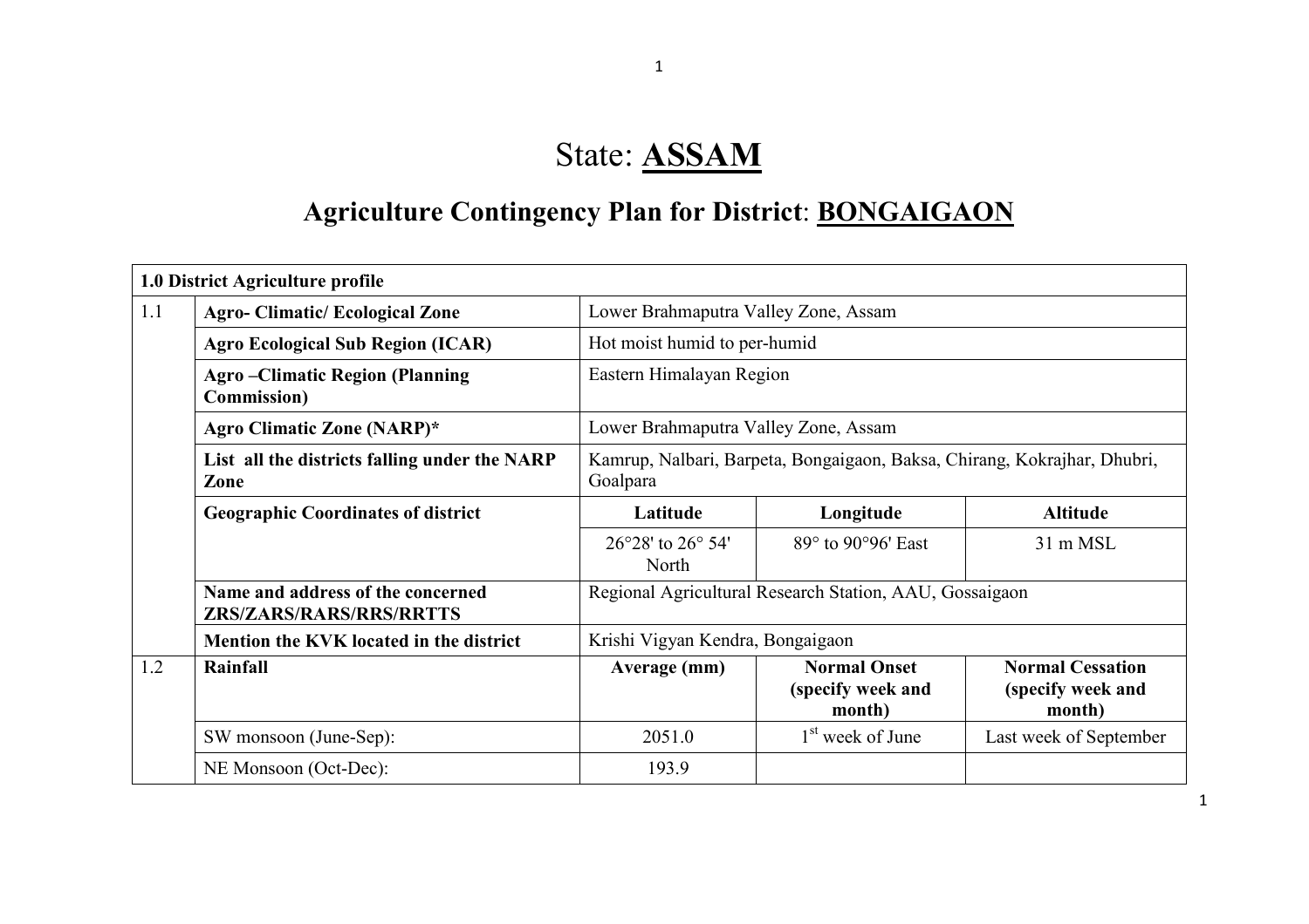# State: **ASSAM**

## Agriculture Contingency Plan for District: **BONGAIGAON**

| **1.0 District Agriculture profile** | | | | |
|---|---|---|---|---|
| 1.1 | **Agro- Climatic/ Ecological Zone** | Lower Brahmaputra Valley Zone, Assam | | |
| | **Agro Ecological Sub Region (ICAR)** | Hot moist humid to per-humid | | |
| | **Agro –Climatic Region (Planning Commission)** | Eastern Himalayan Region | | |
| | **Agro Climatic Zone (NARP)*** | Lower Brahmaputra Valley Zone, Assam | | |
| | **List all the districts falling under the NARP Zone** | Kamrup, Nalbari, Barpeta, Bongaigaon, Baksa, Chirang, Kokrajhar, Dhubri, Goalpara | | |
| | **Geographic Coordinates of district** | **Latitude** | **Longitude** | **Altitude** |
| | | 26°28' to 26° 54' North | 89° to 90°96' East | 31 m MSL |
| | **Name and address of the concerned ZRS/ZARS/RARS/RRS/RRTTS** | Regional Agricultural Research Station, AAU, Gossaigaon | | |
| | **Mention the KVK located in the district** | Krishi Vigyan Kendra, Bongaigaon | | |
| 1.2 | **Rainfall** | **Average (mm)** | **Normal Onset (specify week and month)** | **Normal Cessation (specify week and month)** |
| | SW monsoon (June-Sep): | 2051.0 | 1st week of June | Last week of September |
| | NE Monsoon (Oct-Dec): | 193.9 | | |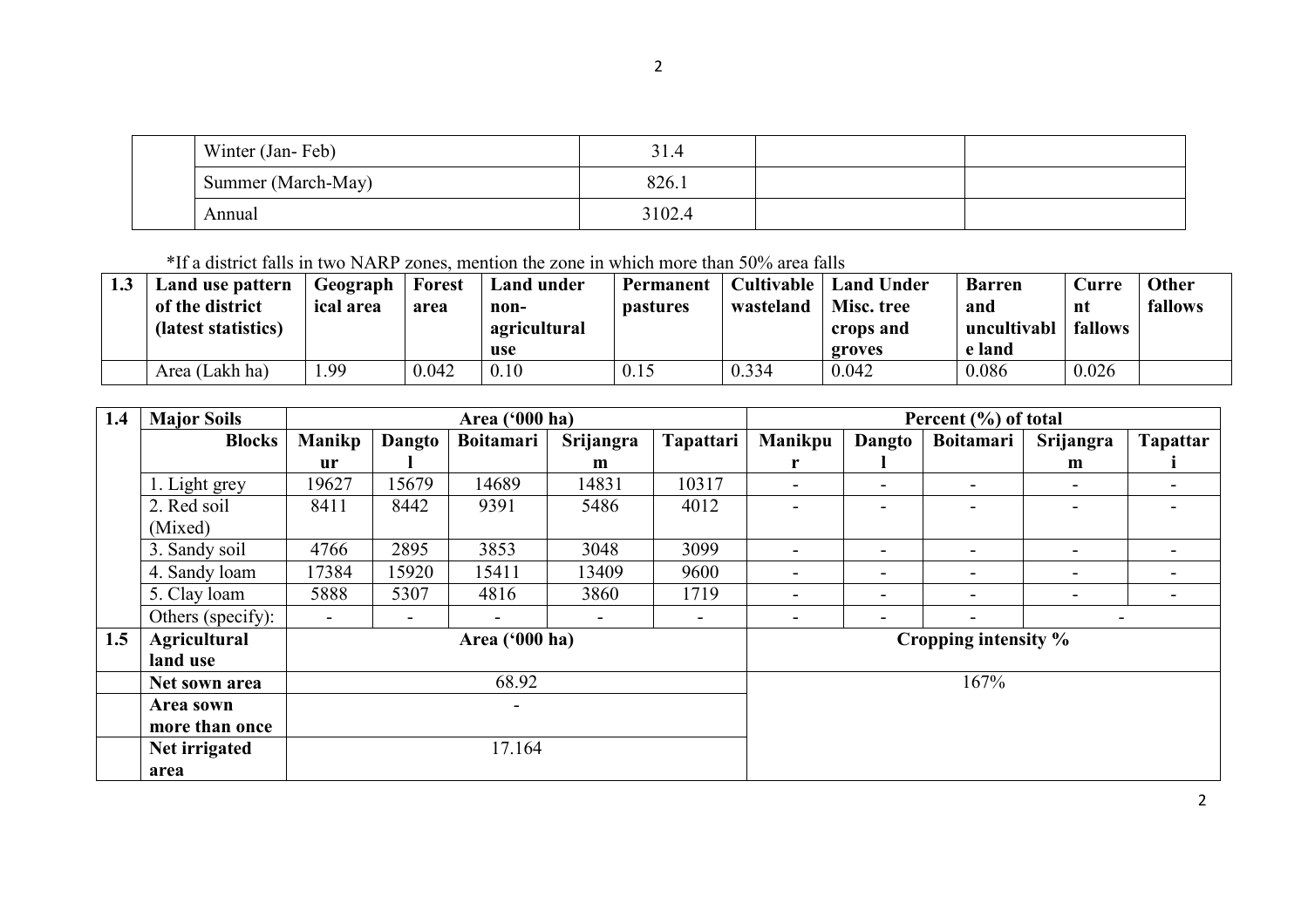| | | | | |
|---|---|---|---|---|
| | Winter (Jan- Feb) | 31.4 | | |
| | Summer (March-May) | 826.1 | | |
| | Annual | 3102.4 | | |

*If a district falls in two NARP zones, mention the zone in which more than 50% area falls

| 1.3 | Land use pattern of the district (latest statistics) | Geographical area | Forest area | Land under non-agricultural use | Permanent pastures | Cultivable wasteland | Land Under Misc. tree crops and groves | Barren and uncultivable land | Current fallows | Other fallows |
|---|---|---|---|---|---|---|---|---|---|---|
| | Area (Lakh ha) | 1.99 | 0.042 | 0.10 | 0.15 | 0.334 | 0.042 | 0.086 | 0.026 | |

| 1.4 | Major Soils | Area ('000 ha) | | | | | Percent (%) of total | | | | |
|---|---|---|---|---|---|---|---|---|---|---|---|
| | **Blocks** | **Manikpur** | **Dangtol** | **Boitamari** | **Srijangram** | **Tapattari** | **Manikpur** | **Dangtol** | **Boitamari** | **Srijangram** | **Tapattari** |
| | 1. Light grey | 19627 | 15679 | 14689 | 14831 | 10317 | - | - | - | - | - |
| | 2. Red soil (Mixed) | 8411 | 8442 | 9391 | 5486 | 4012 | - | - | - | - | - |
| | 3. Sandy soil | 4766 | 2895 | 3853 | 3048 | 3099 | - | - | - | - | - |
| | 4. Sandy loam | 17384 | 15920 | 15411 | 13409 | 9600 | - | - | - | - | - |
| | 5. Clay loam | 5888 | 5307 | 4816 | 3860 | 1719 | - | - | - | - | - |
| | Others (specify): | - | - | - | - | - | - | - | - | - | |
| **1.5** | **Agricultural land use** | **Area ('000 ha)** | | | | | **Cropping intensity %** | | | | |
| | **Net sown area** | 68.92 | | | | | 167% | | | | |
| | **Area sown more than once** | - | | | | | | | | | |
| | **Net irrigated area** | 17.164 | | | | | | | | | |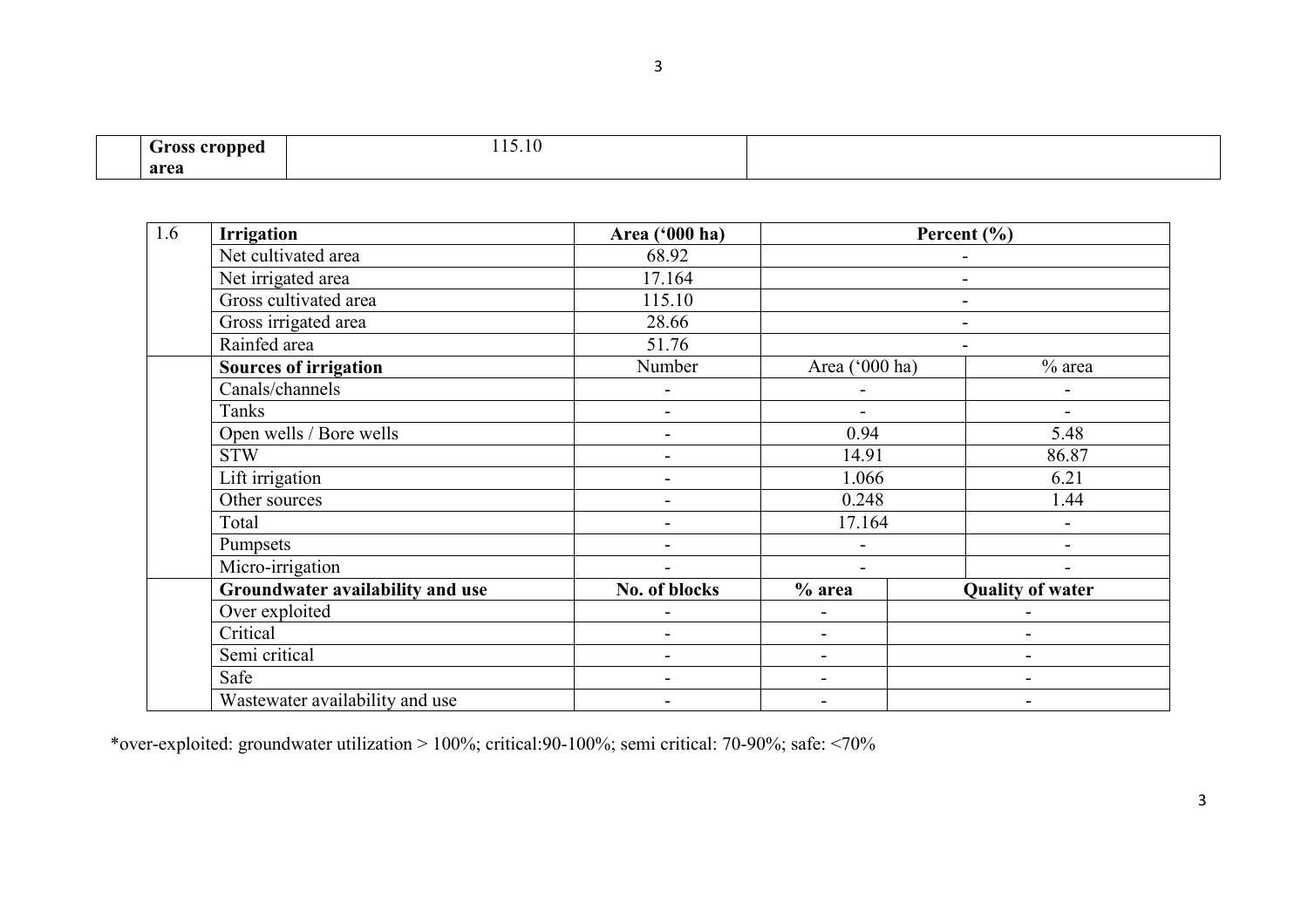| | Gross cropped area | 115.10 | |
|---|---|---|---|

| 1.6 | Irrigation | Area ('000 ha) | Percent (%) | |
|---|---|---|---|---|
| | Net cultivated area | 68.92 | - | |
| | Net irrigated area | 17.164 | - | |
| | Gross cultivated area | 115.10 | - | |
| | Gross irrigated area | 28.66 | - | |
| | Rainfed area | 51.76 | - | |
| | **Sources of irrigation** | Number | Area ('000 ha) | % area |
| | Canals/channels | - | - | - |
| | Tanks | - | - | - |
| | Open wells / Bore wells | - | 0.94 | 5.48 |
| | STW | - | 14.91 | 86.87 |
| | Lift irrigation | - | 1.066 | 6.21 |
| | Other sources | - | 0.248 | 1.44 |
| | Total | - | 17.164 | - |
| | Pumpsets | - | - | - |
| | Micro-irrigation | - | - | - |
| | **Groundwater availability and use** | **No. of blocks** | **% area** | **Quality of water** |
| | Over exploited | - | - | - |
| | Critical | - | - | - |
| | Semi critical | - | - | - |
| | Safe | - | - | - |
| | Wastewater availability and use | - | - | - |

*over-exploited: groundwater utilization > 100%; critical:90-100%; semi critical: 70-90%; safe: <70%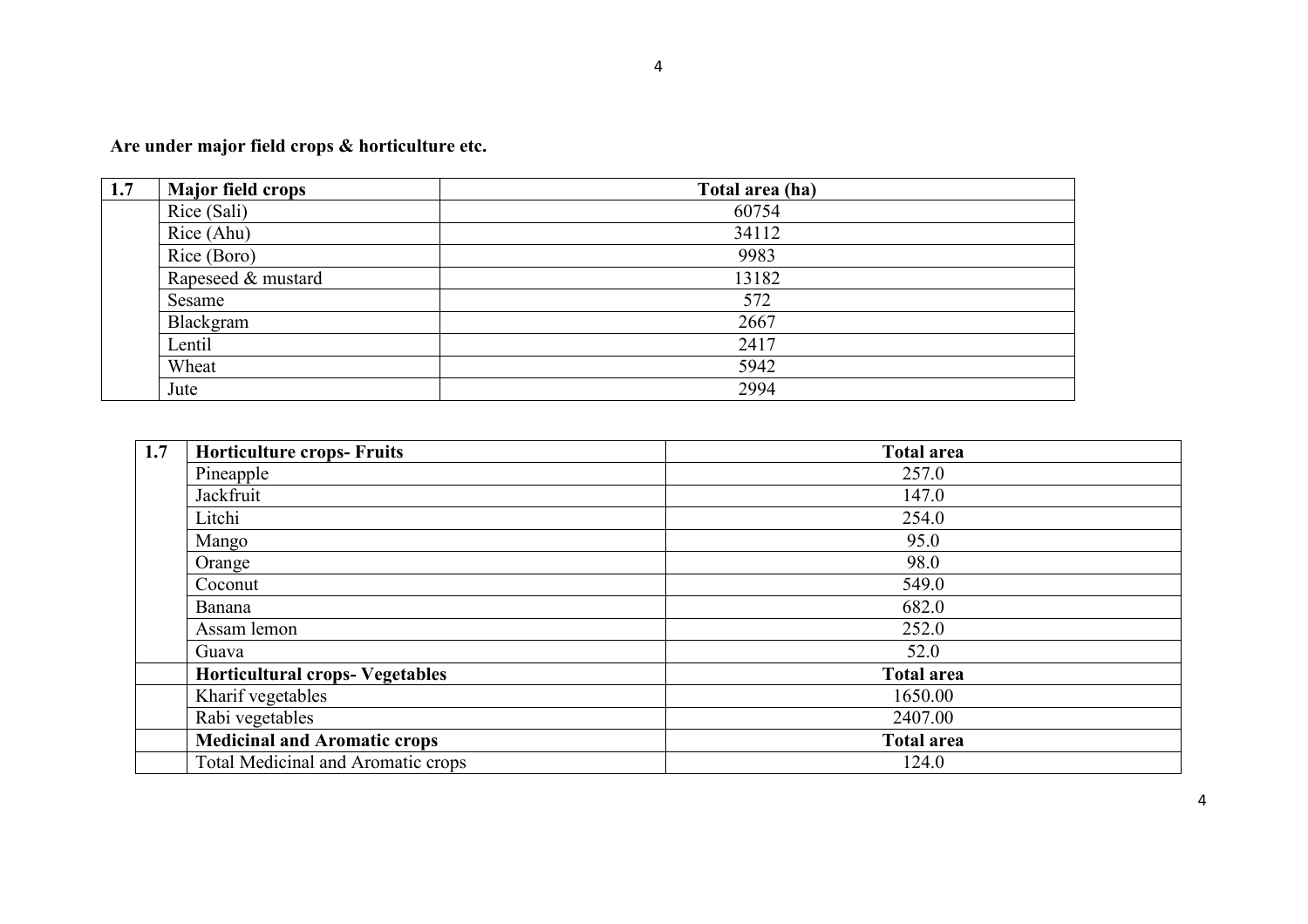**Are under major field crops & horticulture etc.**

| 1.7 | Major field crops | Total area (ha) |
|---|---|---|
| | Rice (Sali) | 60754 |
| | Rice (Ahu) | 34112 |
| | Rice (Boro) | 9983 |
| | Rapeseed & mustard | 13182 |
| | Sesame | 572 |
| | Blackgram | 2667 |
| | Lentil | 2417 |
| | Wheat | 5942 |
| | Jute | 2994 |

| 1.7 | Horticulture crops- Fruits | Total area |
|---|---|---|
| | Pineapple | 257.0 |
| | Jackfruit | 147.0 |
| | Litchi | 254.0 |
| | Mango | 95.0 |
| | Orange | 98.0 |
| | Coconut | 549.0 |
| | Banana | 682.0 |
| | Assam lemon | 252.0 |
| | Guava | 52.0 |
| | **Horticultural crops- Vegetables** | **Total area** |
| | Kharif vegetables | 1650.00 |
| | Rabi vegetables | 2407.00 |
| | **Medicinal and Aromatic crops** | **Total area** |
| | Total Medicinal and Aromatic crops | 124.0 |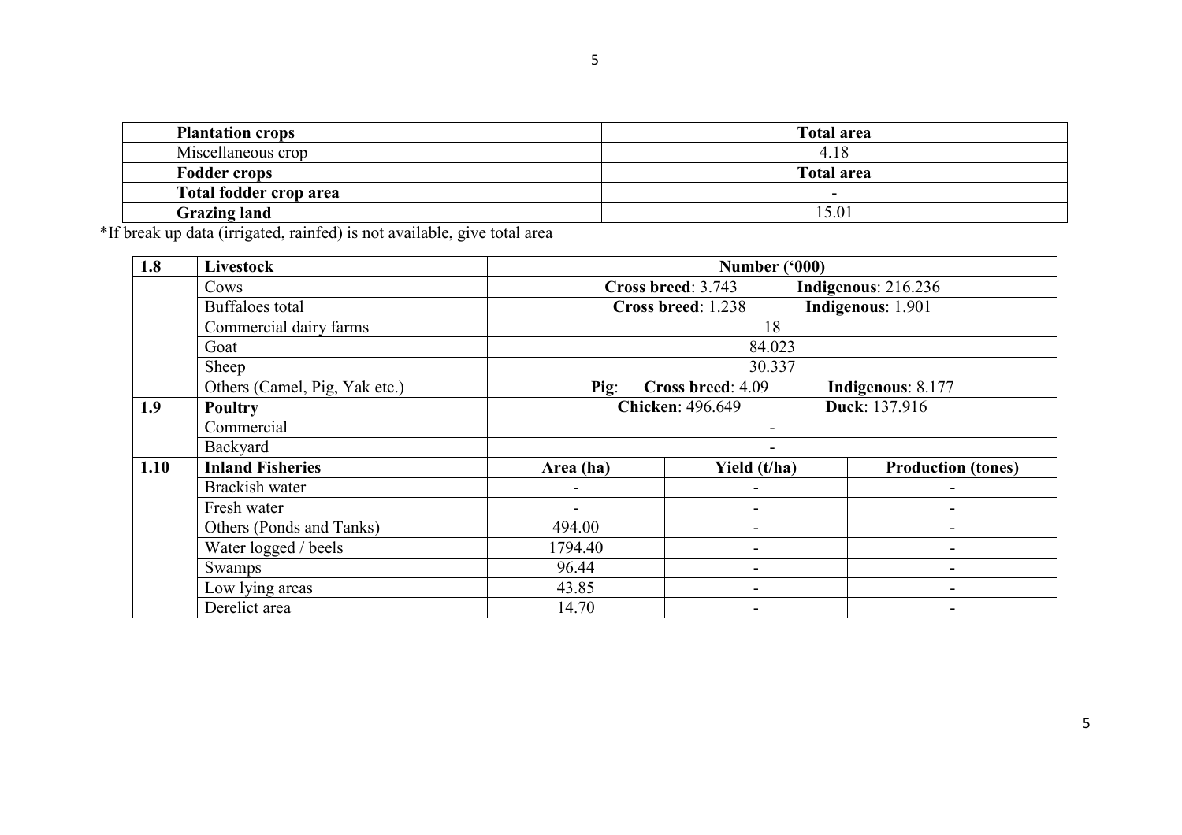| | Plantation crops | Total area |
|---|---|---|
| | Miscellaneous crop | 4.18 |
| | **Fodder crops** | **Total area** |
| | **Total fodder crop area** | - |
| | **Grazing land** | 15.01 |

*If break up data (irrigated, rainfed) is not available, give total area

| 1.8 | Livestock | Number ('000) | | |
|---|---|---|---|---|
| | Cows | **Cross breed**: 3.743 **Indigenous**: 216.236 | | |
| | Buffaloes total | **Cross breed**: 1.238 **Indigenous**: 1.901 | | |
| | Commercial dairy farms | 18 | | |
| | Goat | 84.023 | | |
| | Sheep | 30.337 | | |
| | Others (Camel, Pig, Yak etc.) | **Pig**: **Cross breed**: 4.09 **Indigenous**: 8.177 | | |
| **1.9** | **Poultry** | **Chicken**: 496.649 **Duck**: 137.916 | | |
| | Commercial | - | | |
| | Backyard | - | | |
| **1.10** | **Inland Fisheries** | **Area (ha)** | **Yield (t/ha)** | **Production (tones)** |
| | Brackish water | - | - | - |
| | Fresh water | - | - | - |
| | Others (Ponds and Tanks) | 494.00 | - | - |
| | Water logged / beels | 1794.40 | - | - |
| | Swamps | 96.44 | - | - |
| | Low lying areas | 43.85 | - | - |
| | Derelict area | 14.70 | - | - |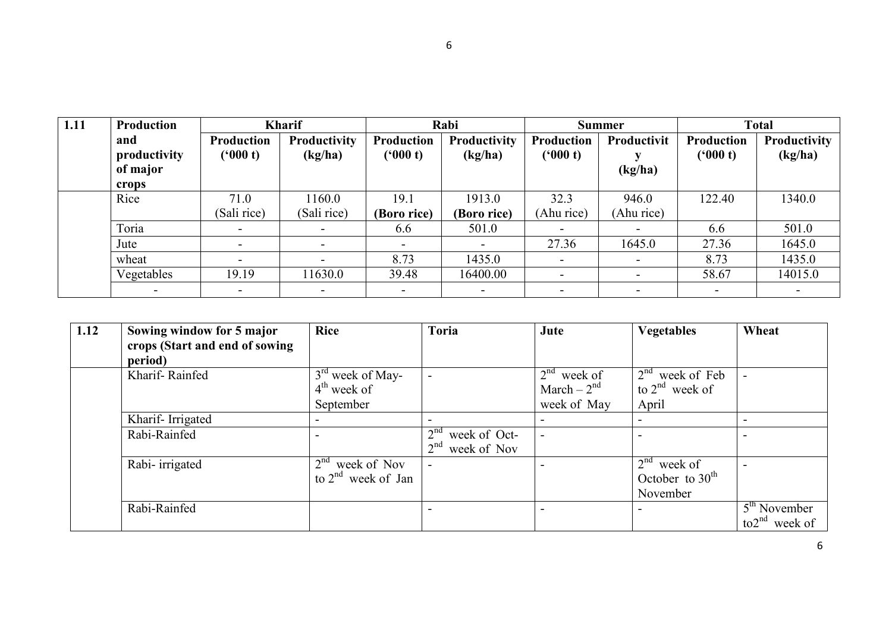| 1.11 | Production and productivity of major crops | Kharif | | Rabi | | Summer | | Total | |
|---|---|---|---|---|---|---|---|---|---|
| | | Production ('000 t) | Productivity (kg/ha) | Production ('000 t) | Productivity (kg/ha) | Production ('000 t) | Productivity (kg/ha) | Production ('000 t) | Productivity (kg/ha) |
| | Rice | 71.0 (Sali rice) | 1160.0 (Sali rice) | 19.1 **(Boro rice)** | 1913.0 **(Boro rice)** | 32.3 (Ahu rice) | 946.0 (Ahu rice) | 122.40 | 1340.0 |
| | Toria | - | - | 6.6 | 501.0 | - | - | 6.6 | 501.0 |
| | Jute | - | - | - | - | 27.36 | 1645.0 | 27.36 | 1645.0 |
| | wheat | - | - | 8.73 | 1435.0 | - | - | 8.73 | 1435.0 |
| | Vegetables | 19.19 | 11630.0 | 39.48 | 16400.00 | - | - | 58.67 | 14015.0 |
| | - | - | - | - | - | - | - | - | - |

| 1.12 | Sowing window for 5 major crops (Start and end of sowing period) | Rice | Toria | Jute | Vegetables | Wheat |
|---|---|---|---|---|---|---|
| | Kharif- Rainfed | 3rd week of May- 4th week of September | - | 2nd week of March – 2nd week of May | 2nd week of Feb to 2nd week of April | - |
| | Kharif- Irrigated | - | - | - | - | - |
| | Rabi-Rainfed | - | 2nd week of Oct- 2nd week of Nov | - | - | - |
| | Rabi- irrigated | 2nd week of Nov to 2nd week of Jan | - | - | 2nd week of October to 30th November | - |
| | Rabi-Rainfed | | - | - | - | 5th November to2nd week of |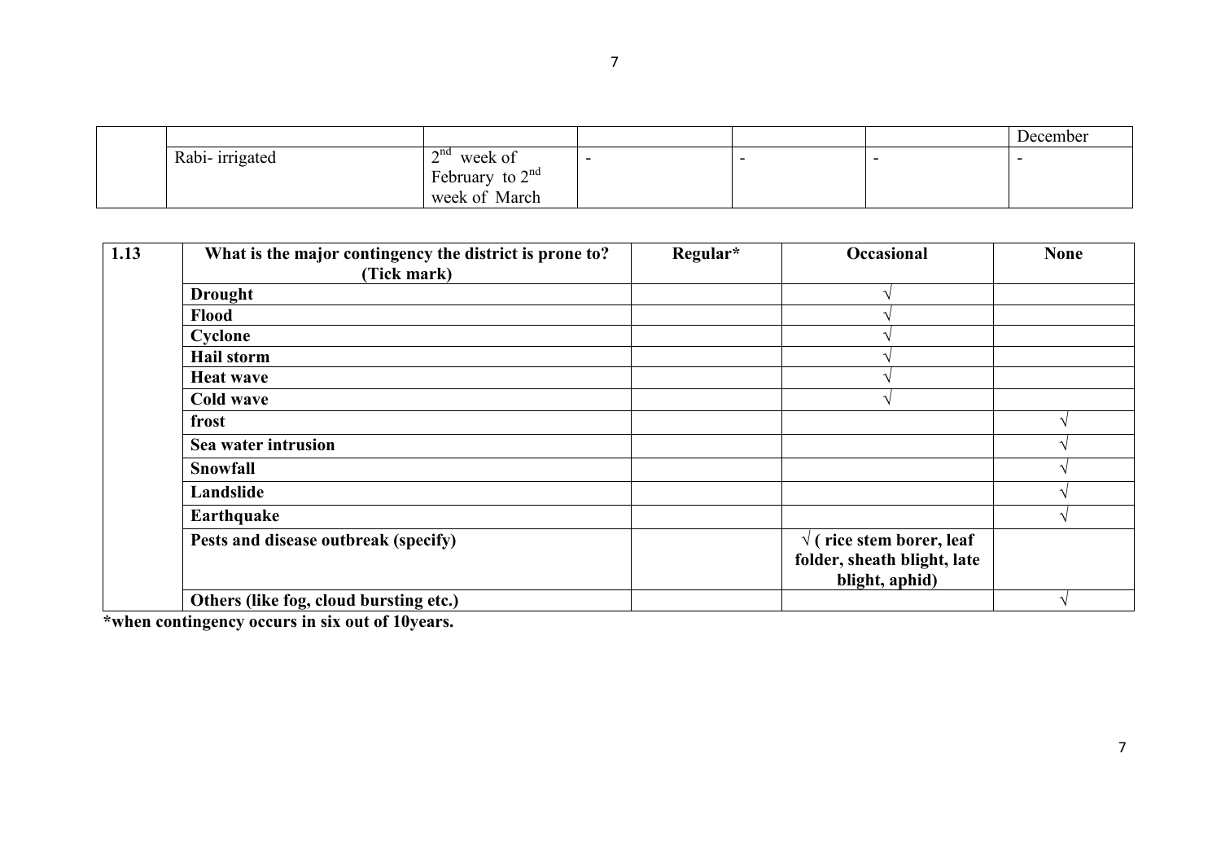| | | | | | | |
|---|---|---|---|---|---|---|
| | | | | | | December |
| | Rabi- irrigated | 2nd week of February to 2nd week of March | - | - | - | - |

| 1.13 | What is the major contingency the district is prone to? (Tick mark) | Regular* | Occasional | None |
|---|---|---|---|---|
| | **Drought** | | √ | |
| | **Flood** | | √ | |
| | **Cyclone** | | √ | |
| | **Hail storm** | | √ | |
| | **Heat wave** | | √ | |
| | **Cold wave** | | √ | |
| | **frost** | | | √ |
| | **Sea water intrusion** | | | √ |
| | **Snowfall** | | | √ |
| | **Landslide** | | | √ |
| | **Earthquake** | | | √ |
| | **Pests and disease outbreak (specify)** | | **√ ( rice stem borer, leaf folder, sheath blight, late blight, aphid)** | |
| | **Others (like fog, cloud bursting etc.)** | | | √ |

**\*when contingency occurs in six out of 10years.**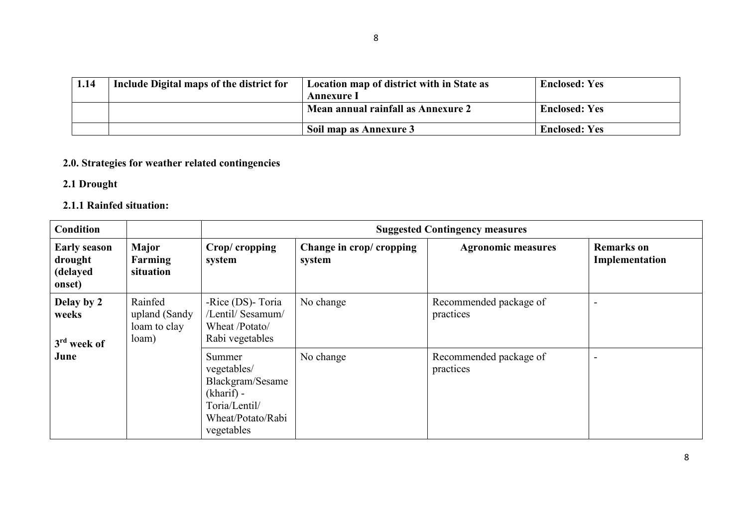| 1.14 | Include Digital maps of the district for | Location map of district with in State as Annexure I | Enclosed: Yes |
| --- | --- | --- | --- |
| | | Mean annual rainfall as Annexure 2 | Enclosed: Yes |
| | | Soil map as Annexure 3 | Enclosed: Yes |

## 2.0. Strategies for weather related contingencies

### 2.1 Drought

### 2.1.1 Rainfed situation:

| Condition | | Suggested Contingency measures | | | |
| --- | --- | --- | --- | --- | --- |
| **Early season drought (delayed onset)** | **Major Farming situation** | **Crop/ cropping system** | **Change in crop/ cropping system** | **Agronomic measures** | **Remarks on Implementation** |
| **Delay by 2 weeks**<br>**3rd week of June** | Rainfed upland (Sandy loam to clay loam) | -Rice (DS)- Toria /Lentil/ Sesamum/ Wheat /Potato/ Rabi vegetables | No change | Recommended package of practices | - |
| | | Summer vegetables/ Blackgram/Sesame (kharif) - Toria/Lentil/ Wheat/Potato/Rabi vegetables | No change | Recommended package of practices | - |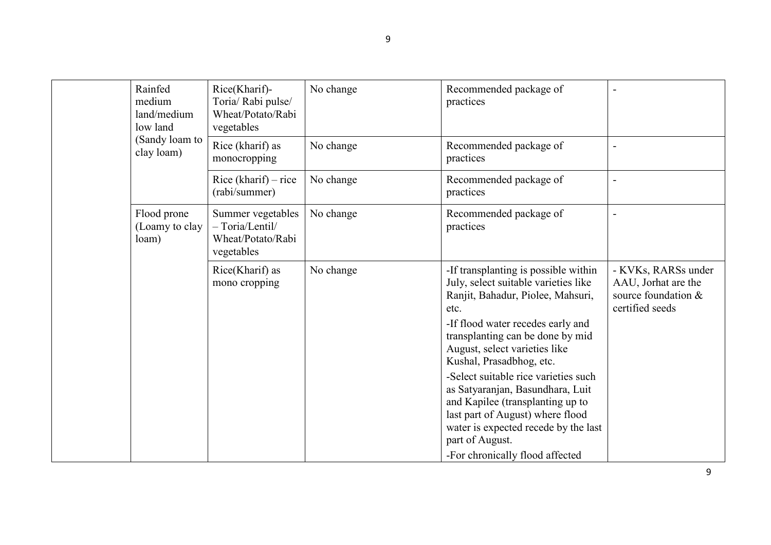| | | | | | |
|---|---|---|---|---|---|
| | Rainfed medium land/medium low land (Sandy loam to clay loam) | Rice(Kharif)- Toria/ Rabi pulse/ Wheat/Potato/Rabi vegetables | No change | Recommended package of practices | - |
| | | Rice (kharif) as monocropping | No change | Recommended package of practices | - |
| | | Rice (kharif) – rice (rabi/summer) | No change | Recommended package of practices | - |
| | Flood prone (Loamy to clay loam) | Summer vegetables – Toria/Lentil/ Wheat/Potato/Rabi vegetables | No change | Recommended package of practices | - |
| | | Rice(Kharif) as mono cropping | No change | -If transplanting is possible within July, select suitable varieties like Ranjit, Bahadur, Piolee, Mahsuri, etc.<br>-If flood water recedes early and transplanting can be done by mid August, select varieties like Kushal, Prasadbhog, etc.<br>-Select suitable rice varieties such as Satyaranjan, Basundhara, Luit and Kapilee (transplanting up to last part of August) where flood water is expected recede by the last part of August.<br>-For chronically flood affected | - KVKs, RARSs under AAU, Jorhat are the source foundation & certified seeds |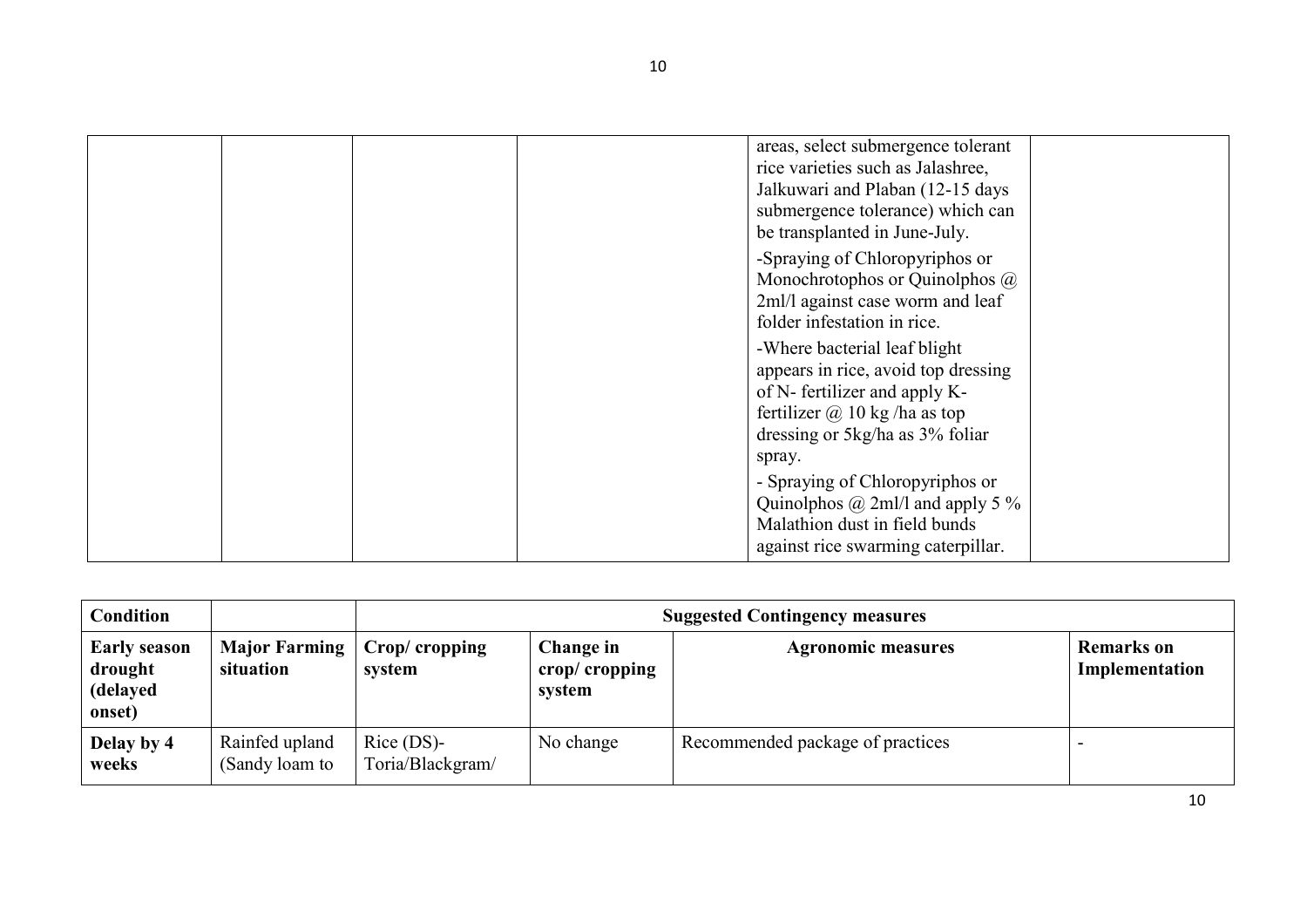| | | | | areas, select submergence tolerant rice varieties such as Jalashree, Jalkuwari and Plaban (12-15 days submergence tolerance) which can be transplanted in June-July.<br>-Spraying of Chloropyriphos or Monochrotophos or Quinolphos @ 2ml/l against case worm and leaf folder infestation in rice.<br>-Where bacterial leaf blight appears in rice, avoid top dressing of N- fertilizer and apply K-fertilizer @ 10 kg /ha as top dressing or 5kg/ha as 3% foliar spray.<br>- Spraying of Chloropyriphos or Quinolphos @ 2ml/l and apply 5 % Malathion dust in field bunds against rice swarming caterpillar. | |
|---|---|---|---|---|---|

| **Condition** | | **Suggested Contingency measures** | | | |
|---|---|---|---|---|---|
| **Early season drought (delayed onset)** | **Major Farming situation** | **Crop/ cropping system** | **Change in crop/ cropping system** | **Agronomic measures** | **Remarks on Implementation** |
| **Delay by 4 weeks** | Rainfed upland (Sandy loam to | Rice (DS)-Toria/Blackgram/ | No change | Recommended package of practices | - |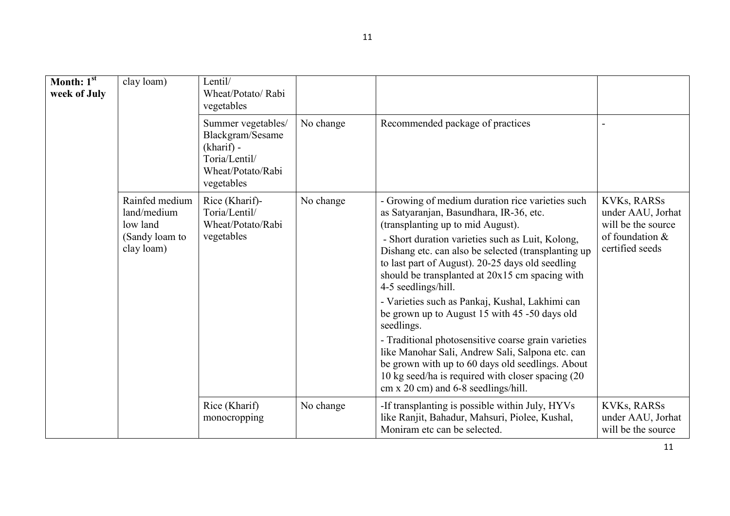| Month: 1st week of July | clay loam) | Lentil/ Wheat/Potato/ Rabi vegetables | | | |
|---|---|---|---|---|---|
| | | Summer vegetables/ Blackgram/Sesame (kharif) - Toria/Lentil/ Wheat/Potato/Rabi vegetables | No change | Recommended package of practices | - |
| | Rainfed medium land/medium low land (Sandy loam to clay loam) | Rice (Kharif)- Toria/Lentil/ Wheat/Potato/Rabi vegetables | No change | - Growing of medium duration rice varieties such as Satyaranjan, Basundhara, IR-36, etc. (transplanting up to mid August).<br>- Short duration varieties such as Luit, Kolong, Dishang etc. can also be selected (transplanting up to last part of August). 20-25 days old seedling should be transplanted at 20x15 cm spacing with 4-5 seedlings/hill.<br>- Varieties such as Pankaj, Kushal, Lakhimi can be grown up to August 15 with 45 -50 days old seedlings.<br>- Traditional photosensitive coarse grain varieties like Manohar Sali, Andrew Sali, Salpona etc. can be grown with up to 60 days old seedlings. About 10 kg seed/ha is required with closer spacing (20 cm x 20 cm) and 6-8 seedlings/hill. | KVKs, RARSs under AAU, Jorhat will be the source of foundation & certified seeds |
| | | Rice (Kharif) monocropping | No change | -If transplanting is possible within July, HYVs like Ranjit, Bahadur, Mahsuri, Piolee, Kushal, Moniram etc can be selected. | KVKs, RARSs under AAU, Jorhat will be the source |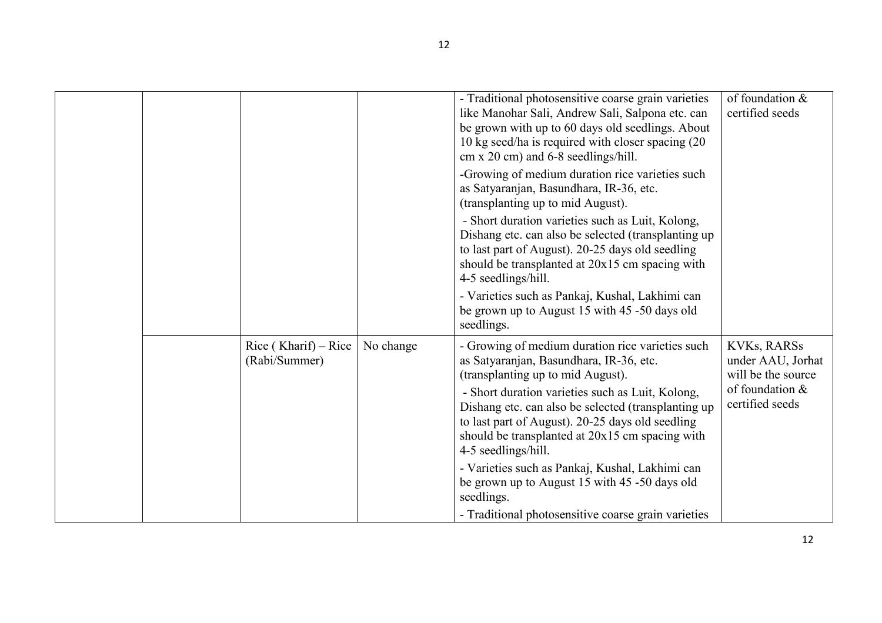| | | | | | |
|---|---|---|---|---|---|
| | | | | - Traditional photosensitive coarse grain varieties like Manohar Sali, Andrew Sali, Salpona etc. can be grown with up to 60 days old seedlings. About 10 kg seed/ha is required with closer spacing (20 cm x 20 cm) and 6-8 seedlings/hill.<br>-Growing of medium duration rice varieties such as Satyaranjan, Basundhara, IR-36, etc. (transplanting up to mid August).<br>- Short duration varieties such as Luit, Kolong, Dishang etc. can also be selected (transplanting up to last part of August). 20-25 days old seedling should be transplanted at 20x15 cm spacing with 4-5 seedlings/hill.<br>- Varieties such as Pankaj, Kushal, Lakhimi can be grown up to August 15 with 45 -50 days old seedlings. | of foundation & certified seeds |
| | | Rice ( Kharif) – Rice (Rabi/Summer) | No change | - Growing of medium duration rice varieties such as Satyaranjan, Basundhara, IR-36, etc. (transplanting up to mid August).<br>- Short duration varieties such as Luit, Kolong, Dishang etc. can also be selected (transplanting up to last part of August). 20-25 days old seedling should be transplanted at 20x15 cm spacing with 4-5 seedlings/hill.<br>- Varieties such as Pankaj, Kushal, Lakhimi can be grown up to August 15 with 45 -50 days old seedlings.<br>- Traditional photosensitive coarse grain varieties | KVKs, RARSs under AAU, Jorhat will be the source of foundation & certified seeds |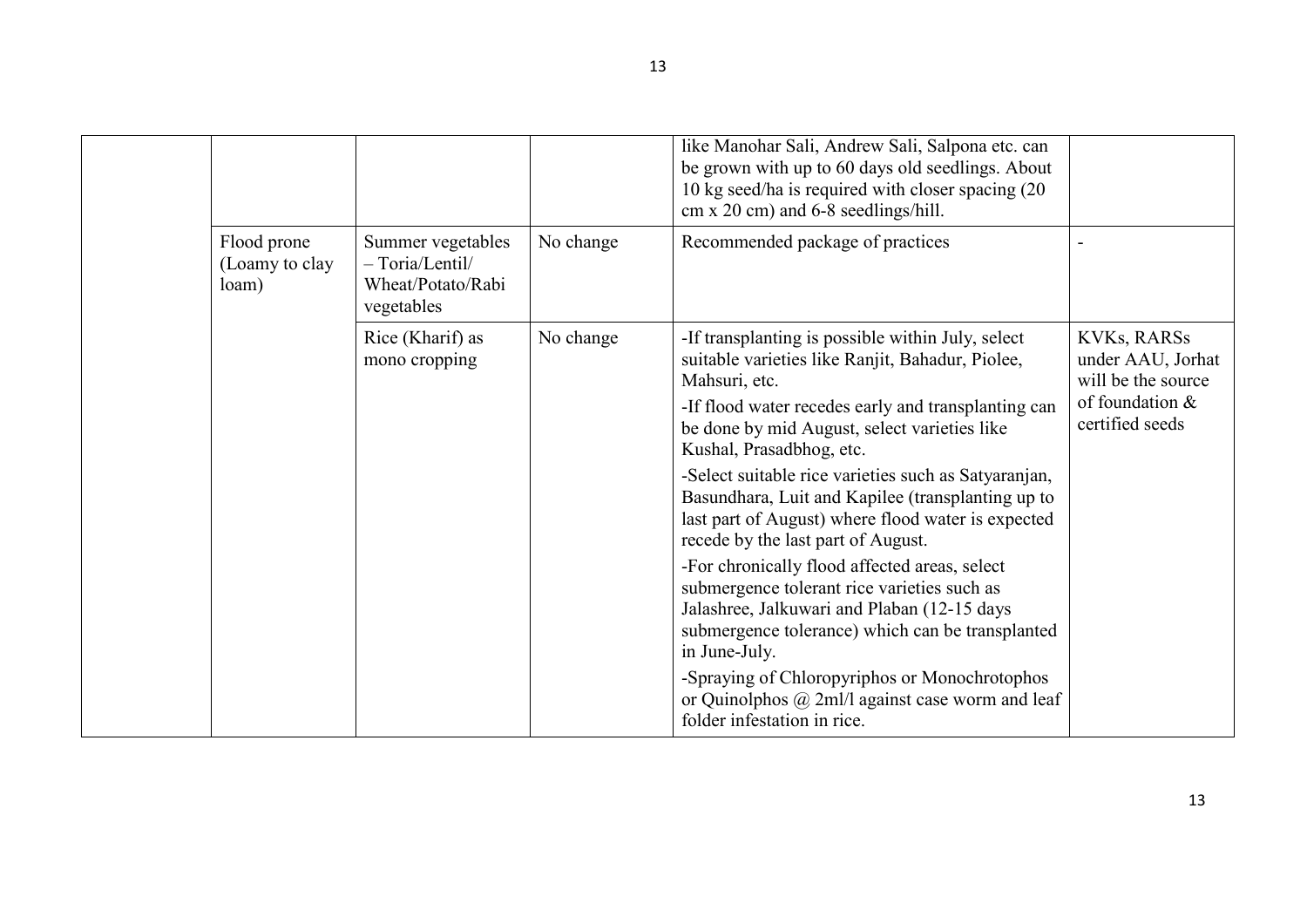| | | | | | |
|---|---|---|---|---|---|
| | | | | like Manohar Sali, Andrew Sali, Salpona etc. can be grown with up to 60 days old seedlings. About 10 kg seed/ha is required with closer spacing (20 cm x 20 cm) and 6-8 seedlings/hill. | |
| | Flood prone (Loamy to clay loam) | Summer vegetables – Toria/Lentil/ Wheat/Potato/Rabi vegetables | No change | Recommended package of practices | - |
| | | Rice (Kharif) as mono cropping | No change | -If transplanting is possible within July, select suitable varieties like Ranjit, Bahadur, Piolee, Mahsuri, etc.<br>-If flood water recedes early and transplanting can be done by mid August, select varieties like Kushal, Prasadbhog, etc.<br>-Select suitable rice varieties such as Satyaranjan, Basundhara, Luit and Kapilee (transplanting up to last part of August) where flood water is expected recede by the last part of August.<br>-For chronically flood affected areas, select submergence tolerant rice varieties such as Jalashree, Jalkuwari and Plaban (12-15 days submergence tolerance) which can be transplanted in June-July.<br>-Spraying of Chloropyriphos or Monochrotophos or Quinolphos @ 2ml/l against case worm and leaf folder infestation in rice. | KVKs, RARSs under AAU, Jorhat will be the source of foundation & certified seeds |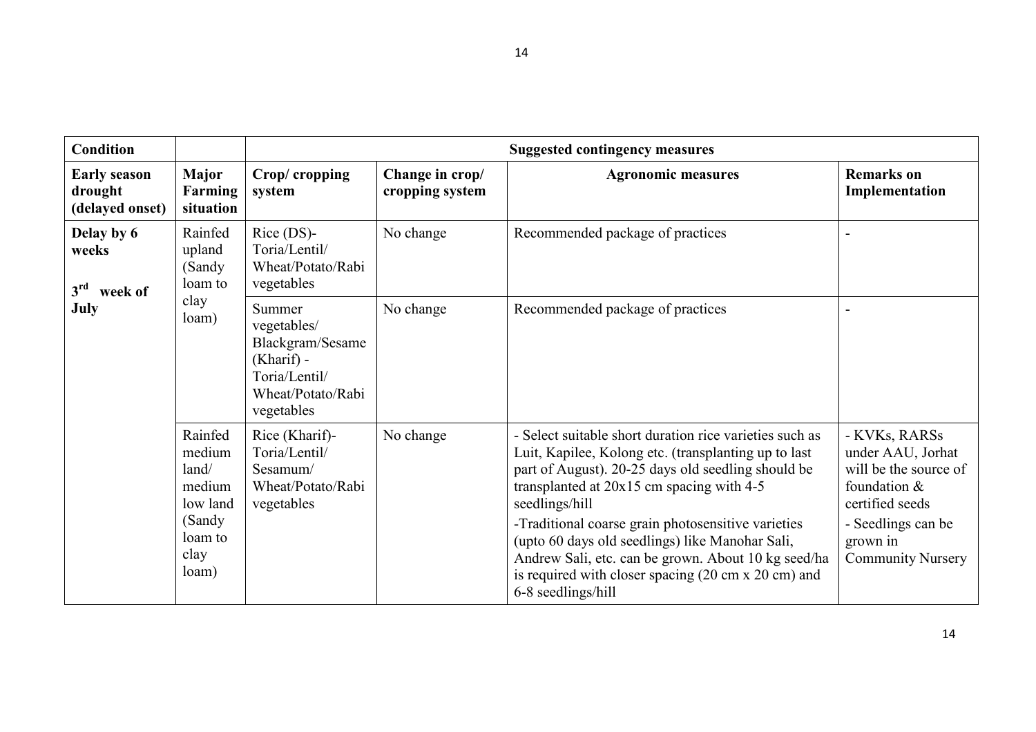| Condition | | Suggested contingency measures | | | |
|---|---|---|---|---|---|
| **Early season drought (delayed onset)** | **Major Farming situation** | **Crop/ cropping system** | **Change in crop/ cropping system** | **Agronomic measures** | **Remarks on Implementation** |
| **Delay by 6 weeks**<br><br>**3rd week of July** | Rainfed upland (Sandy loam to clay loam) | Rice (DS)-Toria/Lentil/ Wheat/Potato/Rabi vegetables | No change | Recommended package of practices | - |
| | | Summer vegetables/ Blackgram/Sesame (Kharif) - Toria/Lentil/ Wheat/Potato/Rabi vegetables | No change | Recommended package of practices | - |
| | Rainfed medium land/ medium low land (Sandy loam to clay loam) | Rice (Kharif)-Toria/Lentil/ Sesamum/ Wheat/Potato/Rabi vegetables | No change | - Select suitable short duration rice varieties such as Luit, Kapilee, Kolong etc. (transplanting up to last part of August). 20-25 days old seedling should be transplanted at 20x15 cm spacing with 4-5 seedlings/hill<br>-Traditional coarse grain photosensitive varieties (upto 60 days old seedlings) like Manohar Sali, Andrew Sali, etc. can be grown. About 10 kg seed/ha is required with closer spacing (20 cm x 20 cm) and 6-8 seedlings/hill | - KVKs, RARSs under AAU, Jorhat will be the source of foundation & certified seeds<br>- Seedlings can be grown in Community Nursery |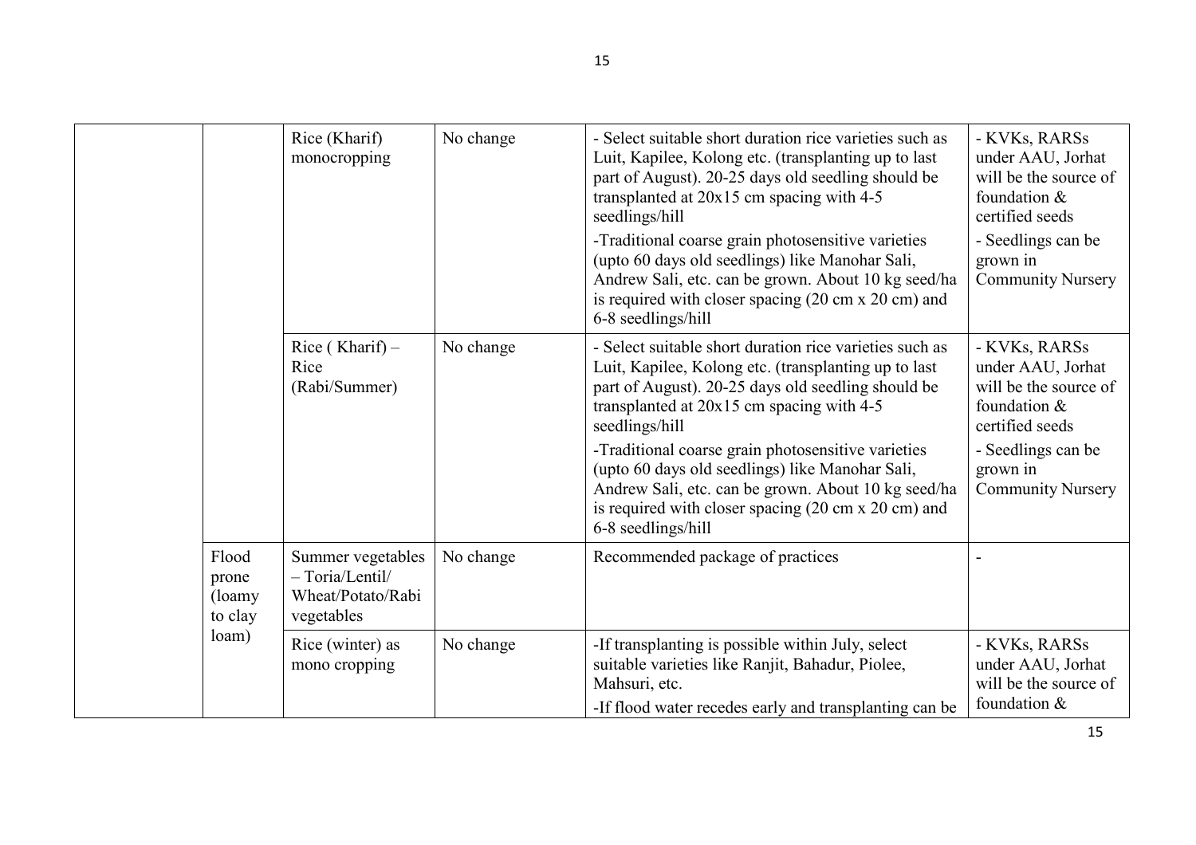| | | | | | |
|---|---|---|---|---|---|
| | | Rice (Kharif) monocropping | No change | - Select suitable short duration rice varieties such as Luit, Kapilee, Kolong etc. (transplanting up to last part of August). 20-25 days old seedling should be transplanted at 20x15 cm spacing with 4-5 seedlings/hill<br>-Traditional coarse grain photosensitive varieties (upto 60 days old seedlings) like Manohar Sali, Andrew Sali, etc. can be grown. About 10 kg seed/ha is required with closer spacing (20 cm x 20 cm) and 6-8 seedlings/hill | - KVKs, RARSs under AAU, Jorhat will be the source of foundation & certified seeds<br>- Seedlings can be grown in Community Nursery |
| | | Rice ( Kharif) – Rice (Rabi/Summer) | No change | - Select suitable short duration rice varieties such as Luit, Kapilee, Kolong etc. (transplanting up to last part of August). 20-25 days old seedling should be transplanted at 20x15 cm spacing with 4-5 seedlings/hill<br>-Traditional coarse grain photosensitive varieties (upto 60 days old seedlings) like Manohar Sali, Andrew Sali, etc. can be grown. About 10 kg seed/ha is required with closer spacing (20 cm x 20 cm) and 6-8 seedlings/hill | - KVKs, RARSs under AAU, Jorhat will be the source of foundation & certified seeds<br>- Seedlings can be grown in Community Nursery |
| | Flood prone (loamy to clay loam) | Summer vegetables – Toria/Lentil/ Wheat/Potato/Rabi vegetables | No change | Recommended package of practices | - |
| | | Rice (winter) as mono cropping | No change | -If transplanting is possible within July, select suitable varieties like Ranjit, Bahadur, Piolee, Mahsuri, etc.<br>-If flood water recedes early and transplanting can be | - KVKs, RARSs under AAU, Jorhat will be the source of foundation & |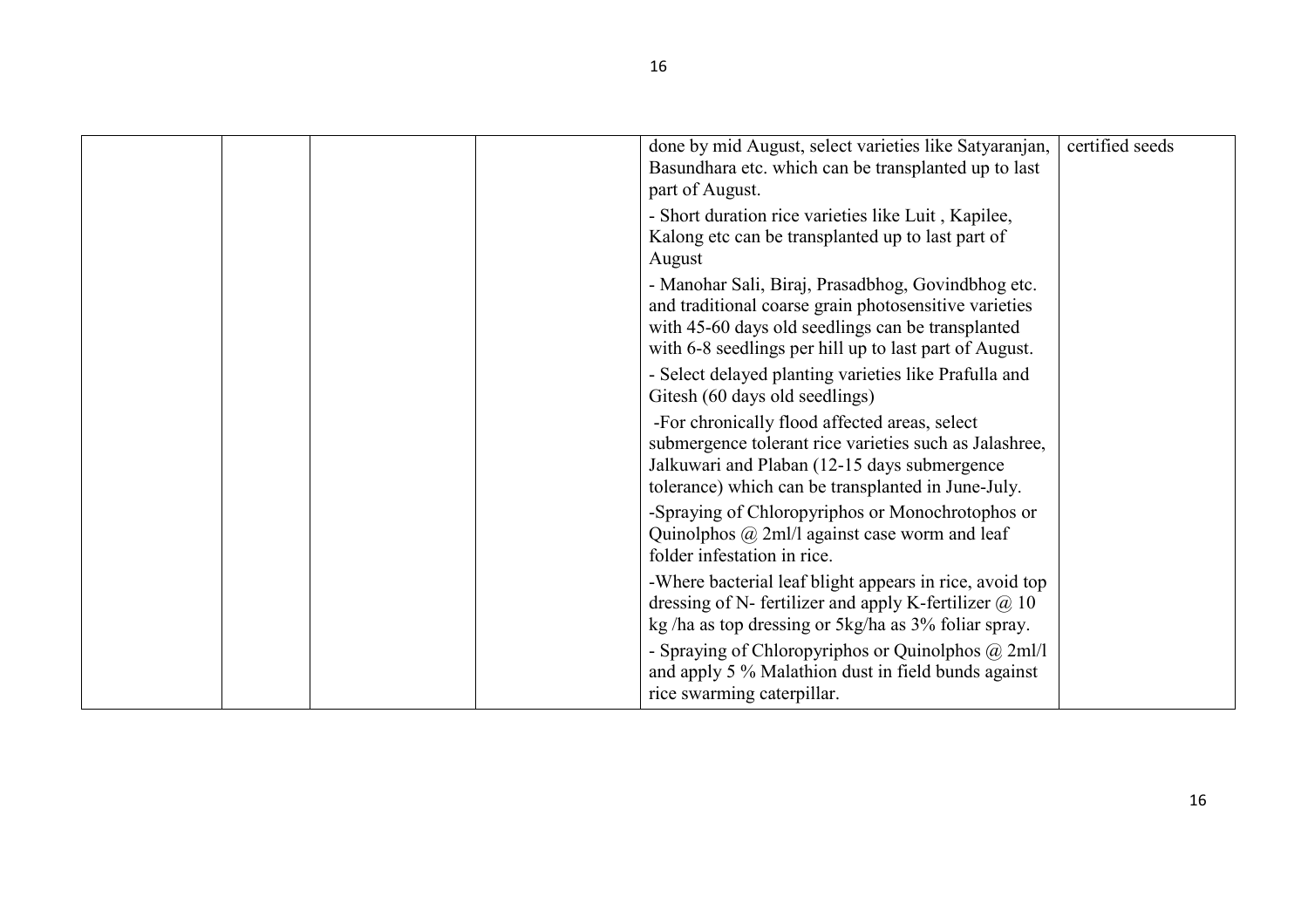|  |  |  |  |  |  |
|---|---|---|---|---|---|
|  |  |  |  | done by mid August, select varieties like Satyaranjan, Basundhara etc. which can be transplanted up to last part of August.<br>- Short duration rice varieties like Luit , Kapilee, Kalong etc can be transplanted up to last part of August<br>- Manohar Sali, Biraj, Prasadbhog, Govindbhog etc. and traditional coarse grain photosensitive varieties with 45-60 days old seedlings can be transplanted with 6-8 seedlings per hill up to last part of August.<br>- Select delayed planting varieties like Prafulla and Gitesh (60 days old seedlings)<br>-For chronically flood affected areas, select submergence tolerant rice varieties such as Jalashree, Jalkuwari and Plaban (12-15 days submergence tolerance) which can be transplanted in June-July.<br>-Spraying of Chloropyriphos or Monochrotophos or Quinolphos @ 2ml/l against case worm and leaf folder infestation in rice.<br>-Where bacterial leaf blight appears in rice, avoid top dressing of N- fertilizer and apply K-fertilizer @ 10 kg /ha as top dressing or 5kg/ha as 3% foliar spray.<br>- Spraying of Chloropyriphos or Quinolphos @ 2ml/l and apply 5 % Malathion dust in field bunds against rice swarming caterpillar. | certified seeds |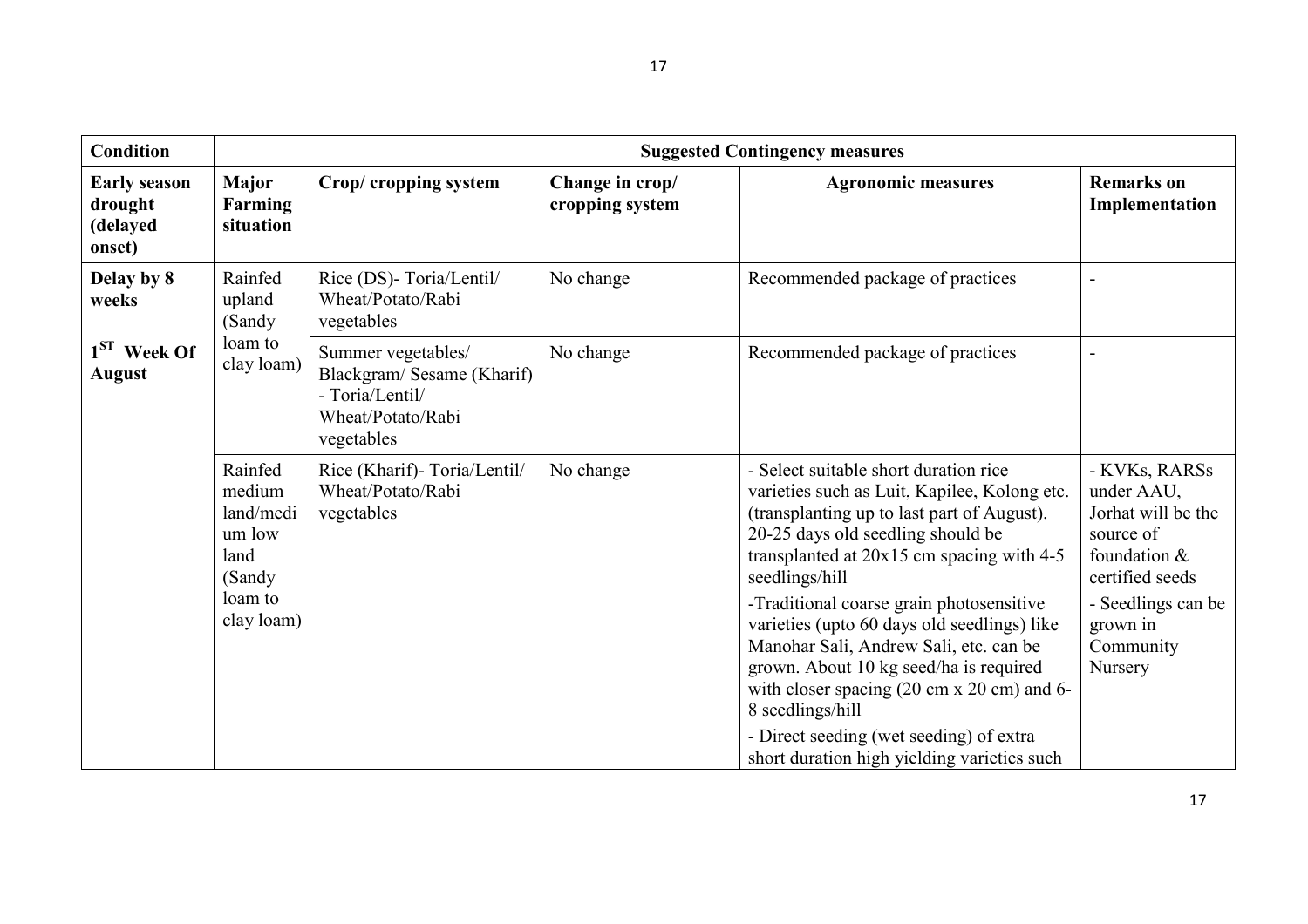| Condition | | Suggested Contingency measures | | | |
|---|---|---|---|---|---|
| **Early season drought (delayed onset)** | **Major Farming situation** | **Crop/ cropping system** | **Change in crop/ cropping system** | **Agronomic measures** | **Remarks on Implementation** |
| **Delay by 8 weeks**<br><br>**1$^{ST}$ Week Of August** | Rainfed upland (Sandy loam to clay loam) | Rice (DS)- Toria/Lentil/ Wheat/Potato/Rabi vegetables | No change | Recommended package of practices | - |
| | | Summer vegetables/ Blackgram/ Sesame (Kharif) - Toria/Lentil/ Wheat/Potato/Rabi vegetables | No change | Recommended package of practices | - |
| | Rainfed medium land/medium low land (Sandy loam to clay loam) | Rice (Kharif)- Toria/Lentil/ Wheat/Potato/Rabi vegetables | No change | - Select suitable short duration rice varieties such as Luit, Kapilee, Kolong etc. (transplanting up to last part of August). 20-25 days old seedling should be transplanted at 20x15 cm spacing with 4-5 seedlings/hill<br>-Traditional coarse grain photosensitive varieties (upto 60 days old seedlings) like Manohar Sali, Andrew Sali, etc. can be grown. About 10 kg seed/ha is required with closer spacing (20 cm x 20 cm) and 6-8 seedlings/hill<br>- Direct seeding (wet seeding) of extra short duration high yielding varieties such | - KVKs, RARSs under AAU, Jorhat will be the source of foundation & certified seeds<br>- Seedlings can be grown in Community Nursery |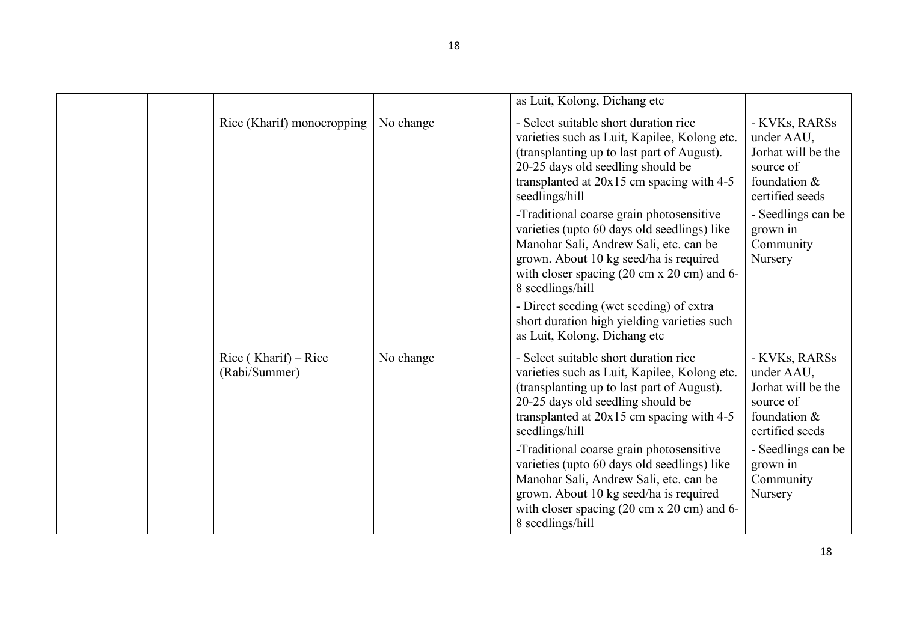| | | | | | |
|---|---|---|---|---|---|
| | | | | as Luit, Kolong, Dichang etc | |
| | | Rice (Kharif) monocropping | No change | - Select suitable short duration rice varieties such as Luit, Kapilee, Kolong etc. (transplanting up to last part of August). 20-25 days old seedling should be transplanted at 20x15 cm spacing with 4-5 seedlings/hill<br>-Traditional coarse grain photosensitive varieties (upto 60 days old seedlings) like Manohar Sali, Andrew Sali, etc. can be grown. About 10 kg seed/ha is required with closer spacing (20 cm x 20 cm) and 6-8 seedlings/hill<br>- Direct seeding (wet seeding) of extra short duration high yielding varieties such as Luit, Kolong, Dichang etc | - KVKs, RARSs under AAU, Jorhat will be the source of foundation & certified seeds<br>- Seedlings can be grown in Community Nursery |
| | | Rice ( Kharif) – Rice (Rabi/Summer) | No change | - Select suitable short duration rice varieties such as Luit, Kapilee, Kolong etc. (transplanting up to last part of August). 20-25 days old seedling should be transplanted at 20x15 cm spacing with 4-5 seedlings/hill<br>-Traditional coarse grain photosensitive varieties (upto 60 days old seedlings) like Manohar Sali, Andrew Sali, etc. can be grown. About 10 kg seed/ha is required with closer spacing (20 cm x 20 cm) and 6-8 seedlings/hill | - KVKs, RARSs under AAU, Jorhat will be the source of foundation & certified seeds<br>- Seedlings can be grown in Community Nursery |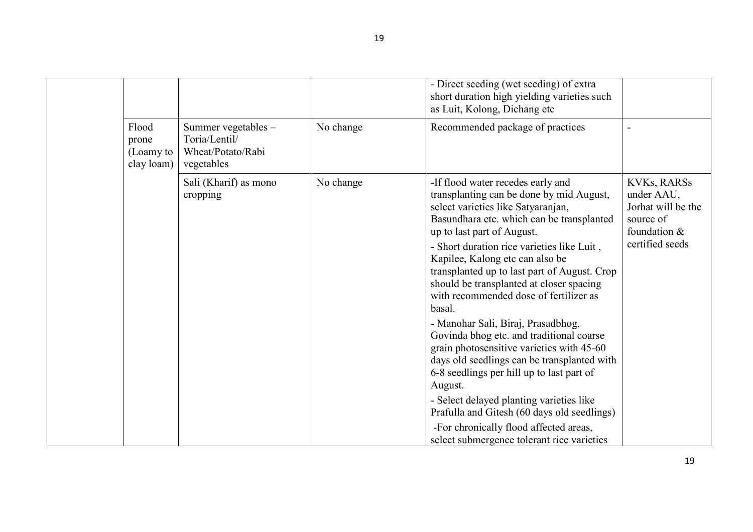| | | | | | |
|---|---|---|---|---|---|
| | | | | - Direct seeding (wet seeding) of extra short duration high yielding varieties such as Luit, Kolong, Dichang etc | |
| | Flood prone (Loamy to clay loam) | Summer vegetables – Toria/Lentil/ Wheat/Potato/Rabi vegetables | No change | Recommended package of practices | - |
| | | Sali (Kharif) as mono cropping | No change | -If flood water recedes early and transplanting can be done by mid August, select varieties like Satyaranjan, Basundhara etc. which can be transplanted up to last part of August.<br>- Short duration rice varieties like Luit , Kapilee, Kalong etc can also be transplanted up to last part of August. Crop should be transplanted at closer spacing with recommended dose of fertilizer as basal.<br>- Manohar Sali, Biraj, Prasadbhog, Govinda bhog etc. and traditional coarse grain photosensitive varieties with 45-60 days old seedlings can be transplanted with 6-8 seedlings per hill up to last part of August.<br>- Select delayed planting varieties like Prafulla and Gitesh (60 days old seedlings)<br>-For chronically flood affected areas, select submergence tolerant rice varieties | KVKs, RARSs under AAU, Jorhat will be the source of foundation & certified seeds |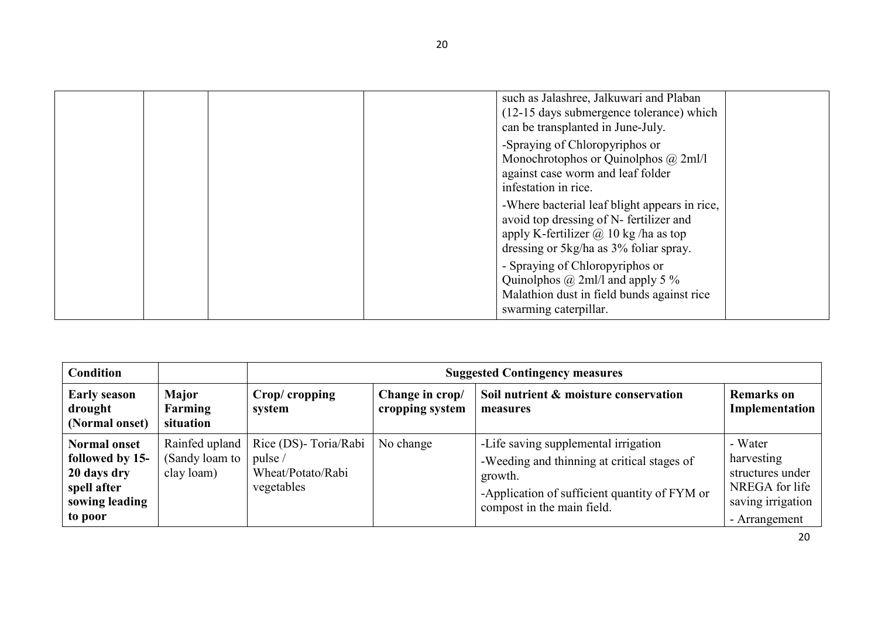| | | | | such as Jalashree, Jalkuwari and Plaban (12-15 days submergence tolerance) which can be transplanted in June-July.<br>-Spraying of Chloropyriphos or Monochrotophos or Quinolphos @ 2ml/l against case worm and leaf folder infestation in rice.<br>-Where bacterial leaf blight appears in rice, avoid top dressing of N- fertilizer and apply K-fertilizer @ 10 kg /ha as top dressing or 5kg/ha as 3% foliar spray.<br>- Spraying of Chloropyriphos or Quinolphos @ 2ml/l and apply 5 % Malathion dust in field bunds against rice swarming caterpillar. | |
|---|---|---|---|---|---|

| **Condition** | | **Suggested Contingency measures** | | | |
|---|---|---|---|---|---|
| **Early season drought (Normal onset)** | **Major Farming situation** | **Crop/ cropping system** | **Change in crop/ cropping system** | **Soil nutrient & moisture conservation measures** | **Remarks on Implementation** |
| **Normal onset followed by 15-20 days dry spell after sowing leading to poor** | Rainfed upland (Sandy loam to clay loam) | Rice (DS)- Toria/Rabi pulse / Wheat/Potato/Rabi vegetables | No change | -Life saving supplemental irrigation<br>-Weeding and thinning at critical stages of growth.<br>-Application of sufficient quantity of FYM or compost in the main field. | - Water harvesting structures under NREGA for life saving irrigation<br>- Arrangement |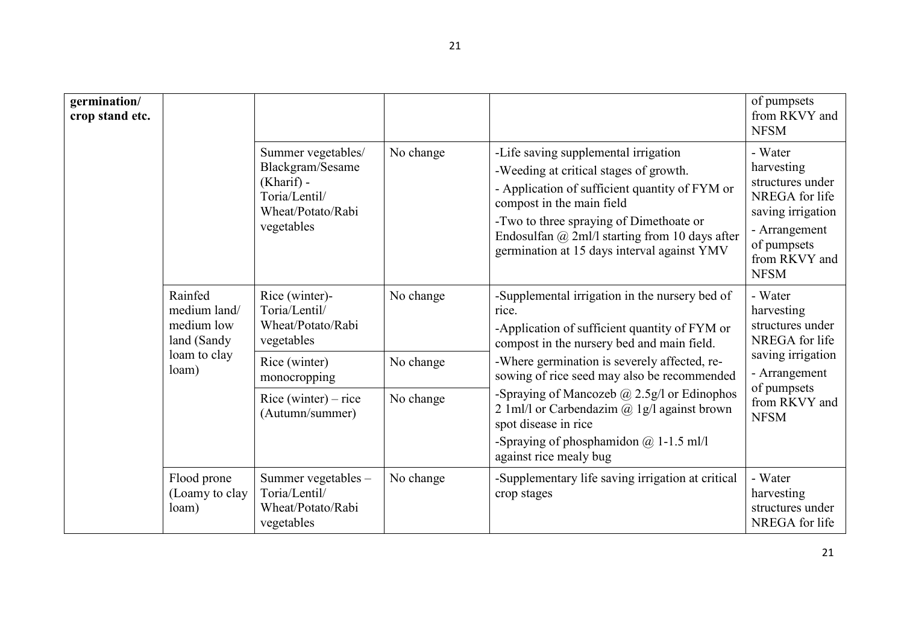| | | | | | |
|---|---|---|---|---|---|
| **germination/ crop stand etc.** | | | | | of pumpsets from RKVY and NFSM |
| | | Summer vegetables/ Blackgram/Sesame (Kharif) - Toria/Lentil/ Wheat/Potato/Rabi vegetables | No change | -Life saving supplemental irrigation<br>-Weeding at critical stages of growth.<br>- Application of sufficient quantity of FYM or compost in the main field<br>-Two to three spraying of Dimethoate or Endosulfan @ 2ml/l starting from 10 days after germination at 15 days interval against YMV | - Water harvesting structures under NREGA for life saving irrigation<br>- Arrangement of pumpsets from RKVY and NFSM |
| | Rainfed medium land/ medium low land (Sandy loam to clay loam) | Rice (winter)- Toria/Lentil/ Wheat/Potato/Rabi vegetables | No change | -Supplemental irrigation in the nursery bed of rice.<br>-Application of sufficient quantity of FYM or compost in the nursery bed and main field.<br>-Where germination is severely affected, re-sowing of rice seed may also be recommended<br>-Spraying of Mancozeb @ 2.5g/l or Edinophos 2 1ml/l or Carbendazim @ 1g/l against brown spot disease in rice<br>-Spraying of phosphamidon @ 1-1.5 ml/l against rice mealy bug | - Water harvesting structures under NREGA for life saving irrigation<br>- Arrangement of pumpsets from RKVY and NFSM |
| | | Rice (winter) monocropping | No change | | |
| | | Rice (winter) – rice (Autumn/summer) | No change | | |
| | Flood prone (Loamy to clay loam) | Summer vegetables – Toria/Lentil/ Wheat/Potato/Rabi vegetables | No change | -Supplementary life saving irrigation at critical crop stages | - Water harvesting structures under NREGA for life |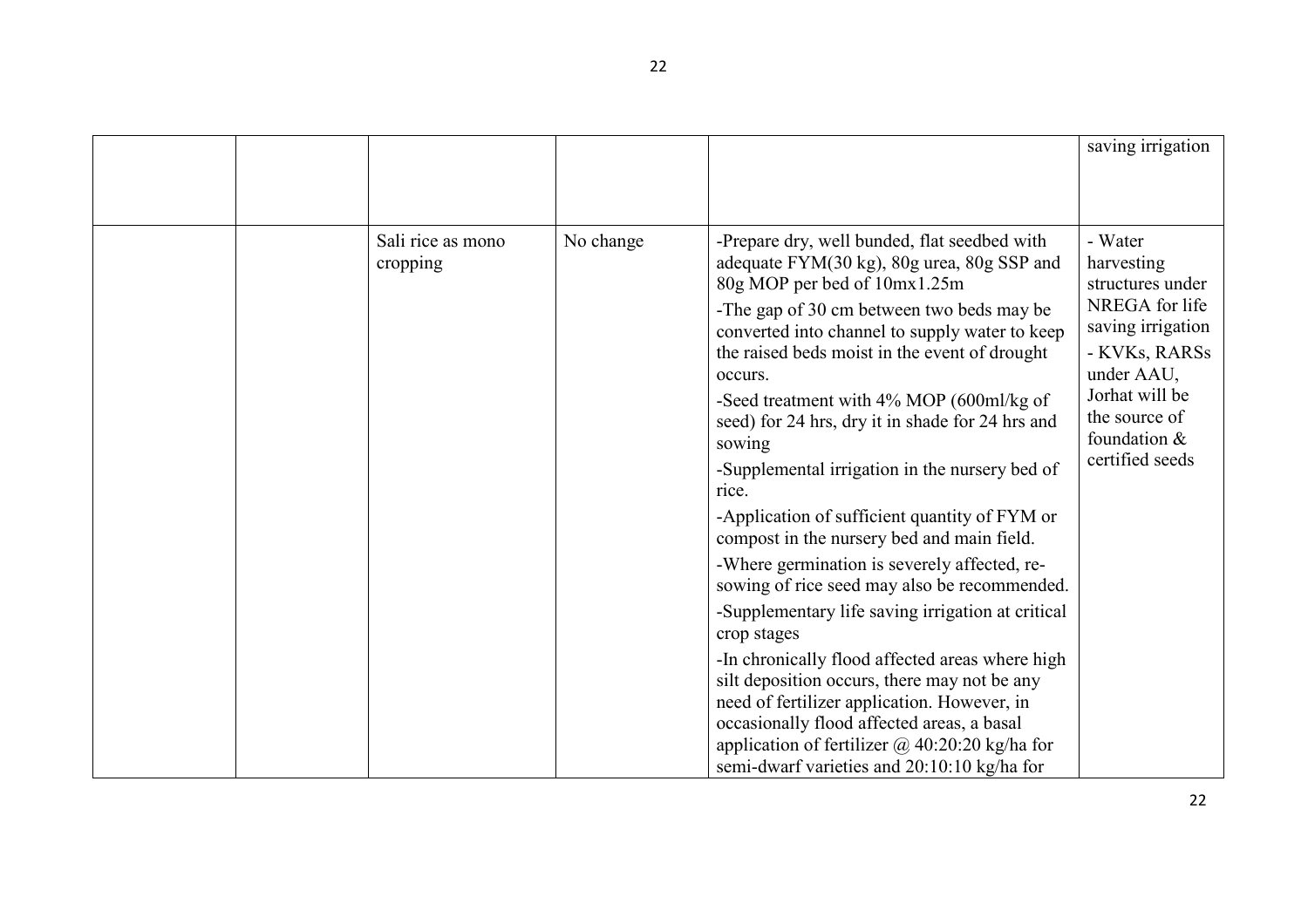|  |  |  |  |  | saving irrigation |
|---|---|---|---|---|---|
|  |  | Sali rice as mono cropping | No change | -Prepare dry, well bunded, flat seedbed with adequate FYM(30 kg), 80g urea, 80g SSP and 80g MOP per bed of 10mx1.25m<br>-The gap of 30 cm between two beds may be converted into channel to supply water to keep the raised beds moist in the event of drought occurs.<br>-Seed treatment with 4% MOP (600ml/kg of seed) for 24 hrs, dry it in shade for 24 hrs and sowing<br>-Supplemental irrigation in the nursery bed of rice.<br>-Application of sufficient quantity of FYM or compost in the nursery bed and main field.<br>-Where germination is severely affected, re-sowing of rice seed may also be recommended.<br>-Supplementary life saving irrigation at critical crop stages<br>-In chronically flood affected areas where high silt deposition occurs, there may not be any need of fertilizer application. However, in occasionally flood affected areas, a basal application of fertilizer @ 40:20:20 kg/ha for semi-dwarf varieties and 20:10:10 kg/ha for | - Water harvesting structures under NREGA for life saving irrigation<br>- KVKs, RARSs under AAU, Jorhat will be the source of foundation & certified seeds |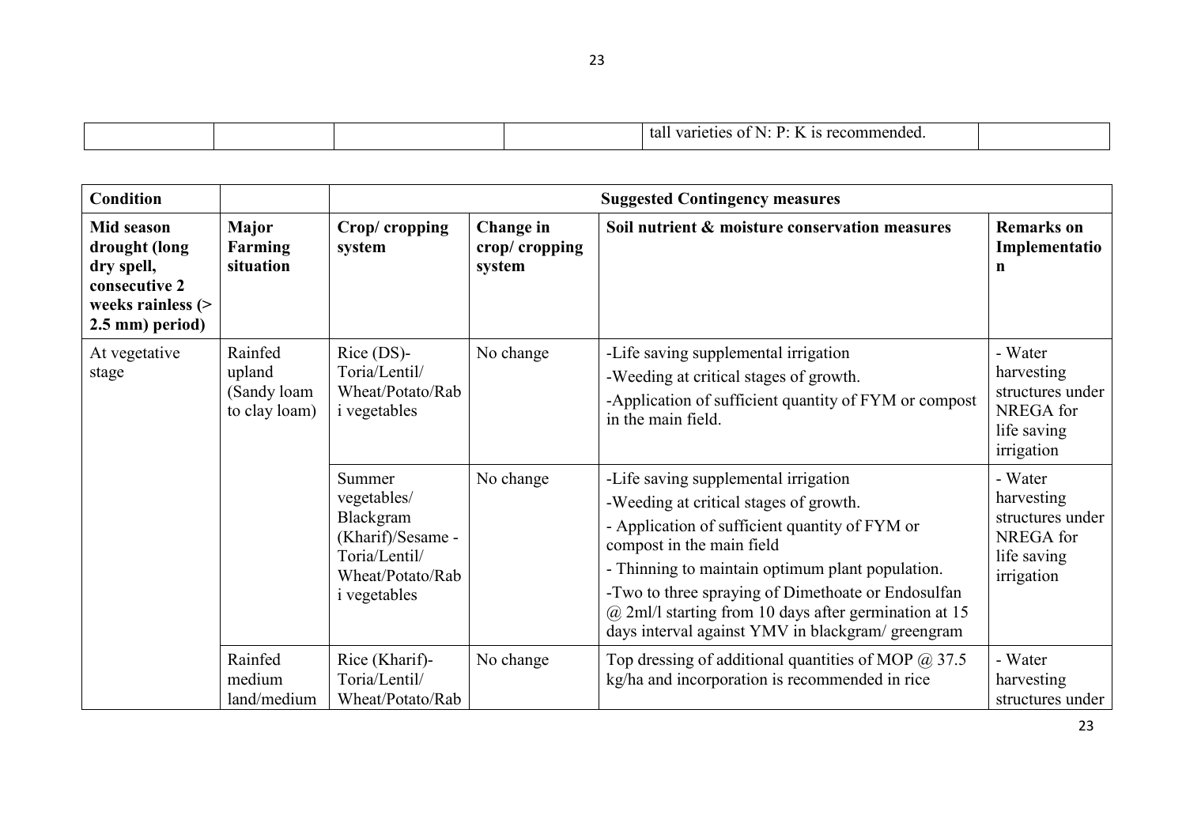|  |  |  |  | tall varieties of N: P: K is recommended. |  |
|---|---|---|---|---|---|

| Condition |  | Suggested Contingency measures |  |  |  |
|---|---|---|---|---|---|
| **Mid season drought (long dry spell, consecutive 2 weeks rainless (> 2.5 mm) period)** | **Major Farming situation** | **Crop/ cropping system** | **Change in crop/ cropping system** | **Soil nutrient & moisture conservation measures** | **Remarks on Implementation** |
| At vegetative stage | Rainfed upland (Sandy loam to clay loam) | Rice (DS)-Toria/Lentil/ Wheat/Potato/Rabi vegetables | No change | -Life saving supplemental irrigation<br>-Weeding at critical stages of growth.<br>-Application of sufficient quantity of FYM or compost in the main field. | - Water harvesting structures under NREGA for life saving irrigation |
|  |  | Summer vegetables/ Blackgram (Kharif)/Sesame - Toria/Lentil/ Wheat/Potato/Rabi vegetables | No change | -Life saving supplemental irrigation<br>-Weeding at critical stages of growth.<br>- Application of sufficient quantity of FYM or compost in the main field<br>- Thinning to maintain optimum plant population.<br>-Two to three spraying of Dimethoate or Endosulfan @ 2ml/l starting from 10 days after germination at 15 days interval against YMV in blackgram/ greengram | - Water harvesting structures under NREGA for life saving irrigation |
|  | Rainfed medium land/medium | Rice (Kharif)-Toria/Lentil/ Wheat/Potato/Rab | No change | Top dressing of additional quantities of MOP @ 37.5 kg/ha and incorporation is recommended in rice | - Water harvesting structures under |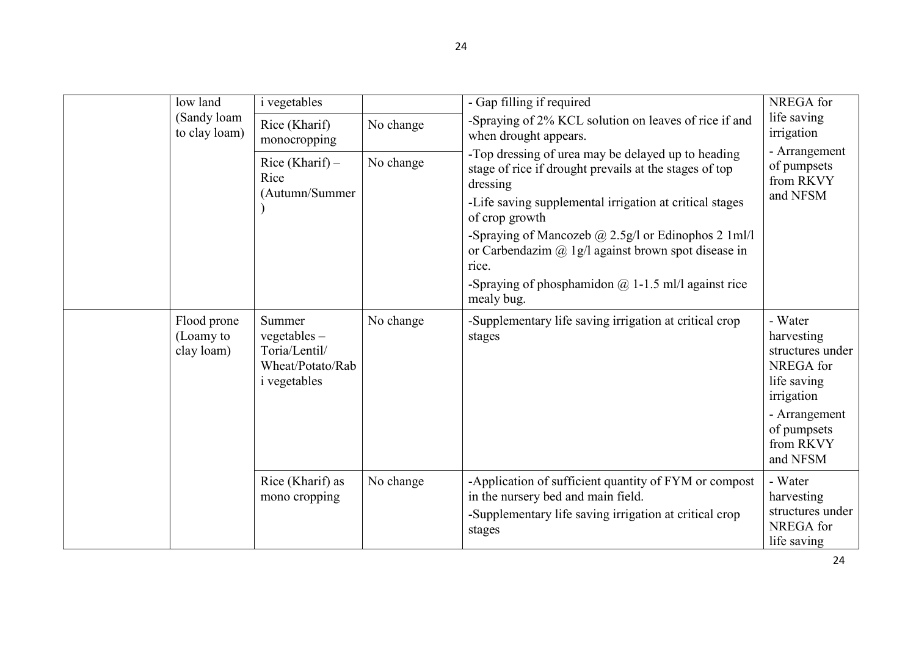| | low land (Sandy loam to clay loam) | i vegetables | | - Gap filling if required | NREGA for life saving irrigation |
|---|---|---|---|---|---|
| | | Rice (Kharif) monocropping | No change | -Spraying of 2% KCL solution on leaves of rice if and when drought appears. | - Arrangement of pumpsets from RKVY and NFSM |
| | | Rice (Kharif) – Rice (Autumn/Summer) | No change | -Top dressing of urea may be delayed up to heading stage of rice if drought prevails at the stages of top dressing<br>-Life saving supplemental irrigation at critical stages of crop growth<br>-Spraying of Mancozeb @ 2.5g/l or Edinophos 2 1ml/l or Carbendazim @ 1g/l against brown spot disease in rice.<br>-Spraying of phosphamidon @ 1-1.5 ml/l against rice mealy bug. | |
| | Flood prone (Loamy to clay loam) | Summer vegetables – Toria/Lentil/ Wheat/Potato/Rabi vegetables | No change | -Supplementary life saving irrigation at critical crop stages | - Water harvesting structures under NREGA for life saving irrigation<br>- Arrangement of pumpsets from RKVY and NFSM |
| | | Rice (Kharif) as mono cropping | No change | -Application of sufficient quantity of FYM or compost in the nursery bed and main field.<br>-Supplementary life saving irrigation at critical crop stages | - Water harvesting structures under NREGA for life saving |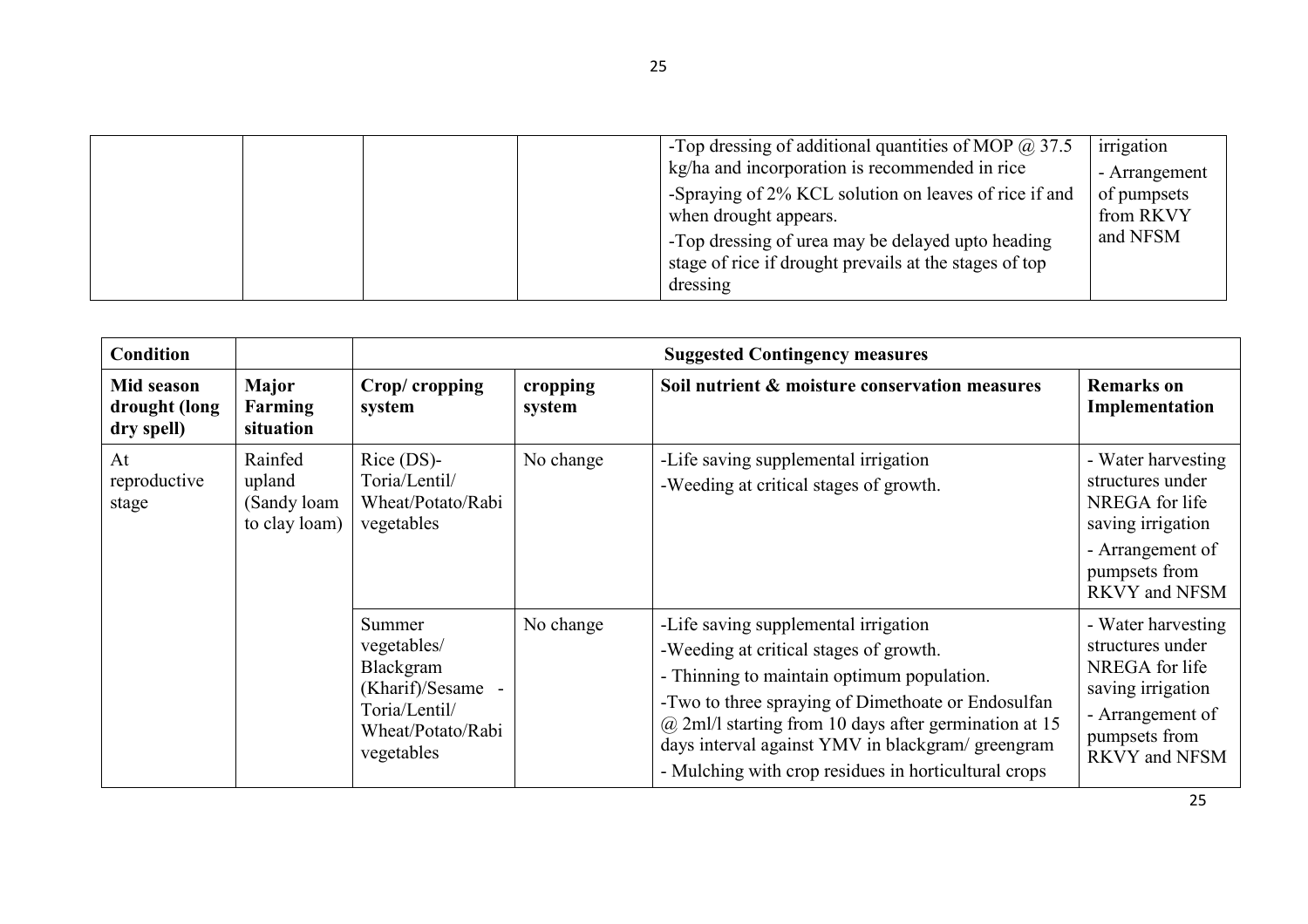| | | | | -Top dressing of additional quantities of MOP @ 37.5 kg/ha and incorporation is recommended in rice<br>-Spraying of 2% KCL solution on leaves of rice if and when drought appears.<br>-Top dressing of urea may be delayed upto heading stage of rice if drought prevails at the stages of top dressing | irrigation<br>- Arrangement of pumpsets from RKVY and NFSM |
|---|---|---|---|---|---|

| **Condition** | | **Suggested Contingency measures** | | | |
|---|---|---|---|---|---|
| **Mid season drought (long dry spell)** | **Major Farming situation** | **Crop/ cropping system** | **cropping system** | **Soil nutrient & moisture conservation measures** | **Remarks on Implementation** |
| At reproductive stage | Rainfed upland (Sandy loam to clay loam) | Rice (DS)-Toria/Lentil/ Wheat/Potato/Rabi vegetables | No change | -Life saving supplemental irrigation<br>-Weeding at critical stages of growth. | - Water harvesting structures under NREGA for life saving irrigation<br>- Arrangement of pumpsets from RKVY and NFSM |
| | | Summer vegetables/ Blackgram (Kharif)/Sesame - Toria/Lentil/ Wheat/Potato/Rabi vegetables | No change | -Life saving supplemental irrigation<br>-Weeding at critical stages of growth.<br>- Thinning to maintain optimum population.<br>-Two to three spraying of Dimethoate or Endosulfan @ 2ml/l starting from 10 days after germination at 15 days interval against YMV in blackgram/ greengram<br>- Mulching with crop residues in horticultural crops | - Water harvesting structures under NREGA for life saving irrigation<br>- Arrangement of pumpsets from RKVY and NFSM |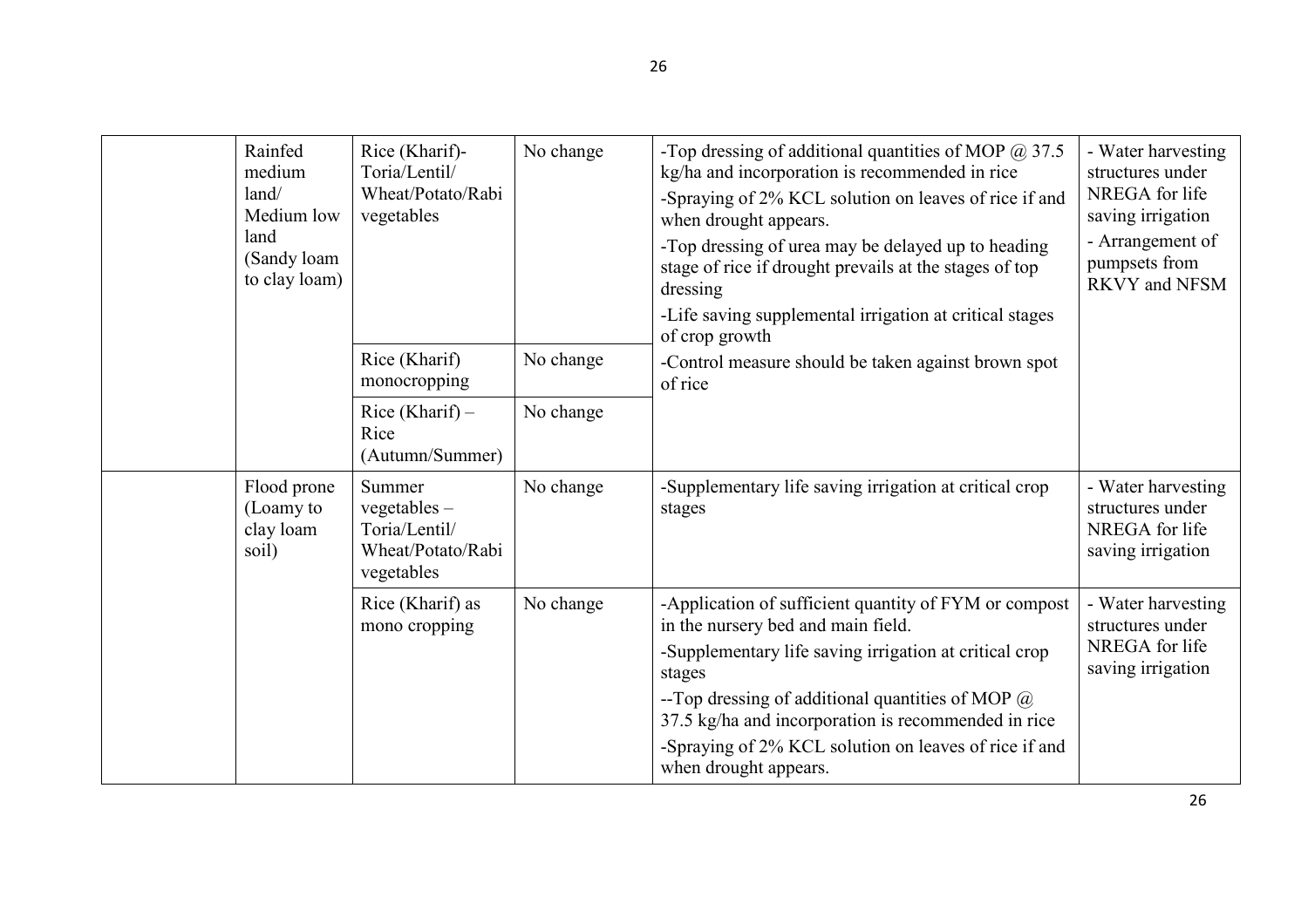|  | Rainfed medium land/ Medium low land (Sandy loam to clay loam) | Rice (Kharif)- Toria/Lentil/ Wheat/Potato/Rabi vegetables | No change | -Top dressing of additional quantities of MOP @ 37.5 kg/ha and incorporation is recommended in rice<br>-Spraying of 2% KCL solution on leaves of rice if and when drought appears.<br>-Top dressing of urea may be delayed up to heading stage of rice if drought prevails at the stages of top dressing<br>-Life saving supplemental irrigation at critical stages of crop growth<br>-Control measure should be taken against brown spot of rice | - Water harvesting structures under NREGA for life saving irrigation<br>- Arrangement of pumpsets from RKVY and NFSM |
|---|---|---|---|---|---|
|  |  | Rice (Kharif) monocropping | No change |  |  |
|  |  | Rice (Kharif) – Rice (Autumn/Summer) | No change |  |  |
|  | Flood prone (Loamy to clay loam soil) | Summer vegetables – Toria/Lentil/ Wheat/Potato/Rabi vegetables | No change | -Supplementary life saving irrigation at critical crop stages | - Water harvesting structures under NREGA for life saving irrigation |
|  |  | Rice (Kharif) as mono cropping | No change | -Application of sufficient quantity of FYM or compost in the nursery bed and main field.<br>-Supplementary life saving irrigation at critical crop stages<br>--Top dressing of additional quantities of MOP @ 37.5 kg/ha and incorporation is recommended in rice<br>-Spraying of 2% KCL solution on leaves of rice if and when drought appears. | - Water harvesting structures under NREGA for life saving irrigation |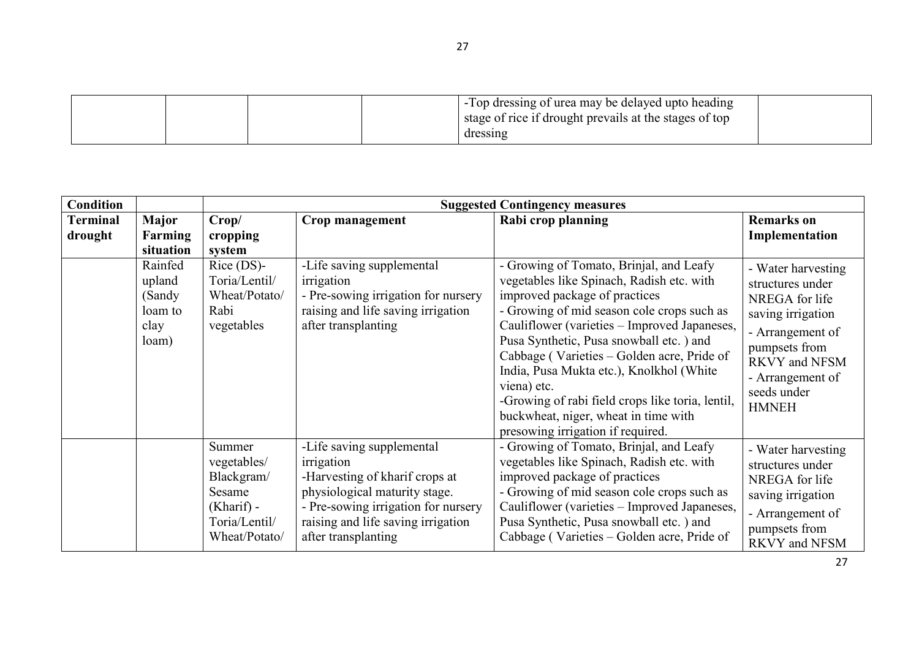| | | | | -Top dressing of urea may be delayed upto heading stage of rice if drought prevails at the stages of top dressing | |
|---|---|---|---|---|---|

| Condition | | Suggested Contingency measures | | | |
|---|---|---|---|---|---|
| Terminal drought | Major Farming situation | Crop/ cropping system | Crop management | Rabi crop planning | Remarks on Implementation |
| | Rainfed upland (Sandy loam to clay loam) | Rice (DS)- Toria/Lentil/ Wheat/Potato/ Rabi vegetables | -Life saving supplemental irrigation<br>- Pre-sowing irrigation for nursery raising and life saving irrigation after transplanting | - Growing of Tomato, Brinjal, and Leafy vegetables like Spinach, Radish etc. with improved package of practices<br>- Growing of mid season cole crops such as Cauliflower (varieties – Improved Japaneses, Pusa Synthetic, Pusa snowball etc. ) and Cabbage ( Varieties – Golden acre, Pride of India, Pusa Mukta etc.), Knolkhol (White viena) etc.<br>-Growing of rabi field crops like toria, lentil, buckwheat, niger, wheat in time with presowing irrigation if required. | - Water harvesting structures under NREGA for life saving irrigation<br>- Arrangement of pumpsets from RKVY and NFSM<br>- Arrangement of seeds under HMNEH |
| | | Summer vegetables/ Blackgram/ Sesame (Kharif) - Toria/Lentil/ Wheat/Potato/ | -Life saving supplemental irrigation<br>-Harvesting of kharif crops at physiological maturity stage.<br>- Pre-sowing irrigation for nursery raising and life saving irrigation after transplanting | - Growing of Tomato, Brinjal, and Leafy vegetables like Spinach, Radish etc. with improved package of practices<br>- Growing of mid season cole crops such as Cauliflower (varieties – Improved Japaneses, Pusa Synthetic, Pusa snowball etc. ) and Cabbage ( Varieties – Golden acre, Pride of | - Water harvesting structures under NREGA for life saving irrigation<br>- Arrangement of pumpsets from RKVY and NFSM |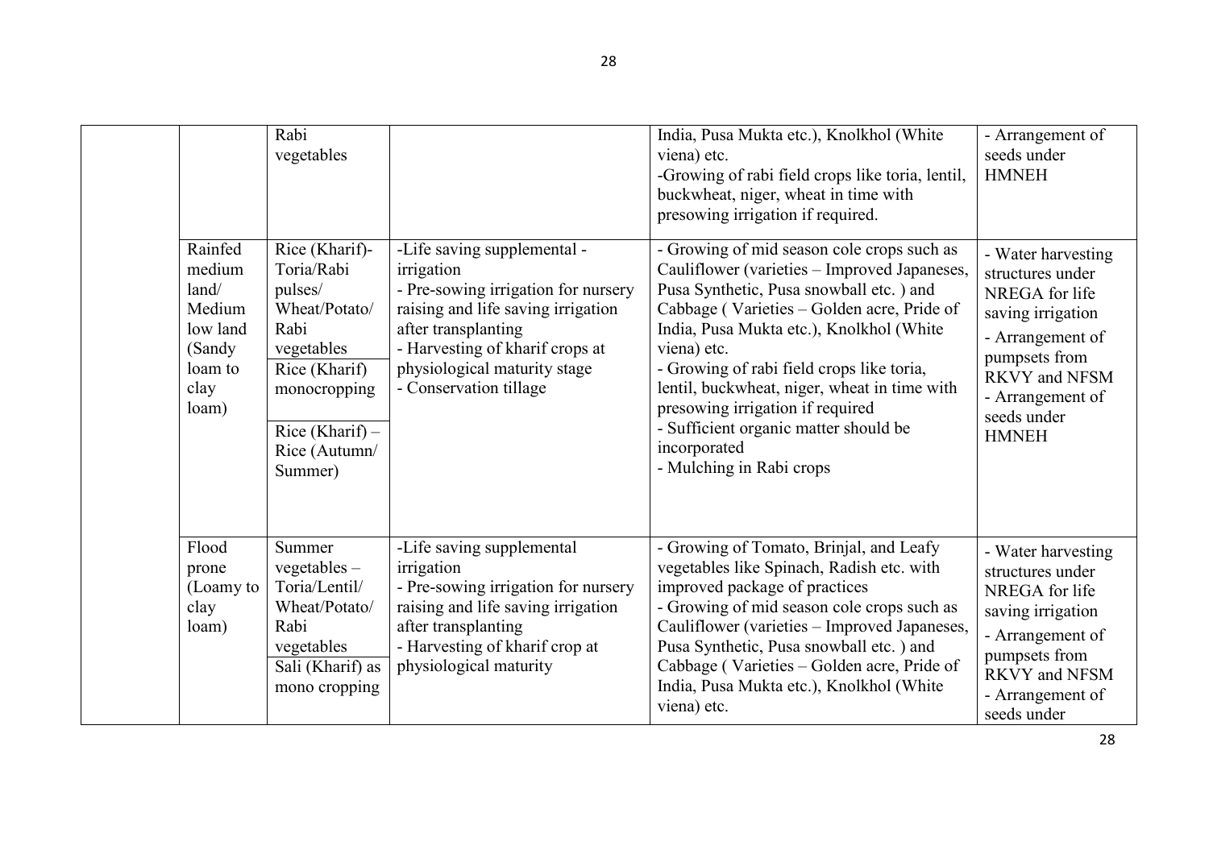| | | | | |
|---|---|---|---|---|
| | Rabi vegetables | | India, Pusa Mukta etc.), Knolkhol (White viena) etc.<br>-Growing of rabi field crops like toria, lentil, buckwheat, niger, wheat in time with presowing irrigation if required. | - Arrangement of seeds under HMNEH |
| | Rainfed medium land/ Medium low land (Sandy loam to clay loam) | Rice (Kharif)- Toria/Rabi pulses/ Wheat/Potato/ Rabi vegetables<br>Rice (Kharif) monocropping<br>Rice (Kharif) – Rice (Autumn/ Summer) | -Life saving supplemental - irrigation<br>- Pre-sowing irrigation for nursery raising and life saving irrigation after transplanting<br>- Harvesting of kharif crops at physiological maturity stage<br>- Conservation tillage | - Growing of mid season cole crops such as Cauliflower (varieties – Improved Japaneses, Pusa Synthetic, Pusa snowball etc. ) and Cabbage ( Varieties – Golden acre, Pride of India, Pusa Mukta etc.), Knolkhol (White viena) etc.<br>- Growing of rabi field crops like toria, lentil, buckwheat, niger, wheat in time with presowing irrigation if required<br>- Sufficient organic matter should be incorporated<br>- Mulching in Rabi crops | - Water harvesting structures under NREGA for life saving irrigation<br>- Arrangement of pumpsets from RKVY and NFSM<br>- Arrangement of seeds under HMNEH |
| | Flood prone (Loamy to clay loam) | Summer vegetables – Toria/Lentil/ Wheat/Potato/ Rabi vegetables<br>Sali (Kharif) as mono cropping | -Life saving supplemental irrigation<br>- Pre-sowing irrigation for nursery raising and life saving irrigation after transplanting<br>- Harvesting of kharif crop at physiological maturity | - Growing of Tomato, Brinjal, and Leafy vegetables like Spinach, Radish etc. with improved package of practices<br>- Growing of mid season cole crops such as Cauliflower (varieties – Improved Japaneses, Pusa Synthetic, Pusa snowball etc. ) and Cabbage ( Varieties – Golden acre, Pride of India, Pusa Mukta etc.), Knolkhol (White viena) etc. | - Water harvesting structures under NREGA for life saving irrigation<br>- Arrangement of pumpsets from RKVY and NFSM<br>- Arrangement of seeds under |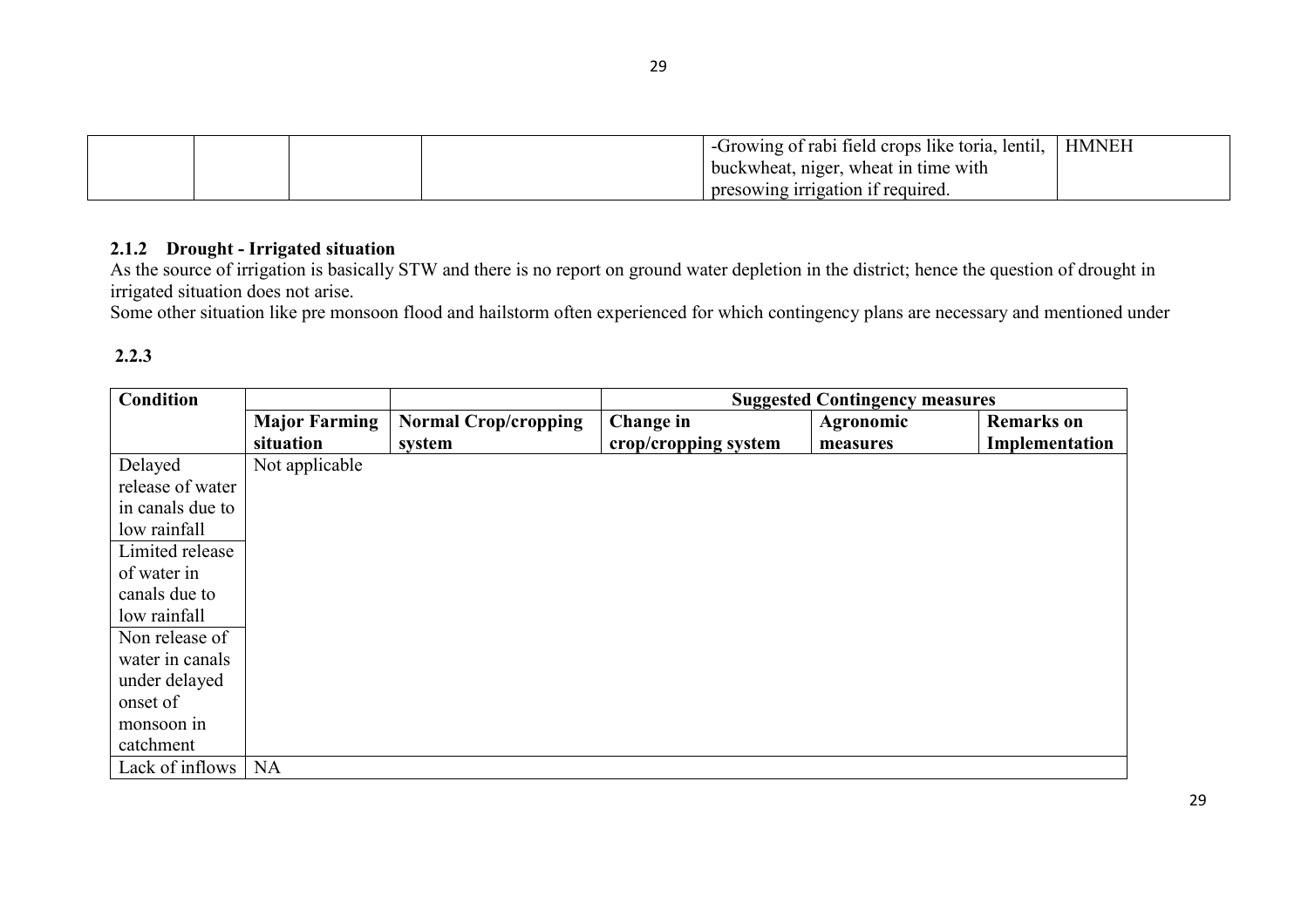|  |  |  |  | -Growing of rabi field crops like toria, lentil, buckwheat, niger, wheat in time with presowing irrigation if required. | HMNEH |
|---|---|---|---|---|---|

### 2.1.2 Drought - Irrigated situation

As the source of irrigation is basically STW and there is no report on ground water depletion in the district; hence the question of drought in irrigated situation does not arise.

Some other situation like pre monsoon flood and hailstorm often experienced for which contingency plans are necessary and mentioned under

**2.2.3**

| Condition |  |  | Suggested Contingency measures |  |  |
|---|---|---|---|---|---|
|  | **Major Farming situation** | **Normal Crop/cropping system** | **Change in crop/cropping system** | **Agronomic measures** | **Remarks on Implementation** |
| Delayed release of water in canals due to low rainfall | Not applicable |  |  |  |  |
| Limited release of water in canals due to low rainfall |  |  |  |  |  |
| Non release of water in canals under delayed onset of monsoon in catchment |  |  |  |  |  |
| Lack of inflows | NA |  |  |  |  |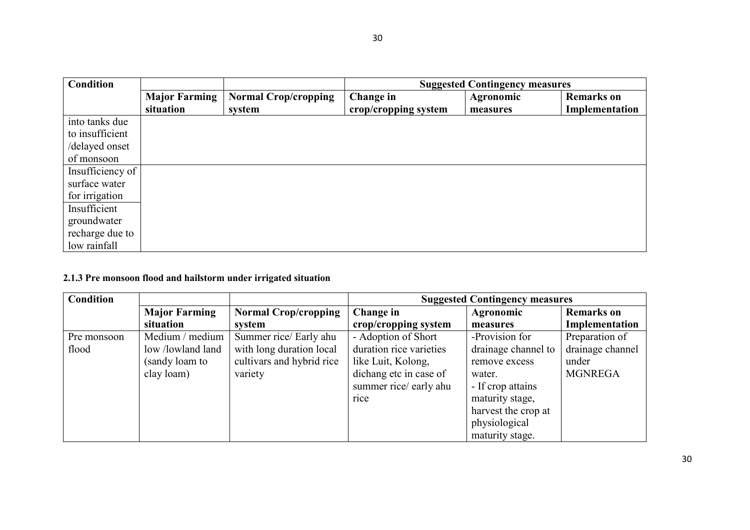| Condition | | | Suggested Contingency measures | | |
|---|---|---|---|---|---|
| | **Major Farming situation** | **Normal Crop/cropping system** | **Change in crop/cropping system** | **Agronomic measures** | **Remarks on Implementation** |
| into tanks due to insufficient /delayed onset of monsoon | | | | | |
| Insufficiency of surface water for irrigation | | | | | |
| Insufficient groundwater recharge due to low rainfall | | | | | |

**2.1.3 Pre monsoon flood and hailstorm under irrigated situation**

| Condition | | | Suggested Contingency measures | | |
|---|---|---|---|---|---|
| | **Major Farming situation** | **Normal Crop/cropping system** | **Change in crop/cropping system** | **Agronomic measures** | **Remarks on Implementation** |
| Pre monsoon flood | Medium / medium low /lowland land (sandy loam to clay loam) | Summer rice/ Early ahu with long duration local cultivars and hybrid rice variety | - Adoption of Short duration rice varieties like Luit, Kolong, dichang etc in case of summer rice/ early ahu rice | -Provision for drainage channel to remove excess water.<br>- If crop attains maturity stage, harvest the crop at physiological maturity stage. | Preparation of drainage channel under MGNREGA |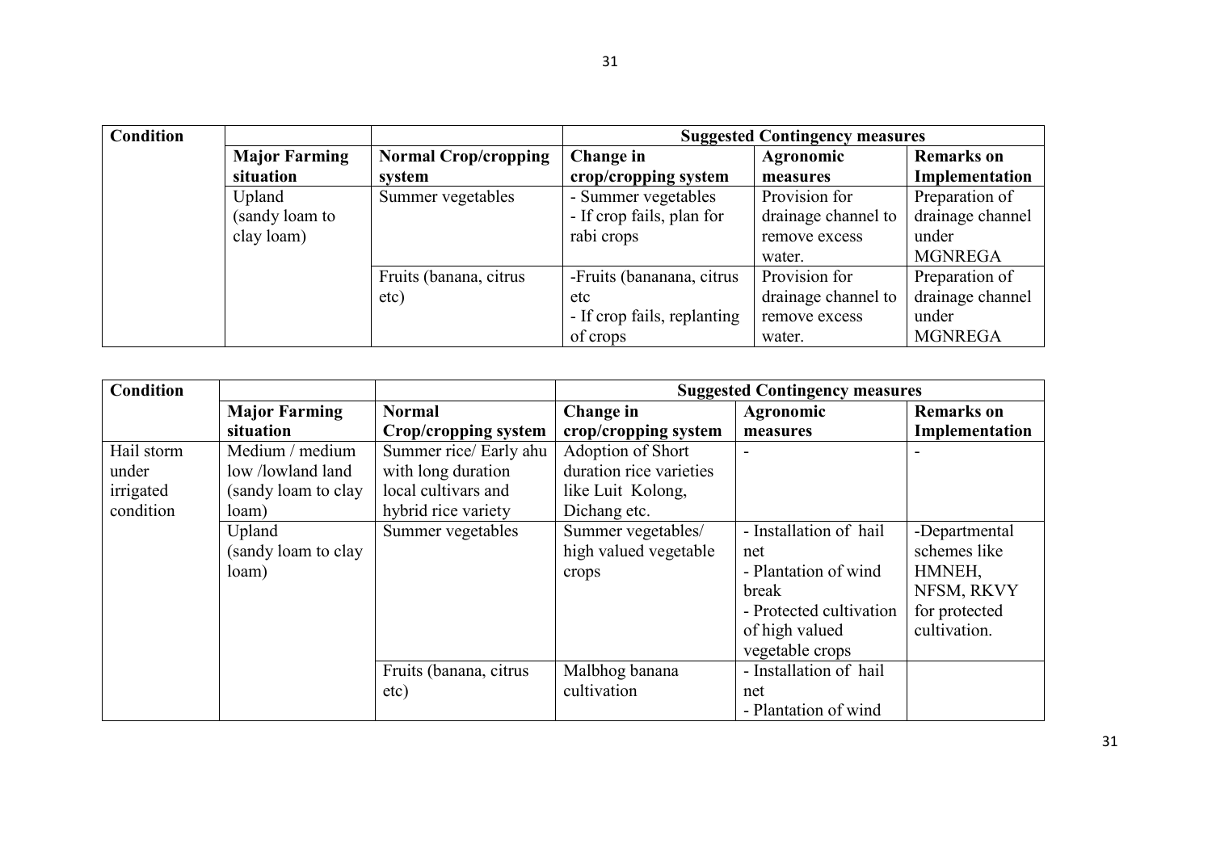| Condition | | | Suggested Contingency measures | | |
|---|---|---|---|---|---|
| | **Major Farming situation** | **Normal Crop/cropping system** | **Change in crop/cropping system** | **Agronomic measures** | **Remarks on Implementation** |
| | Upland (sandy loam to clay loam) | Summer vegetables | - Summer vegetables<br>- If crop fails, plan for rabi crops | Provision for drainage channel to remove excess water. | Preparation of drainage channel under MGNREGA |
| | | Fruits (banana, citrus etc) | -Fruits (bananana, citrus etc<br>- If crop fails, replanting of crops | Provision for drainage channel to remove excess water. | Preparation of drainage channel under MGNREGA |

| Condition | | | Suggested Contingency measures | | |
|---|---|---|---|---|---|
| | **Major Farming situation** | **Normal Crop/cropping system** | **Change in crop/cropping system** | **Agronomic measures** | **Remarks on Implementation** |
| Hail storm under irrigated condition | Medium / medium low /lowland land (sandy loam to clay loam) | Summer rice/ Early ahu with long duration local cultivars and hybrid rice variety | Adoption of Short duration rice varieties like Luit Kolong, Dichang etc. | - | - |
| | Upland (sandy loam to clay loam) | Summer vegetables | Summer vegetables/ high valued vegetable crops | - Installation of hail net<br>- Plantation of wind break<br>- Protected cultivation of high valued vegetable crops | -Departmental schemes like HMNEH, NFSM, RKVY for protected cultivation. |
| | | Fruits (banana, citrus etc) | Malbhog banana cultivation | - Installation of hail net<br>- Plantation of wind | |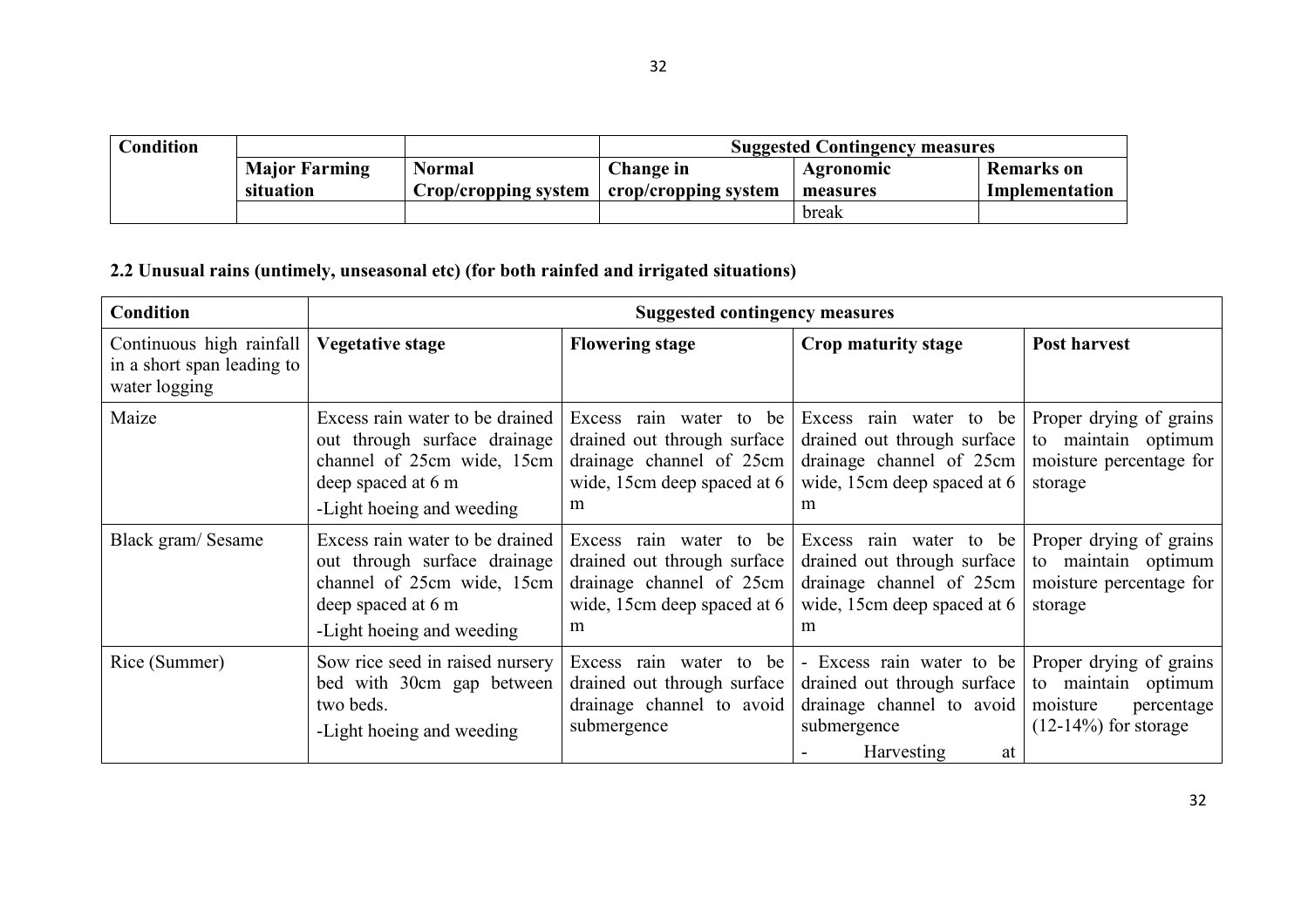| Condition | | | Suggested Contingency measures | | |
|---|---|---|---|---|---|
| | **Major Farming situation** | **Normal Crop/cropping system** | **Change in crop/cropping system** | **Agronomic measures** | **Remarks on Implementation** |
| | | | | break | |

**2.2 Unusual rains (untimely, unseasonal etc) (for both rainfed and irrigated situations)**

| Condition | Suggested contingency measures | | | |
|---|---|---|---|---|
| Continuous high rainfall in a short span leading to water logging | **Vegetative stage** | **Flowering stage** | **Crop maturity stage** | **Post harvest** |
| Maize | Excess rain water to be drained out through surface drainage channel of 25cm wide, 15cm deep spaced at 6 m<br>-Light hoeing and weeding | Excess rain water to be drained out through surface drainage channel of 25cm wide, 15cm deep spaced at 6 m | Excess rain water to be drained out through surface drainage channel of 25cm wide, 15cm deep spaced at 6 m | Proper drying of grains to maintain optimum moisture percentage for storage |
| Black gram/ Sesame | Excess rain water to be drained out through surface drainage channel of 25cm wide, 15cm deep spaced at 6 m<br>-Light hoeing and weeding | Excess rain water to be drained out through surface drainage channel of 25cm wide, 15cm deep spaced at 6 m | Excess rain water to be drained out through surface drainage channel of 25cm wide, 15cm deep spaced at 6 m | Proper drying of grains to maintain optimum moisture percentage for storage |
| Rice (Summer) | Sow rice seed in raised nursery bed with 30cm gap between two beds.<br>-Light hoeing and weeding | Excess rain water to be drained out through surface drainage channel to avoid submergence | - Excess rain water to be drained out through surface drainage channel to avoid submergence<br>- Harvesting at | Proper drying of grains to maintain optimum moisture percentage (12-14%) for storage |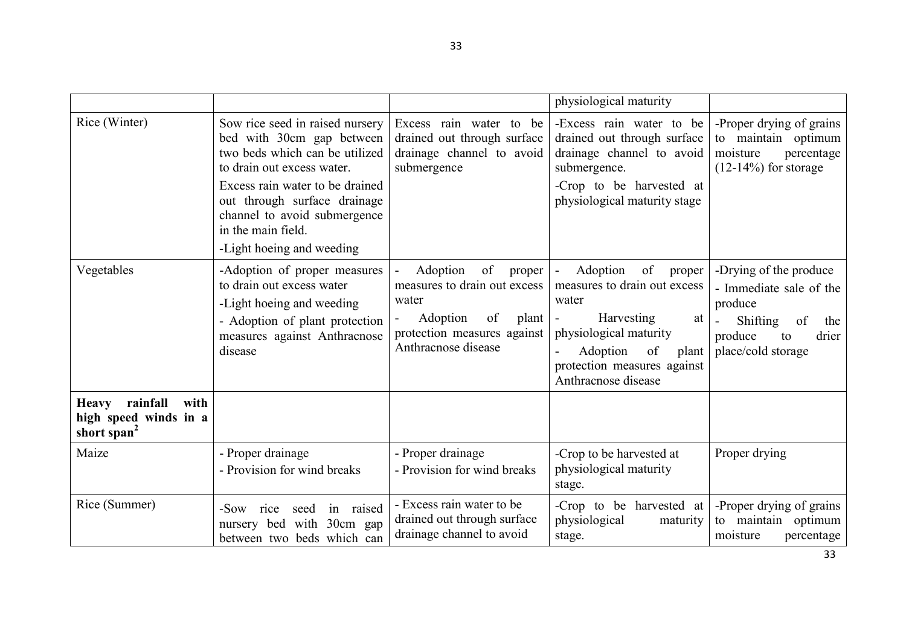| | | | | |
|---|---|---|---|---|
| | | | physiological maturity | |
| Rice (Winter) | Sow rice seed in raised nursery bed with 30cm gap between two beds which can be utilized to drain out excess water.<br>Excess rain water to be drained out through surface drainage channel to avoid submergence in the main field.<br>-Light hoeing and weeding | Excess rain water to be drained out through surface drainage channel to avoid submergence | -Excess rain water to be drained out through surface drainage channel to avoid submergence.<br>-Crop to be harvested at physiological maturity stage | -Proper drying of grains to maintain optimum moisture percentage (12-14%) for storage |
| Vegetables | -Adoption of proper measures to drain out excess water<br>-Light hoeing and weeding<br>- Adoption of plant protection measures against Anthracnose disease | - Adoption of proper measures to drain out excess water<br>- Adoption of plant protection measures against Anthracnose disease | - Adoption of proper measures to drain out excess water<br>- Harvesting at physiological maturity<br>- Adoption of plant protection measures against Anthracnose disease | -Drying of the produce<br>- Immediate sale of the produce<br>- Shifting of the produce to drier place/cold storage |
| **Heavy rainfall with high speed winds in a short span[2]** | | | | |
| Maize | - Proper drainage<br>- Provision for wind breaks | - Proper drainage<br>- Provision for wind breaks | -Crop to be harvested at physiological maturity stage. | Proper drying |
| Rice (Summer) | -Sow rice seed in raised nursery bed with 30cm gap between two beds which can | - Excess rain water to be drained out through surface drainage channel to avoid | -Crop to be harvested at physiological maturity stage. | -Proper drying of grains to maintain optimum moisture percentage |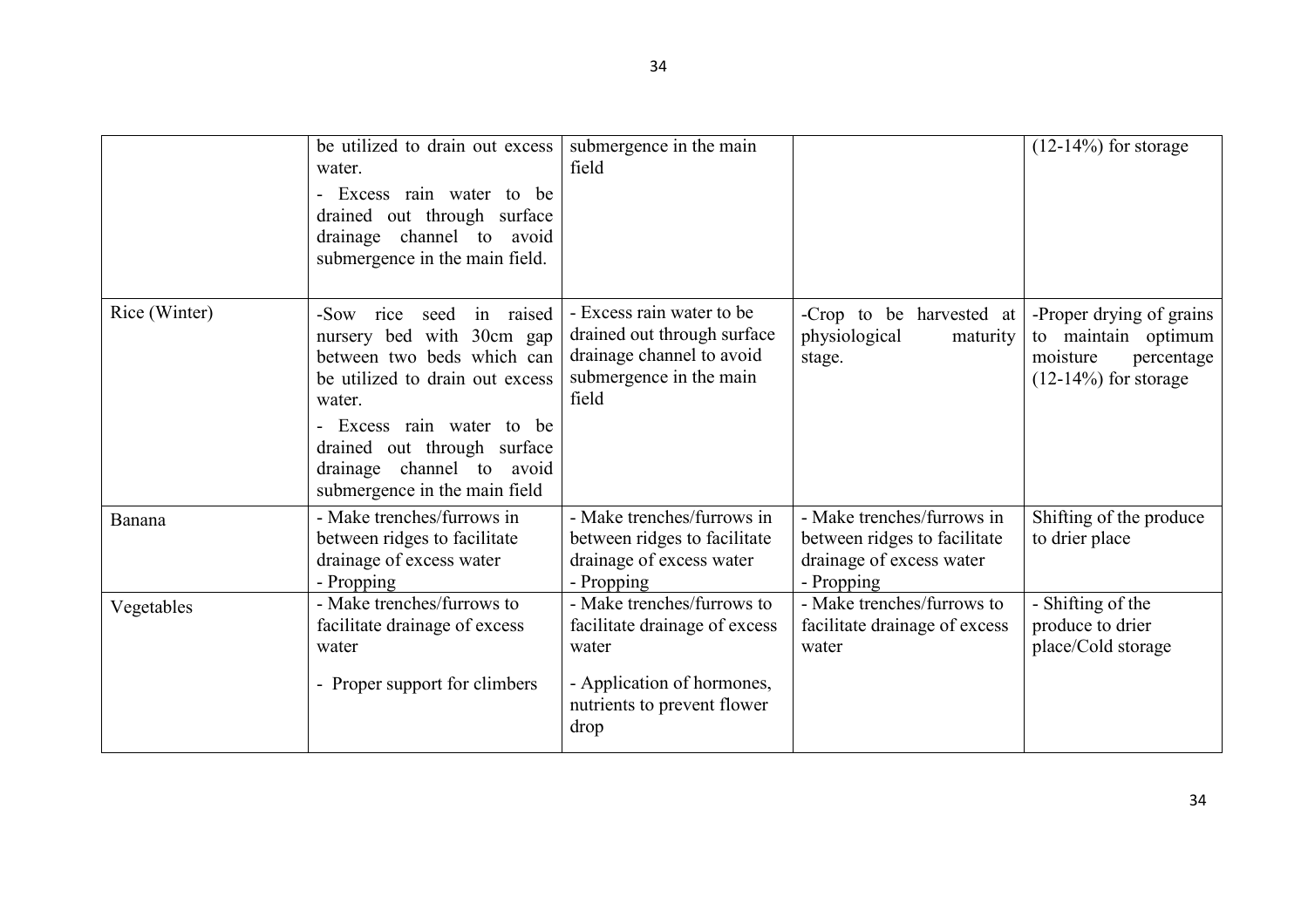| | | | | |
|---|---|---|---|---|
| | be utilized to drain out excess water.<br>- Excess rain water to be drained out through surface drainage channel to avoid submergence in the main field. | submergence in the main field | | (12-14%) for storage |
| Rice (Winter) | -Sow rice seed in raised nursery bed with 30cm gap between two beds which can be utilized to drain out excess water.<br>- Excess rain water to be drained out through surface drainage channel to avoid submergence in the main field | - Excess rain water to be drained out through surface drainage channel to avoid submergence in the main field | -Crop to be harvested at physiological maturity stage. | -Proper drying of grains to maintain optimum moisture percentage (12-14%) for storage |
| Banana | - Make trenches/furrows in between ridges to facilitate drainage of excess water<br>- Propping | - Make trenches/furrows in between ridges to facilitate drainage of excess water<br>- Propping | - Make trenches/furrows in between ridges to facilitate drainage of excess water<br>- Propping | Shifting of the produce to drier place |
| Vegetables | - Make trenches/furrows to facilitate drainage of excess water<br>- Proper support for climbers | - Make trenches/furrows to facilitate drainage of excess water<br>- Application of hormones, nutrients to prevent flower drop | - Make trenches/furrows to facilitate drainage of excess water | - Shifting of the produce to drier place/Cold storage |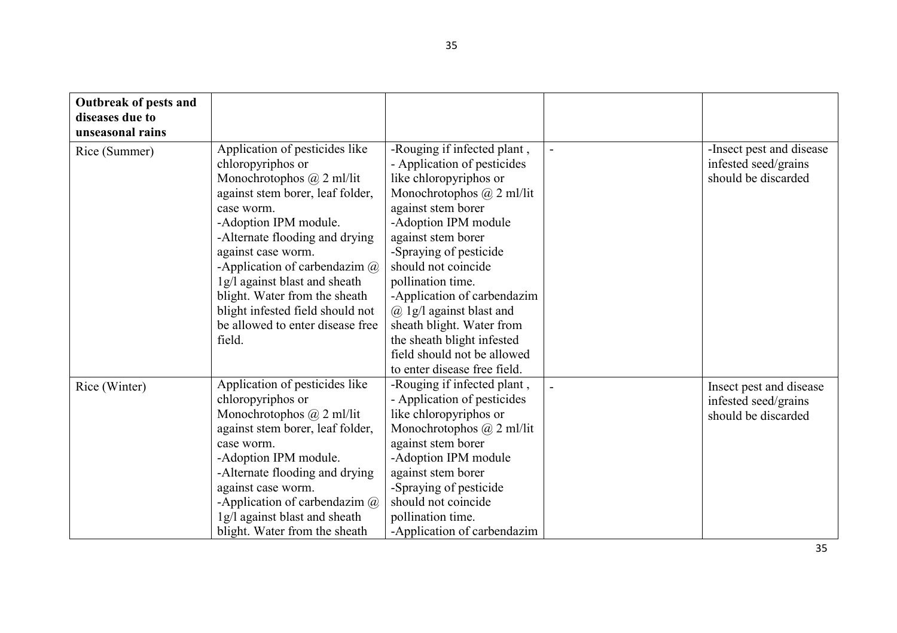| **Outbreak of pests and diseases due to unseasonal rains** | | | | |
|---|---|---|---|---|
| Rice (Summer) | Application of pesticides like chloropyriphos or Monochrotophos @ 2 ml/lit against stem borer, leaf folder, case worm.<br>-Adoption IPM module.<br>-Alternate flooding and drying against case worm.<br>-Application of carbendazim @ 1g/l against blast and sheath blight. Water from the sheath blight infested field should not be allowed to enter disease free field. | -Rouging if infected plant ,<br>- Application of pesticides like chloropyriphos or Monochrotophos @ 2 ml/lit against stem borer<br>-Adoption IPM module against stem borer<br>-Spraying of pesticide should not coincide pollination time.<br>-Application of carbendazim @ 1g/l against blast and sheath blight. Water from the sheath blight infested field should not be allowed to enter disease free field. | - | -Insect pest and disease infested seed/grains should be discarded |
| Rice (Winter) | Application of pesticides like chloropyriphos or Monochrotophos @ 2 ml/lit against stem borer, leaf folder, case worm.<br>-Adoption IPM module.<br>-Alternate flooding and drying against case worm.<br>-Application of carbendazim @ 1g/l against blast and sheath blight. Water from the sheath | -Rouging if infected plant ,<br>- Application of pesticides like chloropyriphos or Monochrotophos @ 2 ml/lit against stem borer<br>-Adoption IPM module against stem borer<br>-Spraying of pesticide should not coincide pollination time.<br>-Application of carbendazim | - | Insect pest and disease infested seed/grains should be discarded |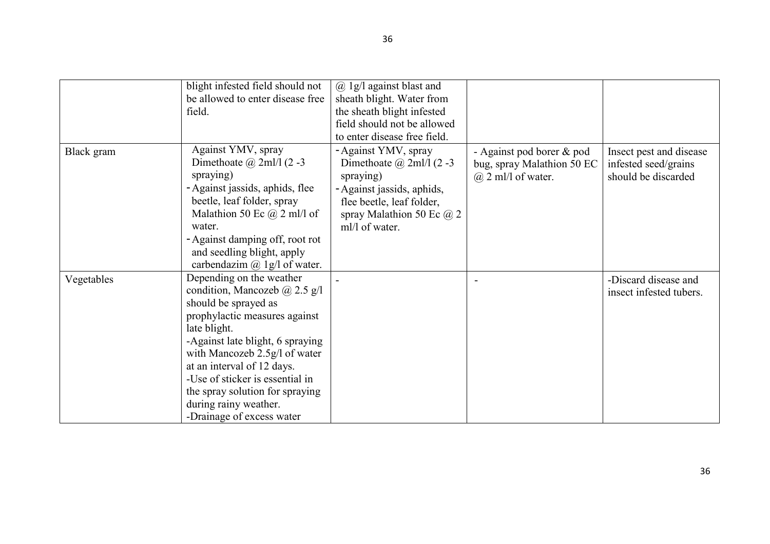| | | | | |
|---|---|---|---|---|
| | blight infested field should not be allowed to enter disease free field. | @ 1g/l against blast and sheath blight. Water from the sheath blight infested field should not be allowed to enter disease free field. | | |
| Black gram | Against YMV, spray Dimethoate @ 2ml/l (2 -3 spraying)<br>- Against jassids, aphids, flee beetle, leaf folder, spray Malathion 50 Ec @ 2 ml/l of water.<br>- Against damping off, root rot and seedling blight, apply carbendazim @ 1g/l of water. | - Against YMV, spray Dimethoate @ 2ml/l (2 -3 spraying)<br>- Against jassids, aphids, flee beetle, leaf folder, spray Malathion 50 Ec @ 2 ml/l of water. | - Against pod borer & pod bug, spray Malathion 50 EC @ 2 ml/l of water. | Insect pest and disease infested seed/grains should be discarded |
| Vegetables | Depending on the weather condition, Mancozeb @ 2.5 g/l should be sprayed as prophylactic measures against late blight.<br>-Against late blight, 6 spraying with Mancozeb 2.5g/l of water at an interval of 12 days.<br>-Use of sticker is essential in the spray solution for spraying during rainy weather.<br>-Drainage of excess water | - | - | -Discard disease and insect infested tubers. |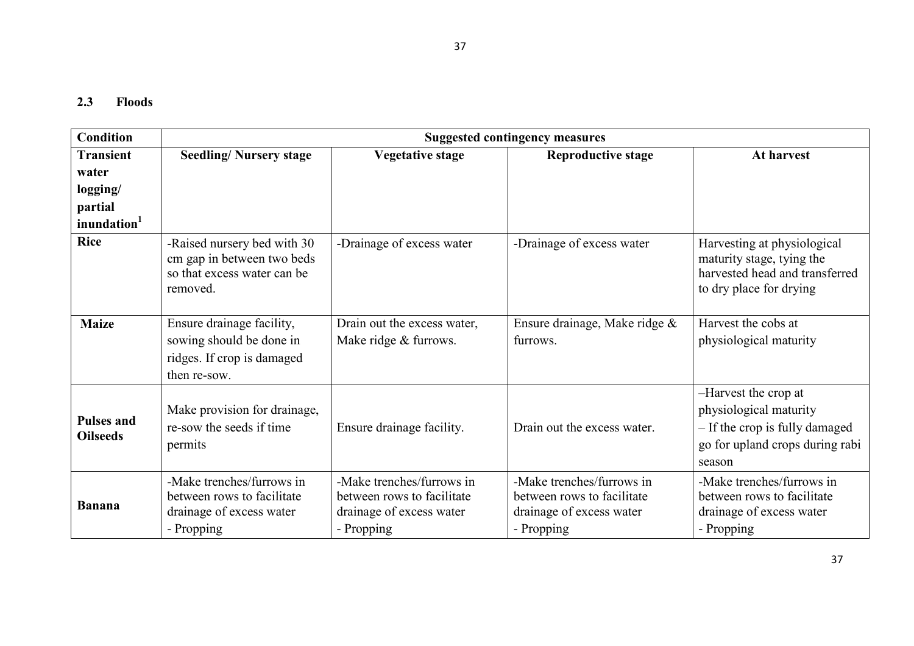### 2.3 Floods

| Condition | Suggested contingency measures | | | |
|---|---|---|---|---|
| **Transient water logging/ partial inundation**[1] | **Seedling/ Nursery stage** | **Vegetative stage** | **Reproductive stage** | **At harvest** |
| **Rice** | -Raised nursery bed with 30 cm gap in between two beds so that excess water can be removed. | -Drainage of excess water | -Drainage of excess water | Harvesting at physiological maturity stage, tying the harvested head and transferred to dry place for drying |
| **Maize** | Ensure drainage facility, sowing should be done in ridges. If crop is damaged then re-sow. | Drain out the excess water, Make ridge & furrows. | Ensure drainage, Make ridge & furrows. | Harvest the cobs at physiological maturity |
| **Pulses and Oilseeds** | Make provision for drainage, re-sow the seeds if time permits | Ensure drainage facility. | Drain out the excess water. | –Harvest the crop at physiological maturity<br>– If the crop is fully damaged go for upland crops during rabi season |
| **Banana** | -Make trenches/furrows in between rows to facilitate drainage of excess water<br>- Propping | -Make trenches/furrows in between rows to facilitate drainage of excess water<br>- Propping | -Make trenches/furrows in between rows to facilitate drainage of excess water<br>- Propping | -Make trenches/furrows in between rows to facilitate drainage of excess water<br>- Propping |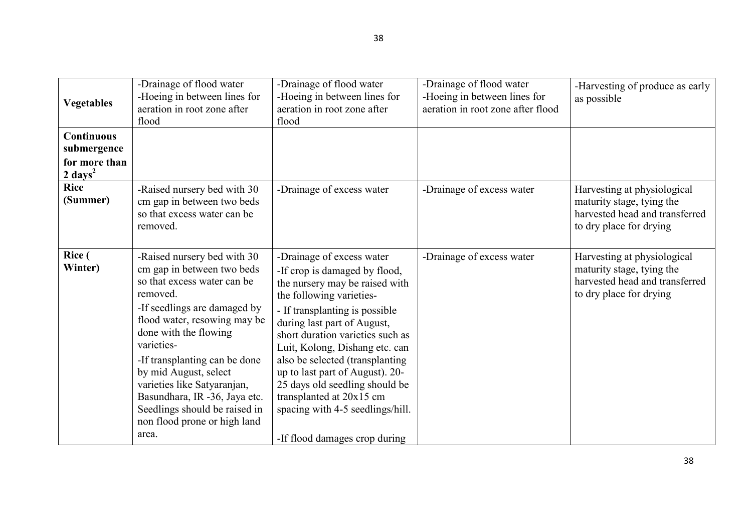| | | | | |
|---|---|---|---|---|
| **Vegetables** | -Drainage of flood water<br>-Hoeing in between lines for aeration in root zone after flood | -Drainage of flood water<br>-Hoeing in between lines for aeration in root zone after flood | -Drainage of flood water<br>-Hoeing in between lines for aeration in root zone after flood | -Harvesting of produce as early as possible |
| **Continuous submergence for more than 2 days[2]** | | | | |
| **Rice (Summer)** | -Raised nursery bed with 30 cm gap in between two beds so that excess water can be removed. | -Drainage of excess water | -Drainage of excess water | Harvesting at physiological maturity stage, tying the harvested head and transferred to dry place for drying |
| **Rice ( Winter)** | -Raised nursery bed with 30 cm gap in between two beds so that excess water can be removed.<br>-If seedlings are damaged by flood water, resowing may be done with the flowing varieties-<br>-If transplanting can be done by mid August, select varieties like Satyaranjan, Basundhara, IR -36, Jaya etc. Seedlings should be raised in non flood prone or high land area. | -Drainage of excess water<br>-If crop is damaged by flood, the nursery may be raised with the following varieties-<br>- If transplanting is possible during last part of August, short duration varieties such as Luit, Kolong, Dishang etc. can also be selected (transplanting up to last part of August). 20-25 days old seedling should be transplanted at 20x15 cm spacing with 4-5 seedlings/hill.<br><br>-If flood damages crop during | -Drainage of excess water | Harvesting at physiological maturity stage, tying the harvested head and transferred to dry place for drying |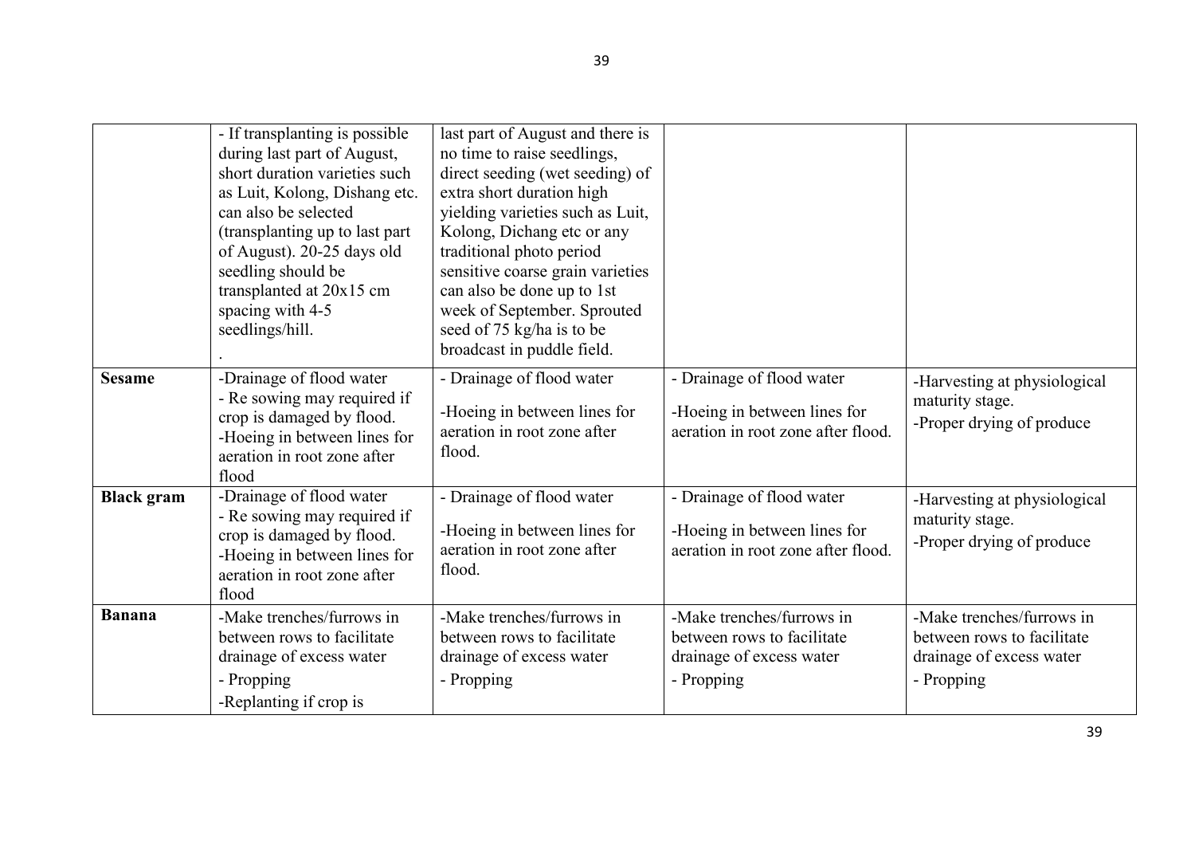| | | | | |
|---|---|---|---|---|
| | - If transplanting is possible during last part of August, short duration varieties such as Luit, Kolong, Dishang etc. can also be selected (transplanting up to last part of August). 20-25 days old seedling should be transplanted at 20x15 cm spacing with 4-5 seedlings/hill.<br>. | last part of August and there is no time to raise seedlings, direct seeding (wet seeding) of extra short duration high yielding varieties such as Luit, Kolong, Dichang etc or any traditional photo period sensitive coarse grain varieties can also be done up to 1st week of September. Sprouted seed of 75 kg/ha is to be broadcast in puddle field. | | |
| **Sesame** | -Drainage of flood water<br>- Re sowing may required if crop is damaged by flood.<br>-Hoeing in between lines for aeration in root zone after flood | - Drainage of flood water<br>-Hoeing in between lines for aeration in root zone after flood. | - Drainage of flood water<br>-Hoeing in between lines for aeration in root zone after flood. | -Harvesting at physiological maturity stage.<br>-Proper drying of produce |
| **Black gram** | -Drainage of flood water<br>- Re sowing may required if crop is damaged by flood.<br>-Hoeing in between lines for aeration in root zone after flood | - Drainage of flood water<br>-Hoeing in between lines for aeration in root zone after flood. | - Drainage of flood water<br>-Hoeing in between lines for aeration in root zone after flood. | -Harvesting at physiological maturity stage.<br>-Proper drying of produce |
| **Banana** | -Make trenches/furrows in between rows to facilitate drainage of excess water<br>- Propping<br>-Replanting if crop is | -Make trenches/furrows in between rows to facilitate drainage of excess water<br>- Propping | -Make trenches/furrows in between rows to facilitate drainage of excess water<br>- Propping | -Make trenches/furrows in between rows to facilitate drainage of excess water<br>- Propping |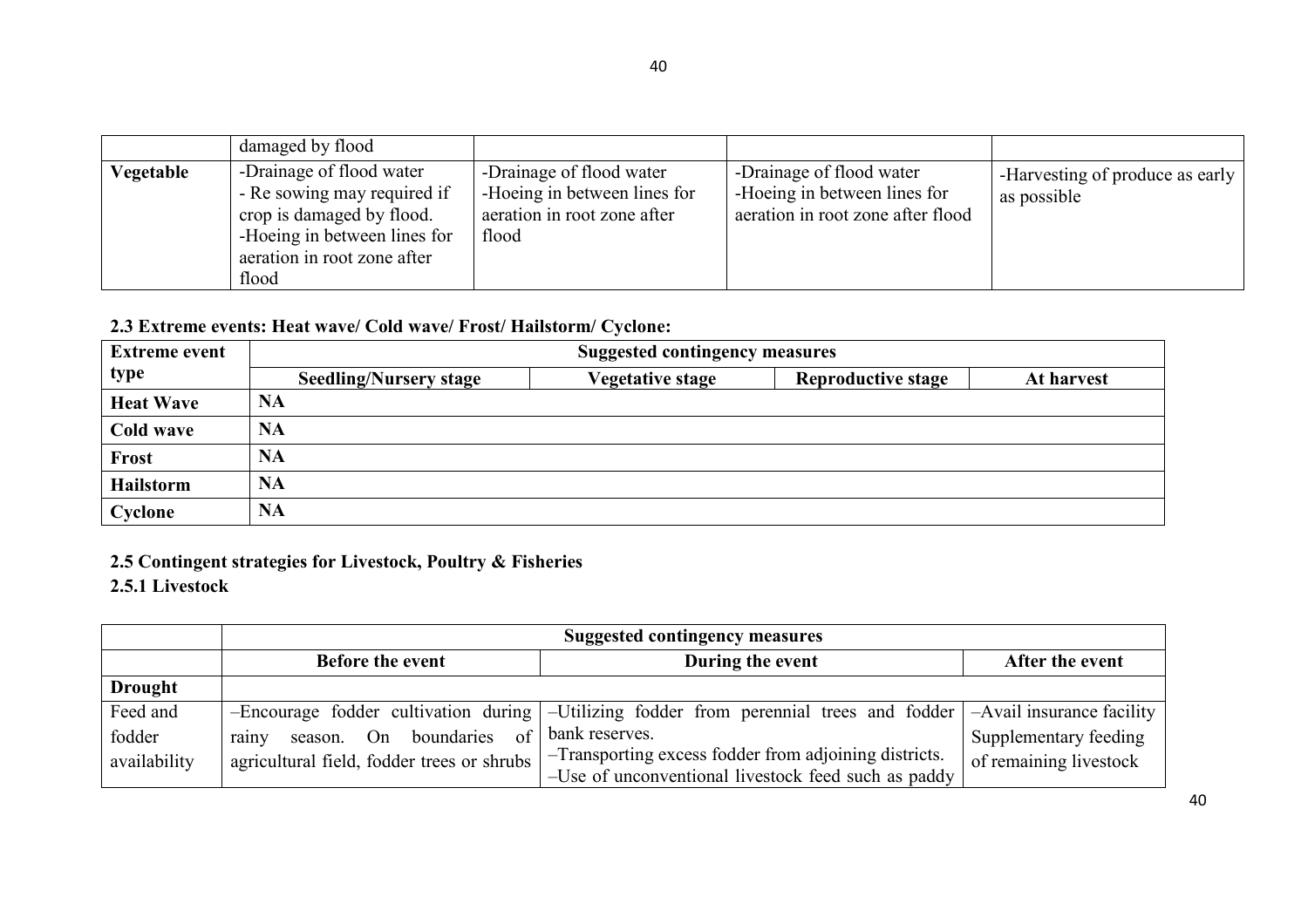| | | | | |
|---|---|---|---|---|
| | damaged by flood | | | |
| **Vegetable** | -Drainage of flood water<br>- Re sowing may required if crop is damaged by flood.<br>-Hoeing in between lines for aeration in root zone after flood | -Drainage of flood water<br>-Hoeing in between lines for aeration in root zone after flood | -Drainage of flood water<br>-Hoeing in between lines for aeration in root zone after flood | -Harvesting of produce as early as possible |

### 2.3 Extreme events: Heat wave/ Cold wave/ Frost/ Hailstorm/ Cyclone:

| Extreme event type | Suggested contingency measures | | | |
|---|---|---|---|---|
| | **Seedling/Nursery stage** | **Vegetative stage** | **Reproductive stage** | **At harvest** |
| **Heat Wave** | **NA** | | | |
| **Cold wave** | **NA** | | | |
| **Frost** | **NA** | | | |
| **Hailstorm** | **NA** | | | |
| **Cyclone** | **NA** | | | |

### 2.5 Contingent strategies for Livestock, Poultry & Fisheries

#### 2.5.1 Livestock

| | Suggested contingency measures | | |
|---|---|---|---|
| | **Before the event** | **During the event** | **After the event** |
| **Drought** | | | |
| Feed and fodder availability | –Encourage fodder cultivation during rainy season. On boundaries of agricultural field, fodder trees or shrubs | –Utilizing fodder from perennial trees and fodder bank reserves.<br>–Transporting excess fodder from adjoining districts.<br>–Use of unconventional livestock feed such as paddy | –Avail insurance facility<br>Supplementary feeding of remaining livestock |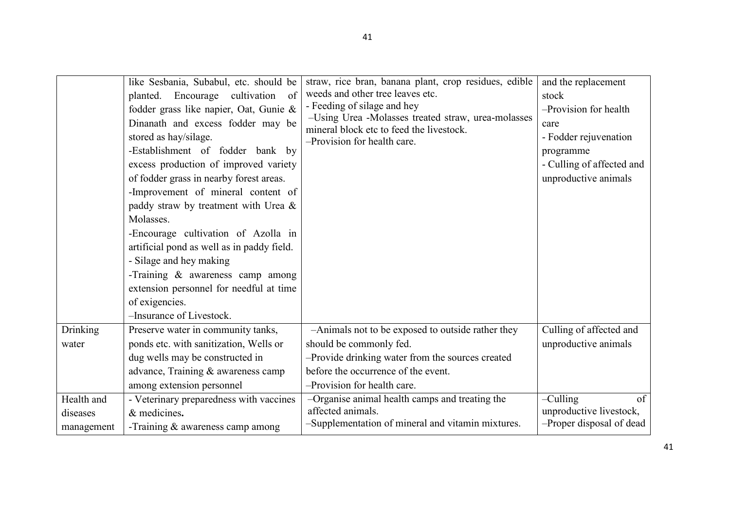| | | | |
|---|---|---|---|
| | like Sesbania, Subabul, etc. should be planted. Encourage cultivation of fodder grass like napier, Oat, Gunie & Dinanath and excess fodder may be stored as hay/silage.<br>-Establishment of fodder bank by excess production of improved variety of fodder grass in nearby forest areas.<br>-Improvement of mineral content of paddy straw by treatment with Urea & Molasses.<br>-Encourage cultivation of Azolla in artificial pond as well as in paddy field.<br>- Silage and hey making<br>-Training & awareness camp among extension personnel for needful at time of exigencies.<br>–Insurance of Livestock. | straw, rice bran, banana plant, crop residues, edible weeds and other tree leaves etc.<br>- Feeding of silage and hey<br>–Using Urea -Molasses treated straw, urea-molasses mineral block etc to feed the livestock.<br>–Provision for health care. | and the replacement stock<br>–Provision for health care<br>- Fodder rejuvenation programme<br>- Culling of affected and unproductive animals |
| Drinking water | Preserve water in community tanks, ponds etc. with sanitization, Wells or dug wells may be constructed in advance, Training & awareness camp among extension personnel | –Animals not to be exposed to outside rather they should be commonly fed.<br>–Provide drinking water from the sources created before the occurrence of the event.<br>–Provision for health care. | Culling of affected and unproductive animals |
| Health and diseases management | - Veterinary preparedness with vaccines & medicines.<br>-Training & awareness camp among | –Organise animal health camps and treating the affected animals.<br>–Supplementation of mineral and vitamin mixtures. | –Culling of unproductive livestock,<br>–Proper disposal of dead |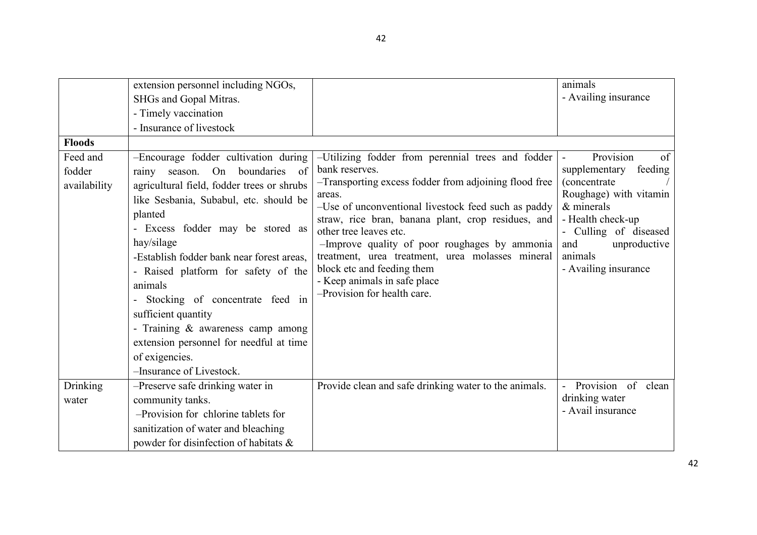| | | | |
|---|---|---|---|
| | extension personnel including NGOs, SHGs and Gopal Mitras.<br>- Timely vaccination<br>- Insurance of livestock | | animals<br>- Availing insurance |
| **Floods** | | | |
| Feed and fodder availability | –Encourage fodder cultivation during rainy season. On boundaries of agricultural field, fodder trees or shrubs like Sesbania, Subabul, etc. should be planted<br>- Excess fodder may be stored as hay/silage<br>-Establish fodder bank near forest areas,<br>- Raised platform for safety of the animals<br>- Stocking of concentrate feed in sufficient quantity<br>- Training & awareness camp among extension personnel for needful at time of exigencies.<br>–Insurance of Livestock. | –Utilizing fodder from perennial trees and fodder bank reserves.<br>–Transporting excess fodder from adjoining flood free areas.<br>–Use of unconventional livestock feed such as paddy straw, rice bran, banana plant, crop residues, and other tree leaves etc.<br>–Improve quality of poor roughages by ammonia treatment, urea treatment, urea molasses mineral block etc and feeding them<br>- Keep animals in safe place<br>–Provision for health care. | - Provision of supplementary feeding (concentrate / Roughage) with vitamin & minerals<br>- Health check-up<br>- Culling of diseased and unproductive animals<br>- Availing insurance |
| Drinking water | –Preserve safe drinking water in community tanks.<br>–Provision for chlorine tablets for sanitization of water and bleaching powder for disinfection of habitats & | Provide clean and safe drinking water to the animals. | - Provision of clean drinking water<br>- Avail insurance |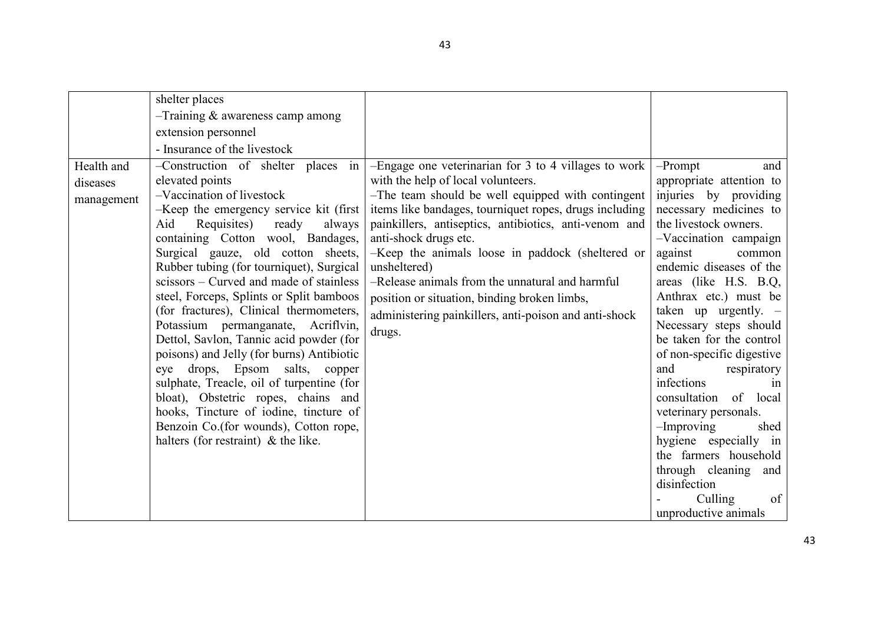| | | | |
|---|---|---|---|
| | shelter places<br>–Training & awareness camp among extension personnel<br>- Insurance of the livestock | | |
| Health and diseases management | –Construction of shelter places in elevated points<br>–Vaccination of livestock<br>–Keep the emergency service kit (first Aid Requisites) ready always containing Cotton wool, Bandages, Surgical gauze, old cotton sheets, Rubber tubing (for tourniquet), Surgical scissors – Curved and made of stainless steel, Forceps, Splints or Split bamboos (for fractures), Clinical thermometers, Potassium permanganate, Acriflvin, Dettol, Savlon, Tannic acid powder (for poisons) and Jelly (for burns) Antibiotic eye drops, Epsom salts, copper sulphate, Treacle, oil of turpentine (for bloat), Obstetric ropes, chains and hooks, Tincture of iodine, tincture of Benzoin Co.(for wounds), Cotton rope, halters (for restraint) & the like. | –Engage one veterinarian for 3 to 4 villages to work with the help of local volunteers.<br>–The team should be well equipped with contingent items like bandages, tourniquet ropes, drugs including painkillers, antiseptics, antibiotics, anti-venom and anti-shock drugs etc.<br>–Keep the animals loose in paddock (sheltered or unsheltered)<br>–Release animals from the unnatural and harmful position or situation, binding broken limbs, administering painkillers, anti-poison and anti-shock drugs. | –Prompt and appropriate attention to injuries by providing necessary medicines to the livestock owners.<br>–Vaccination campaign against common endemic diseases of the areas (like H.S. B.Q, Anthrax etc.) must be taken up urgently. – Necessary steps should be taken for the control of non-specific digestive and respiratory infections in consultation of local veterinary personals.<br>–Improving shed hygiene especially in the farmers household through cleaning and disinfection<br>- Culling of unproductive animals |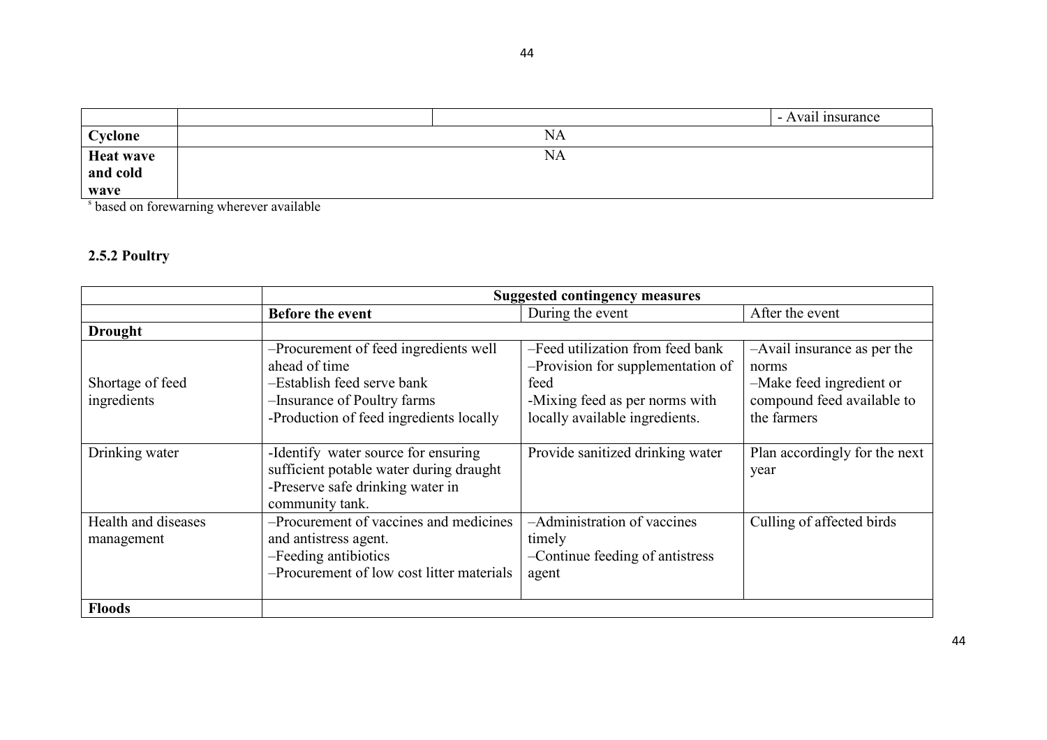| | | | |
|---|---|---|---|
| | | | - Avail insurance |
| **Cyclone** | NA | | |
| **Heat wave and cold wave** | NA | | |

[s] based on forewarning wherever available

### 2.5.2 Poultry

| | **Suggested contingency measures** | | |
|---|---|---|---|
| | **Before the event** | During the event | After the event |
| **Drought** | | | |
| Shortage of feed ingredients | –Procurement of feed ingredients well ahead of time<br>–Establish feed serve bank<br>–Insurance of Poultry farms<br>-Production of feed ingredients locally | –Feed utilization from feed bank<br>–Provision for supplementation of feed<br>-Mixing feed as per norms with locally available ingredients. | –Avail insurance as per the norms<br>–Make feed ingredient or compound feed available to the farmers |
| Drinking water | -Identify water source for ensuring sufficient potable water during draught<br>-Preserve safe drinking water in community tank. | Provide sanitized drinking water | Plan accordingly for the next year |
| Health and diseases management | –Procurement of vaccines and medicines and antistress agent.<br>–Feeding antibiotics<br>–Procurement of low cost litter materials | –Administration of vaccines timely<br>–Continue feeding of antistress agent | Culling of affected birds |
| **Floods** | | | |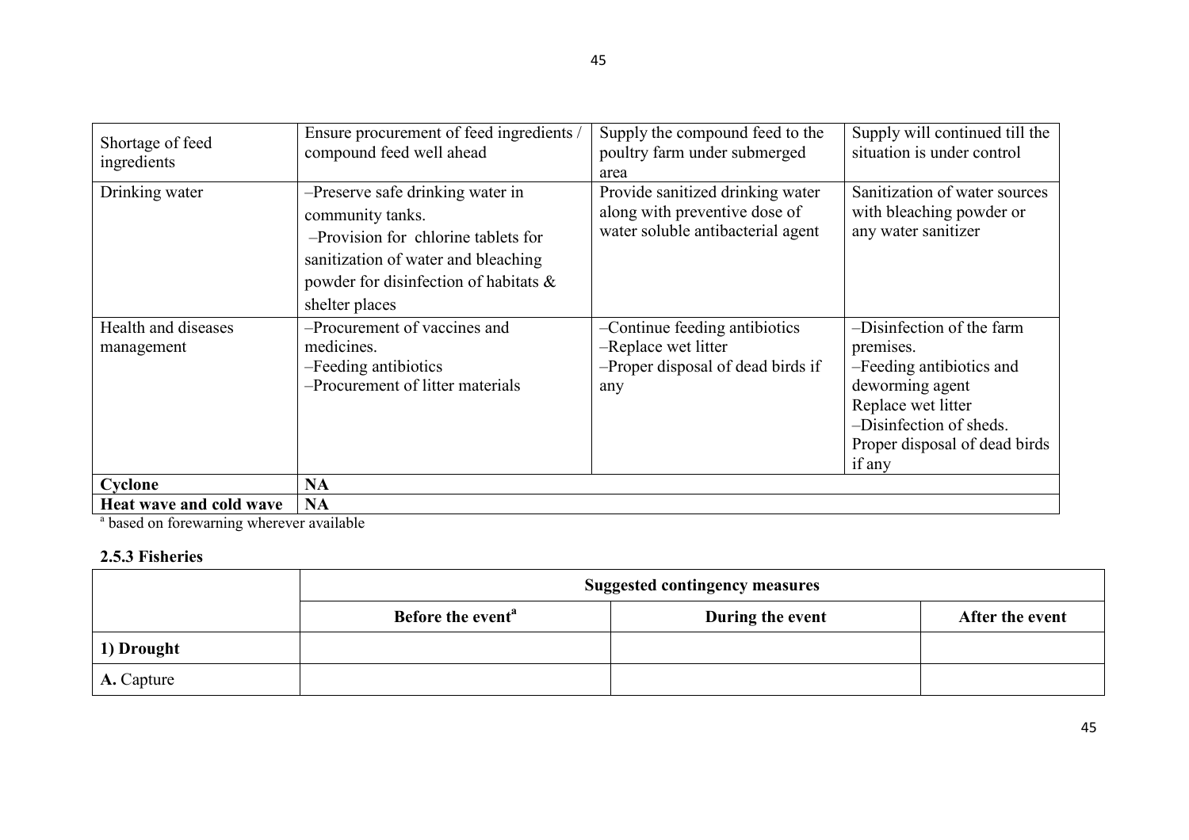| | | | |
|---|---|---|---|
| Shortage of feed ingredients | Ensure procurement of feed ingredients / compound feed well ahead | Supply the compound feed to the poultry farm under submerged area | Supply will continued till the situation is under control |
| Drinking water | –Preserve safe drinking water in community tanks.<br>–Provision for chlorine tablets for sanitization of water and bleaching powder for disinfection of habitats & shelter places | Provide sanitized drinking water along with preventive dose of water soluble antibacterial agent | Sanitization of water sources with bleaching powder or any water sanitizer |
| Health and diseases management | –Procurement of vaccines and medicines.<br>–Feeding antibiotics<br>–Procurement of litter materials | –Continue feeding antibiotics<br>–Replace wet litter<br>–Proper disposal of dead birds if any | –Disinfection of the farm premises.<br>–Feeding antibiotics and deworming agent<br>Replace wet litter<br>–Disinfection of sheds.<br>Proper disposal of dead birds if any |
| **Cyclone** | **NA** | | |
| **Heat wave and cold wave** | **NA** | | |

[a] based on forewarning wherever available

### 2.5.3 Fisheries

| | **Suggested contingency measures** | | |
|---|---|---|---|
| | **Before the event[a]** | **During the event** | **After the event** |
| **1) Drought** | | | |
| **A.** Capture | | | |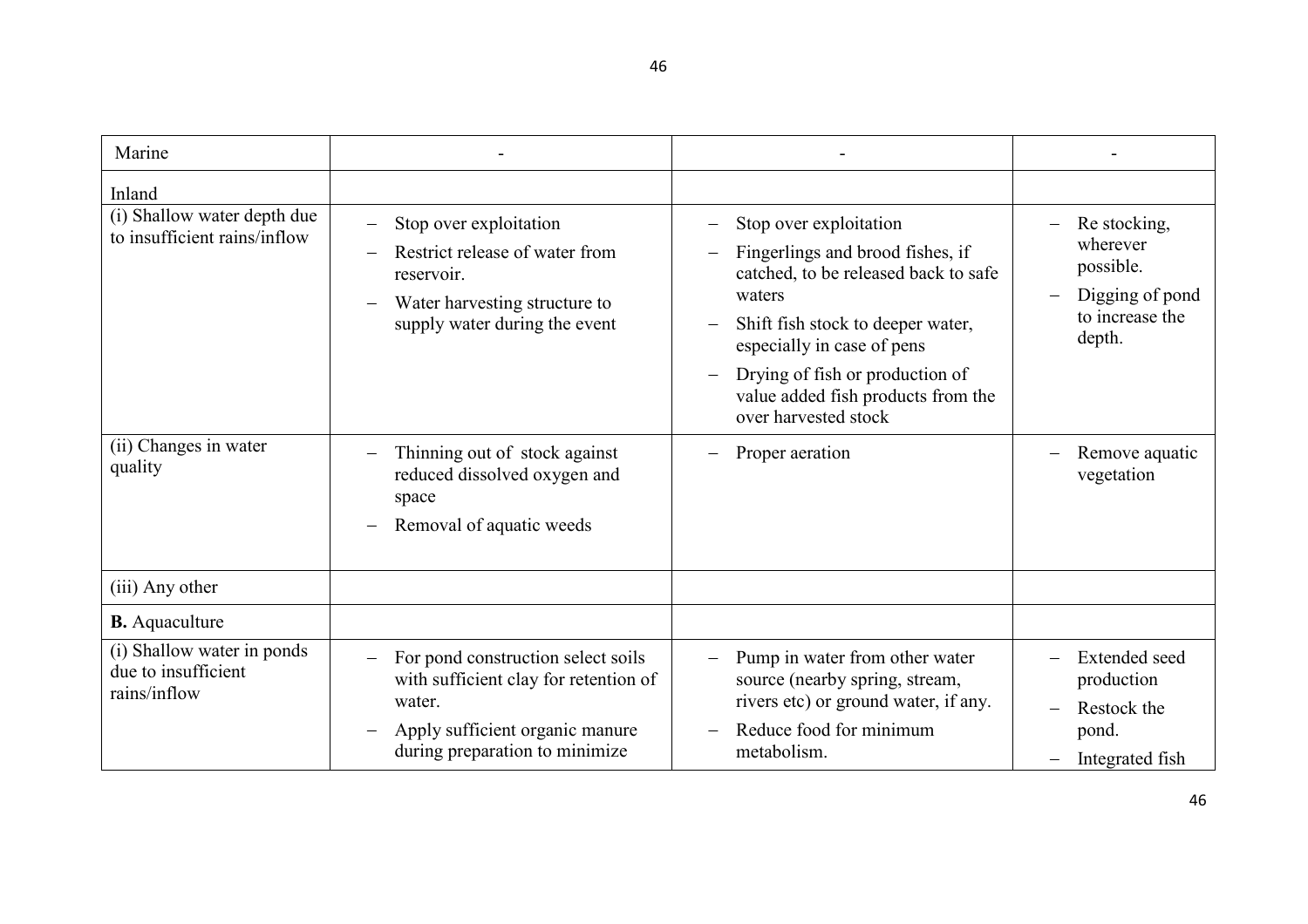| Marine | - | - | - |
|---|---|---|---|
| Inland | | | |
| (i) Shallow water depth due to insufficient rains/inflow | – Stop over exploitation<br>– Restrict release of water from reservoir.<br>– Water harvesting structure to supply water during the event | – Stop over exploitation<br>– Fingerlings and brood fishes, if catched, to be released back to safe waters<br>– Shift fish stock to deeper water, especially in case of pens<br>– Drying of fish or production of value added fish products from the over harvested stock | – Re stocking, wherever possible.<br>– Digging of pond to increase the depth. |
| (ii) Changes in water quality | – Thinning out of stock against reduced dissolved oxygen and space<br>– Removal of aquatic weeds | – Proper aeration | – Remove aquatic vegetation |
| (iii) Any other | | | |
| **B.** Aquaculture | | | |
| (i) Shallow water in ponds due to insufficient rains/inflow | – For pond construction select soils with sufficient clay for retention of water.<br>– Apply sufficient organic manure during preparation to minimize | – Pump in water from other water source (nearby spring, stream, rivers etc) or ground water, if any.<br>– Reduce food for minimum metabolism. | – Extended seed production<br>– Restock the pond.<br>– Integrated fish |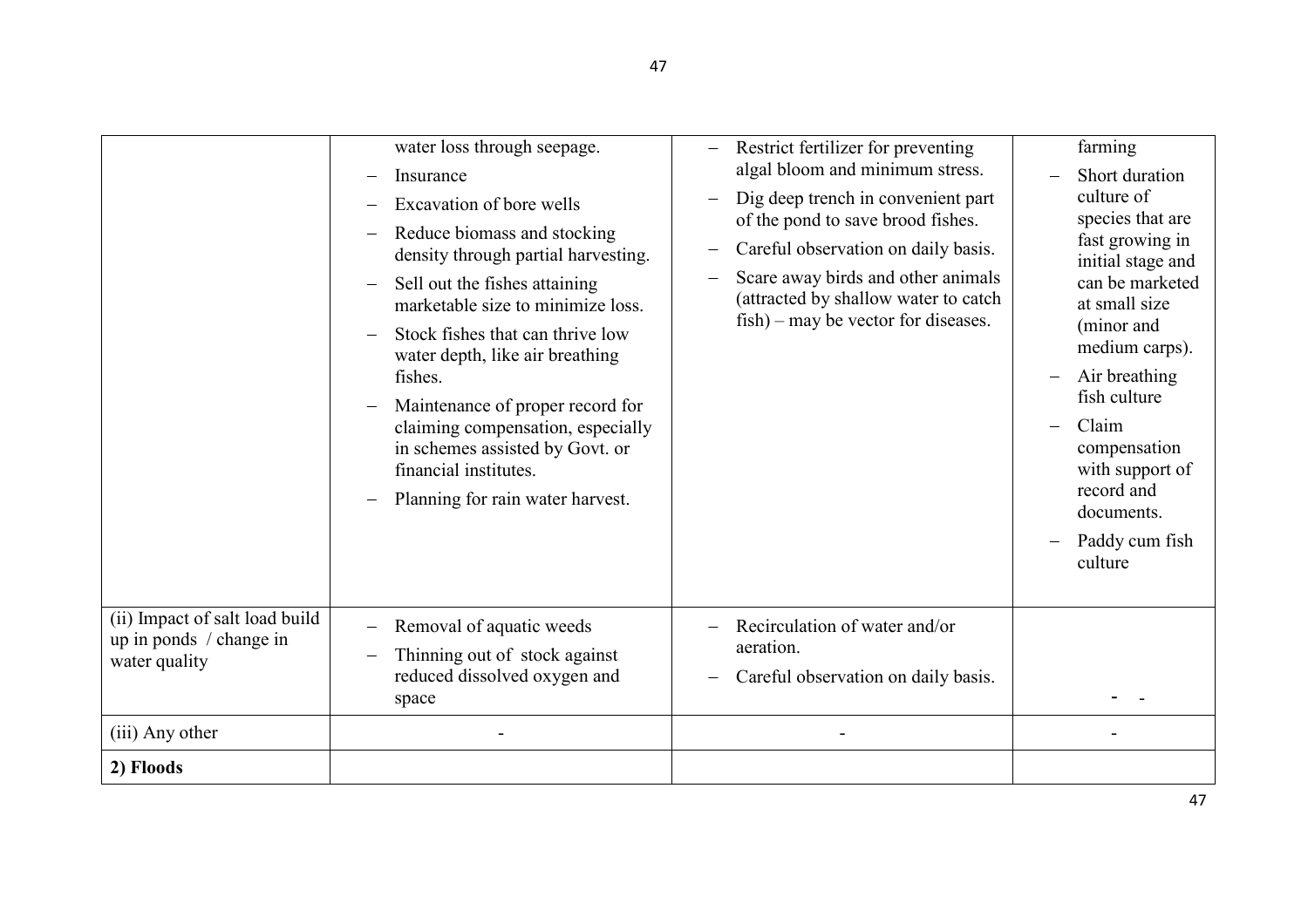| | | | |
|---|---|---|---|
| | water loss through seepage.<br>– Insurance<br>– Excavation of bore wells<br>– Reduce biomass and stocking density through partial harvesting.<br>– Sell out the fishes attaining marketable size to minimize loss.<br>– Stock fishes that can thrive low water depth, like air breathing fishes.<br>– Maintenance of proper record for claiming compensation, especially in schemes assisted by Govt. or financial institutes.<br>– Planning for rain water harvest. | – Restrict fertilizer for preventing algal bloom and minimum stress.<br>– Dig deep trench in convenient part of the pond to save brood fishes.<br>– Careful observation on daily basis.<br>– Scare away birds and other animals (attracted by shallow water to catch fish) – may be vector for diseases. | farming<br>– Short duration culture of species that are fast growing in initial stage and can be marketed at small size (minor and medium carps).<br>– Air breathing fish culture<br>– Claim compensation with support of record and documents.<br>– Paddy cum fish culture |
| (ii) Impact of salt load build up in ponds / change in water quality | – Removal of aquatic weeds<br>– Thinning out of stock against reduced dissolved oxygen and space | – Recirculation of water and/or aeration.<br>– Careful observation on daily basis. | - - |
| (iii) Any other | - | - | - |
| **2) Floods** | | | |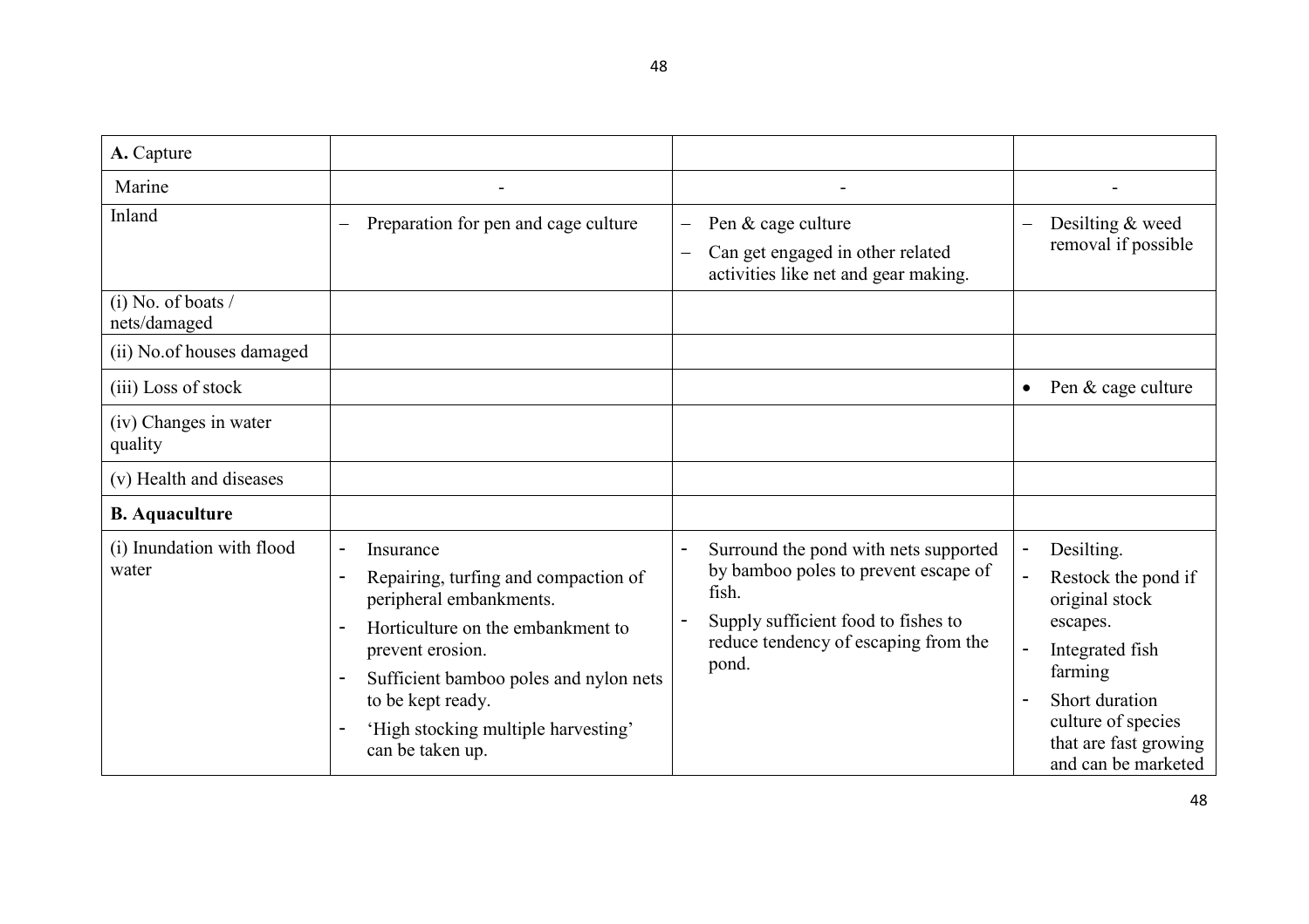| **A.** Capture | | | |
|---|---|---|---|
| Marine | - | - | - |
| Inland | – Preparation for pen and cage culture | – Pen & cage culture<br>– Can get engaged in other related activities like net and gear making. | – Desilting & weed removal if possible |
| (i) No. of boats / nets/damaged | | | |
| (ii) No.of houses damaged | | | |
| (iii) Loss of stock | | | • Pen & cage culture |
| (iv) Changes in water quality | | | |
| (v) Health and diseases | | | |
| **B. Aquaculture** | | | |
| (i) Inundation with flood water | - Insurance<br>- Repairing, turfing and compaction of peripheral embankments.<br>- Horticulture on the embankment to prevent erosion.<br>- Sufficient bamboo poles and nylon nets to be kept ready.<br>- 'High stocking multiple harvesting' can be taken up. | - Surround the pond with nets supported by bamboo poles to prevent escape of fish.<br>- Supply sufficient food to fishes to reduce tendency of escaping from the pond. | - Desilting.<br>- Restock the pond if original stock escapes.<br>- Integrated fish farming<br>- Short duration culture of species that are fast growing and can be marketed |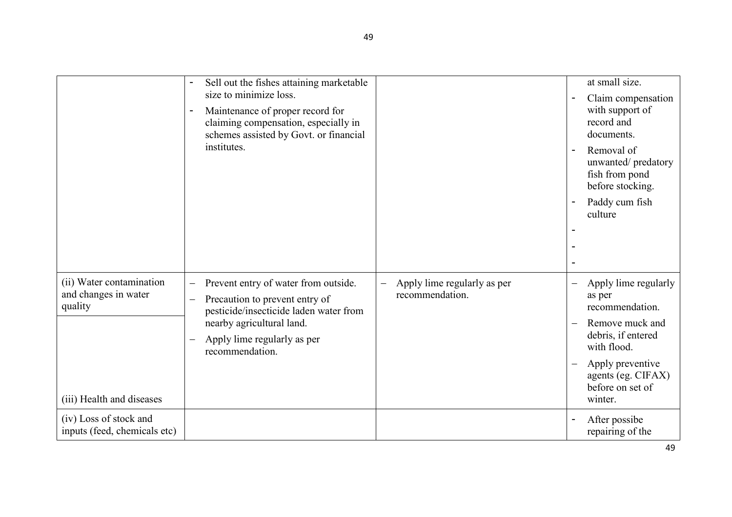| | | | |
|---|---|---|---|
| | - Sell out the fishes attaining marketable size to minimize loss.<br>- Maintenance of proper record for claiming compensation, especially in schemes assisted by Govt. or financial institutes. | | at small size.<br>- Claim compensation with support of record and documents.<br>- Removal of unwanted/ predatory fish from pond before stocking.<br>- Paddy cum fish culture<br>-<br>-<br>- |
| (ii) Water contamination and changes in water quality<br><br>(iii) Health and diseases | – Prevent entry of water from outside.<br>– Precaution to prevent entry of pesticide/insecticide laden water from nearby agricultural land.<br>– Apply lime regularly as per recommendation. | – Apply lime regularly as per recommendation. | – Apply lime regularly as per recommendation.<br>– Remove muck and debris, if entered with flood.<br>– Apply preventive agents (eg. CIFAX) before on set of winter. |
| (iv) Loss of stock and inputs (feed, chemicals etc) | | | - After possibe repairing of the |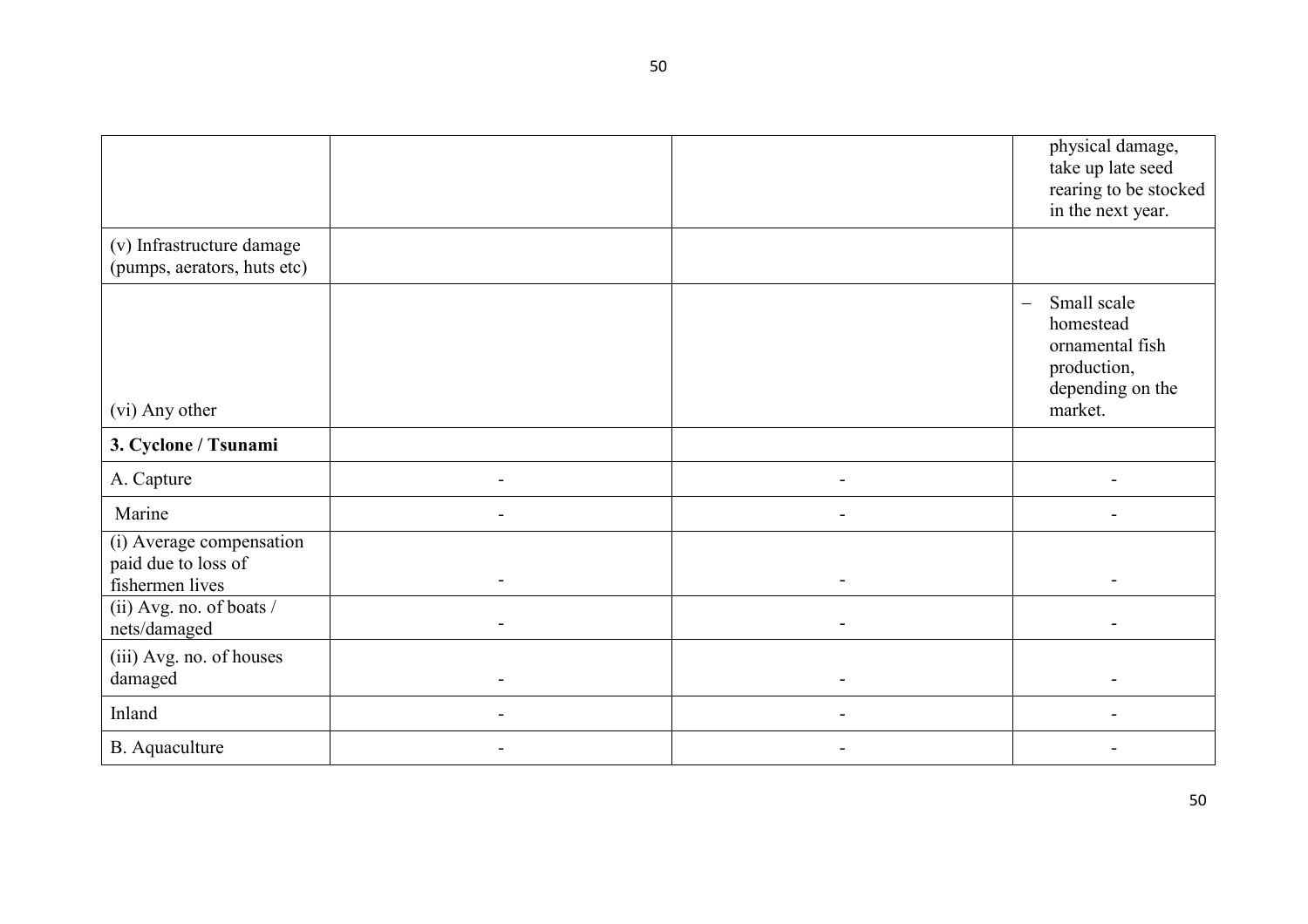| | | | |
|---|---|---|---|
| | | | physical damage, take up late seed rearing to be stocked in the next year. |
| (v) Infrastructure damage (pumps, aerators, huts etc) | | | |
| (vi) Any other | | | – Small scale homestead ornamental fish production, depending on the market. |
| **3. Cyclone / Tsunami** | | | |
| A. Capture | - | - | - |
| Marine | - | - | - |
| (i) Average compensation paid due to loss of fishermen lives | - | - | - |
| (ii) Avg. no. of boats / nets/damaged | - | - | - |
| (iii) Avg. no. of houses damaged | - | - | - |
| Inland | - | - | - |
| B. Aquaculture | - | - | - |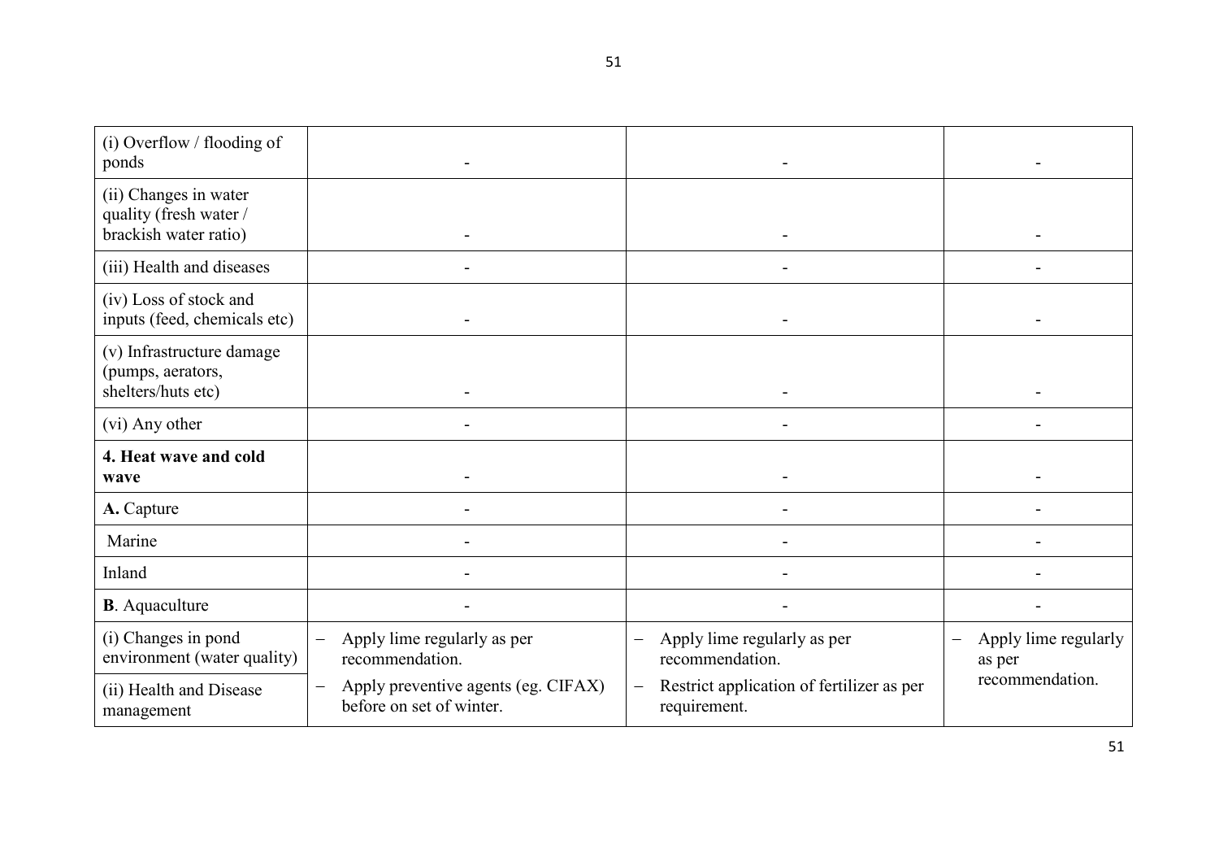| (i) Overflow / flooding of ponds | - | - | - |
|---|---|---|---|
| (ii) Changes in water quality (fresh water / brackish water ratio) | - | - | - |
| (iii) Health and diseases | - | - | - |
| (iv) Loss of stock and inputs (feed, chemicals etc) | - | - | - |
| (v) Infrastructure damage (pumps, aerators, shelters/huts etc) | - | - | - |
| (vi) Any other | - | - | - |
| **4. Heat wave and cold wave** | - | - | - |
| **A.** Capture | - | - | - |
| Marine | - | - | - |
| Inland | - | - | - |
| **B**. Aquaculture | - | - | - |
| (i) Changes in pond environment (water quality) | – Apply lime regularly as per recommendation. | – Apply lime regularly as per recommendation. | – Apply lime regularly as per recommendation. |
| (ii) Health and Disease management | – Apply preventive agents (eg. CIFAX) before on set of winter. | – Restrict application of fertilizer as per requirement. | |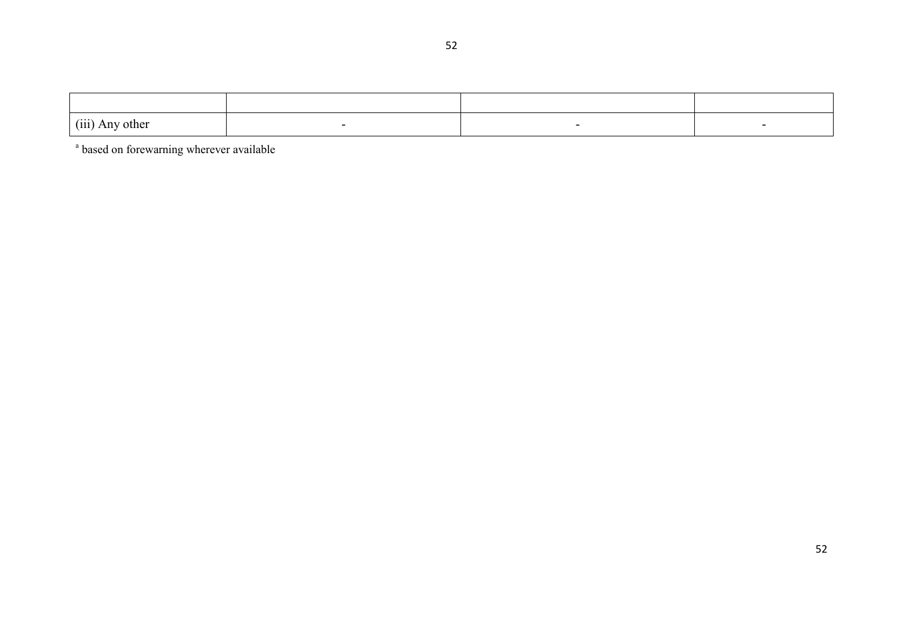| | | | |
|---|---|---|---|
| (iii) Any other | - | - | - |

[a] based on forewarning wherever available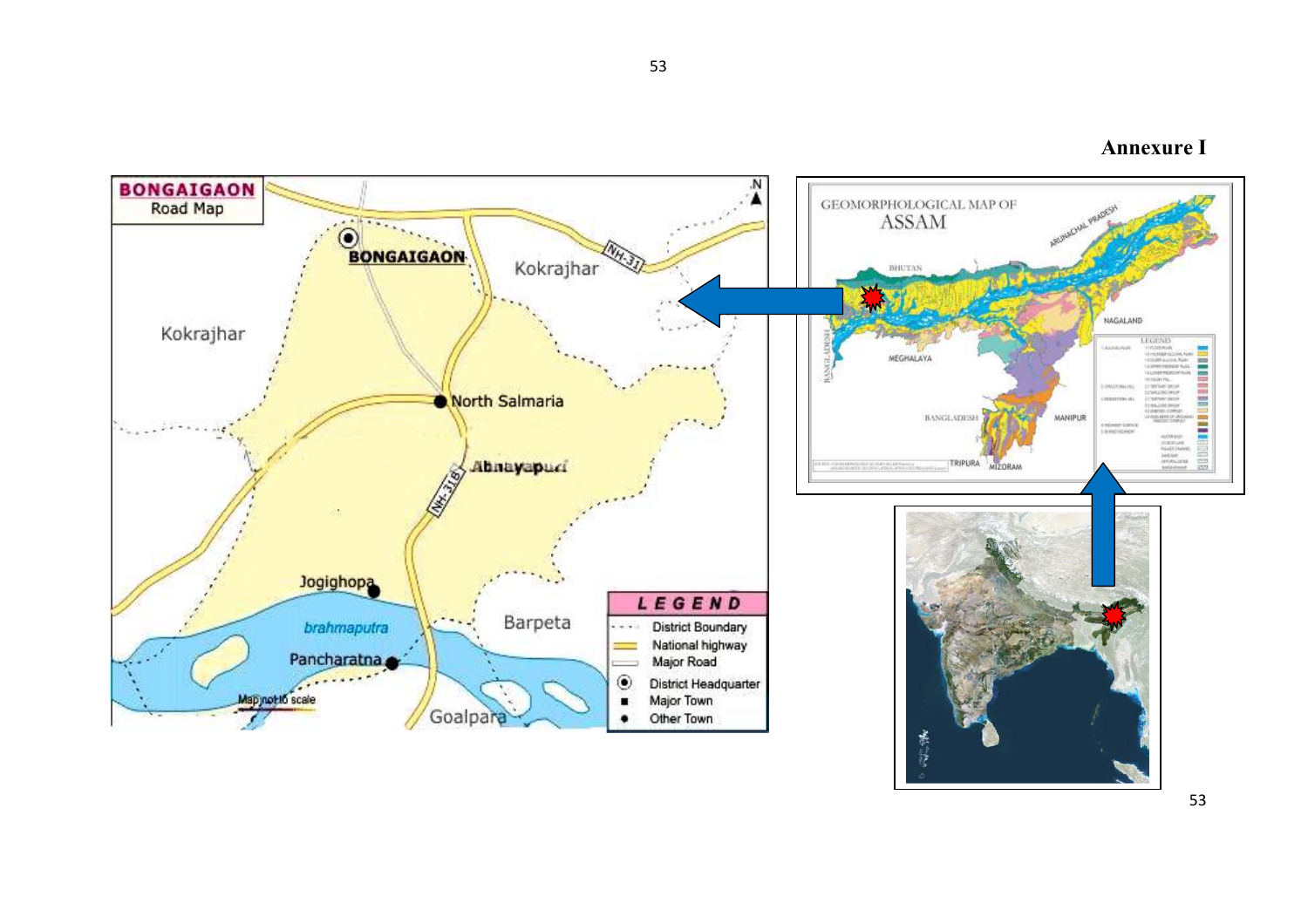# Annexure I

**BONGAIGAON**
Road Map

Kokrajhar

Kokrajhar

BONGAIGAON

NH-31

North Salmaria

Abhayapuri

NH-31B

Jogighopa

brahmaputra

Pancharatna

Barpeta

Goalpara

Map not to scale

**LEGEND**

- District Boundary
- National highway
- Major Road
- District Headquarter
- Major Town
- Other Town

GEOMORPHOLOGICAL MAP OF ASSAM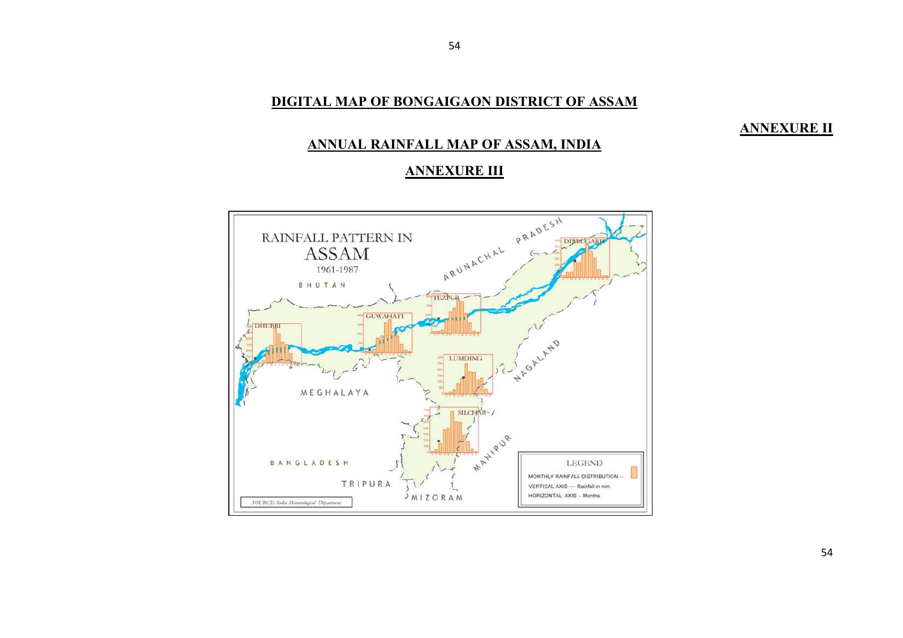## DIGITAL MAP OF BONGAIGAON DISTRICT OF ASSAM

**ANNEXURE II**

## ANNUAL RAINFALL MAP OF ASSAM, INDIA

## ANNEXURE III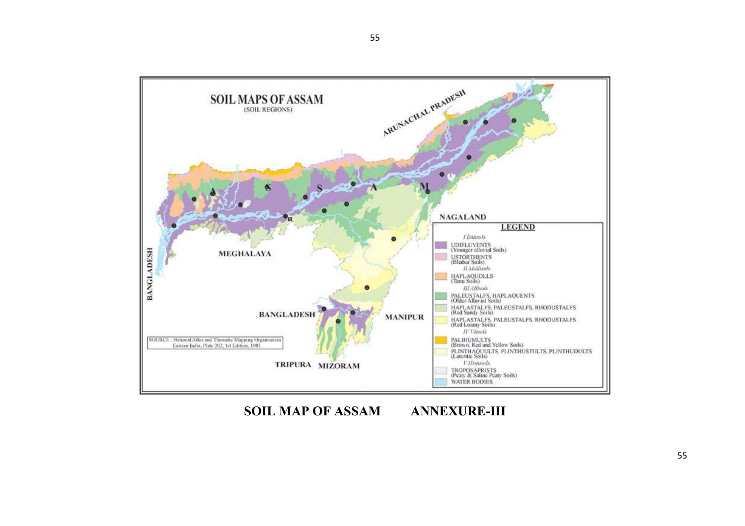SOIL MAPS OF ASSAM
(SOIL REGIONS)

ARUNACHAL PRADESH

A S S A M

NAGALAND

MEGHALAYA

BANGLADESH

BANGLADESH

MANIPUR

TRIPURA

MIZORAM

LEGEND

*I Entisols*

UDIFLUVENTS (Younger alluvial Soils)

USTORTHENTS (Bhabar Soils)

*II Mollisols*

HAPLAQUOLLS (Tarai Soils)

*III Alfisols*

PALEUSTALFS, HAPLAQUENTS (Older Alluvial Soils)

HAPLASTALFS, PALEUSTALFS, RHODUSTALFS (Red Sandy Soils)

HAPLASTALFS, PALEUSTALFS, RHODUSTALFS (Red Loamy Soils)

*IV Ultisols*

PALIHUMULTS (Brown, Red and Yellow Soils)

PLINTHAQUULTS, PLINTHUSTULTS, PLINTHUDULTS (Lateritic Soils)

*V Histosols*

TROPOSAPRISTS (Peaty & Saline Peaty Soils)

WATER BODIES

SOURCE : National Atlas and Thematic Mapping Organisation Eastern India, Plate 202, 1st Edition, 1981.

**SOIL MAP OF ASSAM ANNEXURE-III**